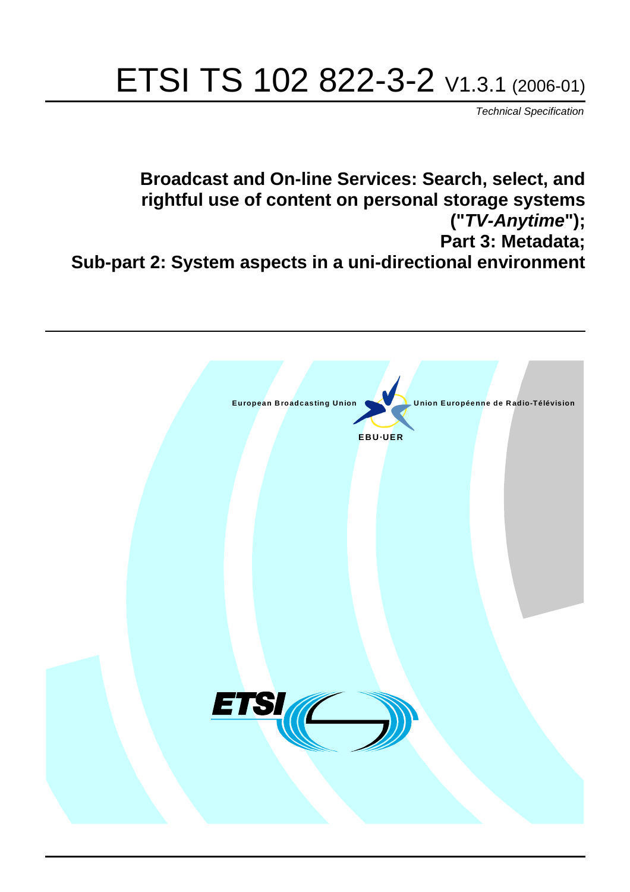# ETSI TS 102 822-3-2 V1.3.1 (2006-01)

*Technical Specification*

## Broadcast and On-line Services: Search, select, and rightful use of content on personal storage systems ("*TV-Anytime*"); Part 3: Metadata; Sub-part 2: System aspects in a uni-directional environment

European Broadcasting Union     Union Européenne de Radio-Télévision

EBU·UER

ETSI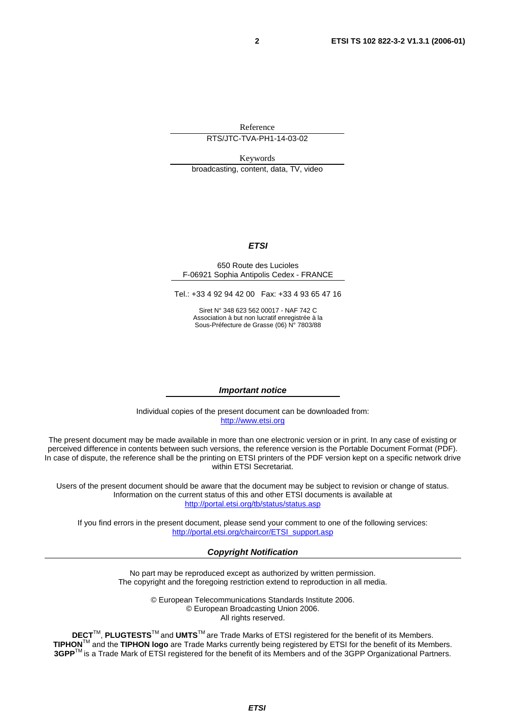Reference

RTS/JTC-TVA-PH1-14-03-02

Keywords

broadcasting, content, data, TV, video

***ETSI***

650 Route des Lucioles
F-06921 Sophia Antipolis Cedex - FRANCE

Tel.: +33 4 92 94 42 00 Fax: +33 4 93 65 47 16

Siret N° 348 623 562 00017 - NAF 742 C
Association à but non lucratif enregistrée à la
Sous-Préfecture de Grasse (06) N° 7803/88

***Important notice***

Individual copies of the present document can be downloaded from:
http://www.etsi.org

The present document may be made available in more than one electronic version or in print. In any case of existing or perceived difference in contents between such versions, the reference version is the Portable Document Format (PDF). In case of dispute, the reference shall be the printing on ETSI printers of the PDF version kept on a specific network drive within ETSI Secretariat.

Users of the present document should be aware that the document may be subject to revision or change of status. Information on the current status of this and other ETSI documents is available at
http://portal.etsi.org/tb/status/status.asp

If you find errors in the present document, please send your comment to one of the following services:
http://portal.etsi.org/chaircor/ETSI_support.asp

***Copyright Notification***

No part may be reproduced except as authorized by written permission.
The copyright and the foregoing restriction extend to reproduction in all media.

© European Telecommunications Standards Institute 2006.
© European Broadcasting Union 2006.
All rights reserved.

**DECT**™, **PLUGTESTS**™ and **UMTS**™ are Trade Marks of ETSI registered for the benefit of its Members.
**TIPHON**™ and the **TIPHON logo** are Trade Marks currently being registered by ETSI for the benefit of its Members.
**3GPP**™ is a Trade Mark of ETSI registered for the benefit of its Members and of the 3GPP Organizational Partners.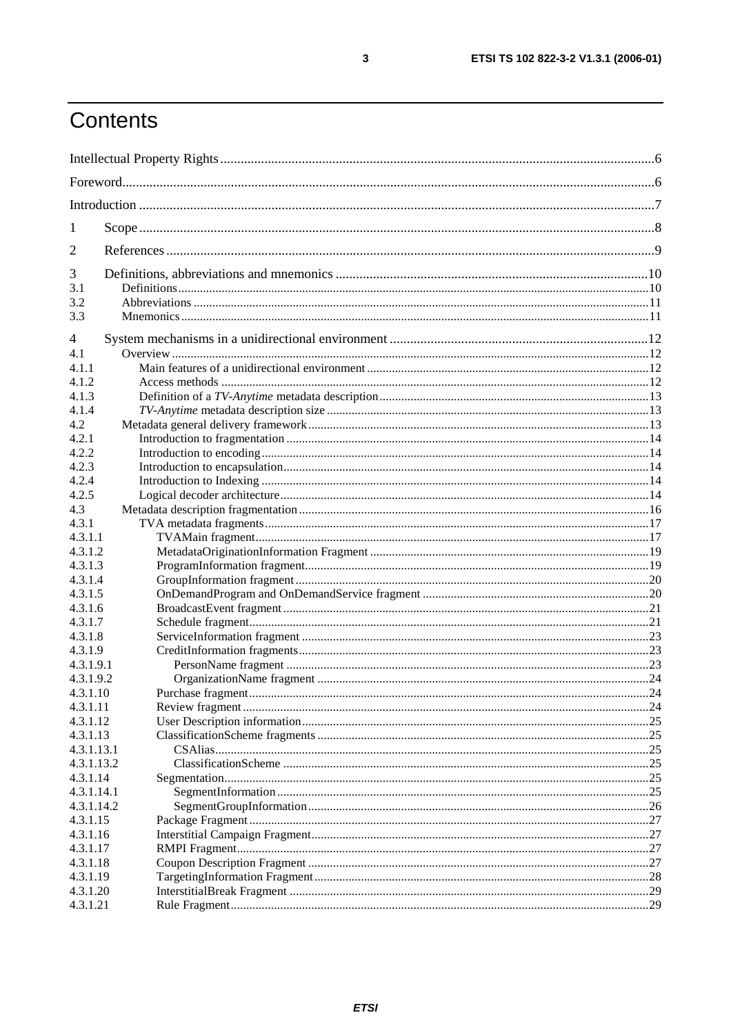# Contents

Intellectual Property Rights ....................................................................................................................................6

Foreword....................................................................................................................................................................6

Introduction ..............................................................................................................................................................7

1 Scope ....................................................................................................................................................................8

2 References ............................................................................................................................................................9

3 Definitions, abbreviations and mnemonics ...................................................................................................10
3.1 Definitions .........................................................................................................................................................10
3.2 Abbreviations .....................................................................................................................................................11
3.3 Mnemonics ........................................................................................................................................................11

4 System mechanisms in a unidirectional environment ....................................................................................12
4.1 Overview ...........................................................................................................................................................12
4.1.1 Main features of a unidirectional environment .............................................................................................12
4.1.2 Access methods ..........................................................................................................................................12
4.1.3 Definition of a *TV-Anytime* metadata description ........................................................................................13
4.1.4 *TV-Anytime* metadata description size ........................................................................................................13
4.2 Metadata general delivery framework ..................................................................................................................13
4.2.1 Introduction to fragmentation ......................................................................................................................14
4.2.2 Introduction to encoding ..............................................................................................................................14
4.2.3 Introduction to encapsulation .......................................................................................................................14
4.2.4 Introduction to Indexing ...............................................................................................................................14
4.2.5 Logical decoder architecture .........................................................................................................................14
4.3 Metadata description fragmentation ....................................................................................................................16
4.3.1 TVA metadata fragments .............................................................................................................................17
4.3.1.1 TVAMain fragment ...................................................................................................................................17
4.3.1.2 MetadataOriginationInformation Fragment ...............................................................................................19
4.3.1.3 ProgramInformation fragment ....................................................................................................................19
4.3.1.4 GroupInformation fragment .......................................................................................................................20
4.3.1.5 OnDemandProgram and OnDemandService fragment ...............................................................................20
4.3.1.6 BroadcastEvent fragment ...........................................................................................................................21
4.3.1.7 Schedule fragment .....................................................................................................................................21
4.3.1.8 ServiceInformation fragment .....................................................................................................................23
4.3.1.9 CreditInformation fragments ......................................................................................................................23
4.3.1.9.1 PersonName fragment ...........................................................................................................................23
4.3.1.9.2 OrganizationName fragment .................................................................................................................24
4.3.1.10 Purchase fragment ....................................................................................................................................24
4.3.1.11 Review fragment ......................................................................................................................................24
4.3.1.12 User Description information ....................................................................................................................25
4.3.1.13 ClassificationScheme fragments ................................................................................................................25
4.3.1.13.1 CSAlias .................................................................................................................................................25
4.3.1.13.2 ClassificationScheme ............................................................................................................................25
4.3.1.14 Segmentation .............................................................................................................................................25
4.3.1.14.1 SegmentInformation ..............................................................................................................................25
4.3.1.14.2 SegmentGroupInformation ....................................................................................................................26
4.3.1.15 Package Fragment .....................................................................................................................................27
4.3.1.16 Interstitial Campaign Fragment .................................................................................................................27
4.3.1.17 RMPI Fragment ........................................................................................................................................27
4.3.1.18 Coupon Description Fragment ..................................................................................................................27
4.3.1.19 TargetingInformation Fragment ................................................................................................................28
4.3.1.20 InterstitialBreak Fragment .........................................................................................................................29
4.3.1.21 Rule Fragment ..........................................................................................................................................29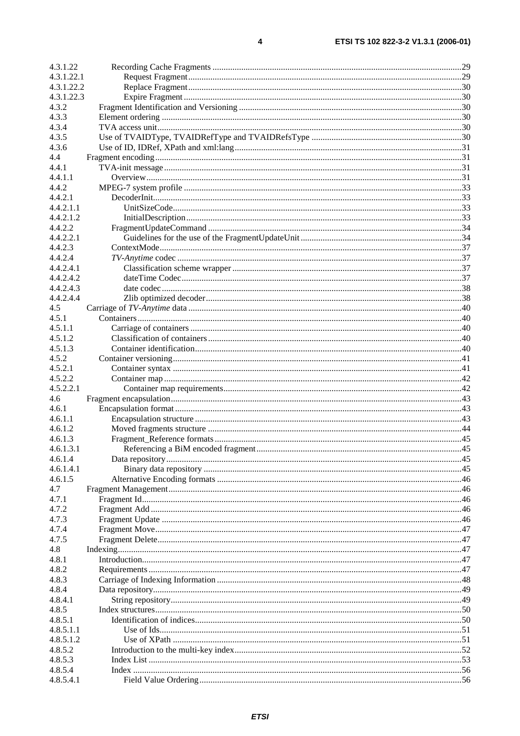4.3.1.22 Recording Cache Fragments ....................................................................................................29
4.3.1.22.1 Request Fragment ..............................................................................................................29
4.3.1.22.2 Replace Fragment ..............................................................................................................30
4.3.1.22.3 Expire Fragment ................................................................................................................30
4.3.2 Fragment Identification and Versioning .......................................................................................30
4.3.3 Element ordering ..........................................................................................................................30
4.3.4 TVA access unit.............................................................................................................................30
4.3.5 Use of TVAIDType, TVAIDRefType and TVAIDRefsType ......................................................30
4.3.6 Use of ID, IDRef, XPath and xml:lang .........................................................................................31
4.4 Fragment encoding............................................................................................................................31
4.4.1 TVA-init message .........................................................................................................................31
4.4.1.1 Overview .................................................................................................................................31
4.4.2 MPEG-7 system profile ...............................................................................................................33
4.4.2.1 DecoderInit..............................................................................................................................33
4.4.2.1.1 UnitSizeCode.....................................................................................................................33
4.4.2.1.2 InitialDescription ...............................................................................................................33
4.4.2.2 FragmentUpdateCommand ......................................................................................................34
4.4.2.2.1 Guidelines for the use of the FragmentUpdateUnit ............................................................34
4.4.2.3 ContextMode ...........................................................................................................................37
4.4.2.4 *TV-Anytime* codec ...................................................................................................................37
4.4.2.4.1 Classification scheme wrapper ..........................................................................................37
4.4.2.4.2 dateTime Codec..................................................................................................................37
4.4.2.4.3 date codec ..........................................................................................................................38
4.4.2.4.4 Zlib optimized decoder ......................................................................................................38
4.5 Carriage of *TV-Anytime* data .............................................................................................................40
4.5.1 Containers......................................................................................................................................40
4.5.1.1 Carriage of containers .............................................................................................................40
4.5.1.2 Classification of containers ......................................................................................................40
4.5.1.3 Container identification...........................................................................................................40
4.5.2 Container versioning......................................................................................................................41
4.5.2.1 Container syntax .....................................................................................................................41
4.5.2.2 Container map .........................................................................................................................42
4.5.2.2.1 Container map requirements..............................................................................................42
4.6 Fragment encapsulation......................................................................................................................43
4.6.1 Encapsulation format .....................................................................................................................43
4.6.1.1 Encapsulation structure ...........................................................................................................43
4.6.1.2 Moved fragments structure .....................................................................................................44
4.6.1.3 Fragment_Reference formats ..................................................................................................45
4.6.1.3.1 Referencing a BiM encoded fragment ...............................................................................45
4.6.1.4 Data repository........................................................................................................................45
4.6.1.4.1 Binary data repository .......................................................................................................45
4.6.1.5 Alternative Encoding formats .................................................................................................46
4.7 Fragment Management........................................................................................................................46
4.7.1 Fragment Id.....................................................................................................................................46
4.7.2 Fragment Add .................................................................................................................................46
4.7.3 Fragment Update ............................................................................................................................46
4.7.4 Fragment Move...............................................................................................................................47
4.7.5 Fragment Delete..............................................................................................................................47
4.8 Indexing...............................................................................................................................................47
4.8.1 Introduction.....................................................................................................................................47
4.8.2 Requirements ..................................................................................................................................47
4.8.3 Carriage of Indexing Information ...................................................................................................48
4.8.4 Data repository................................................................................................................................49
4.8.4.1 String repository.......................................................................................................................49
4.8.5 Index structures...............................................................................................................................50
4.8.5.1 Identification of indices............................................................................................................50
4.8.5.1.1 Use of Ids...........................................................................................................................51
4.8.5.1.2 Use of XPath .....................................................................................................................51
4.8.5.2 Introduction to the multi-key index..........................................................................................52
4.8.5.3 Index List ................................................................................................................................53
4.8.5.4 Index .......................................................................................................................................56
4.8.5.4.1 Field Value Ordering .........................................................................................................56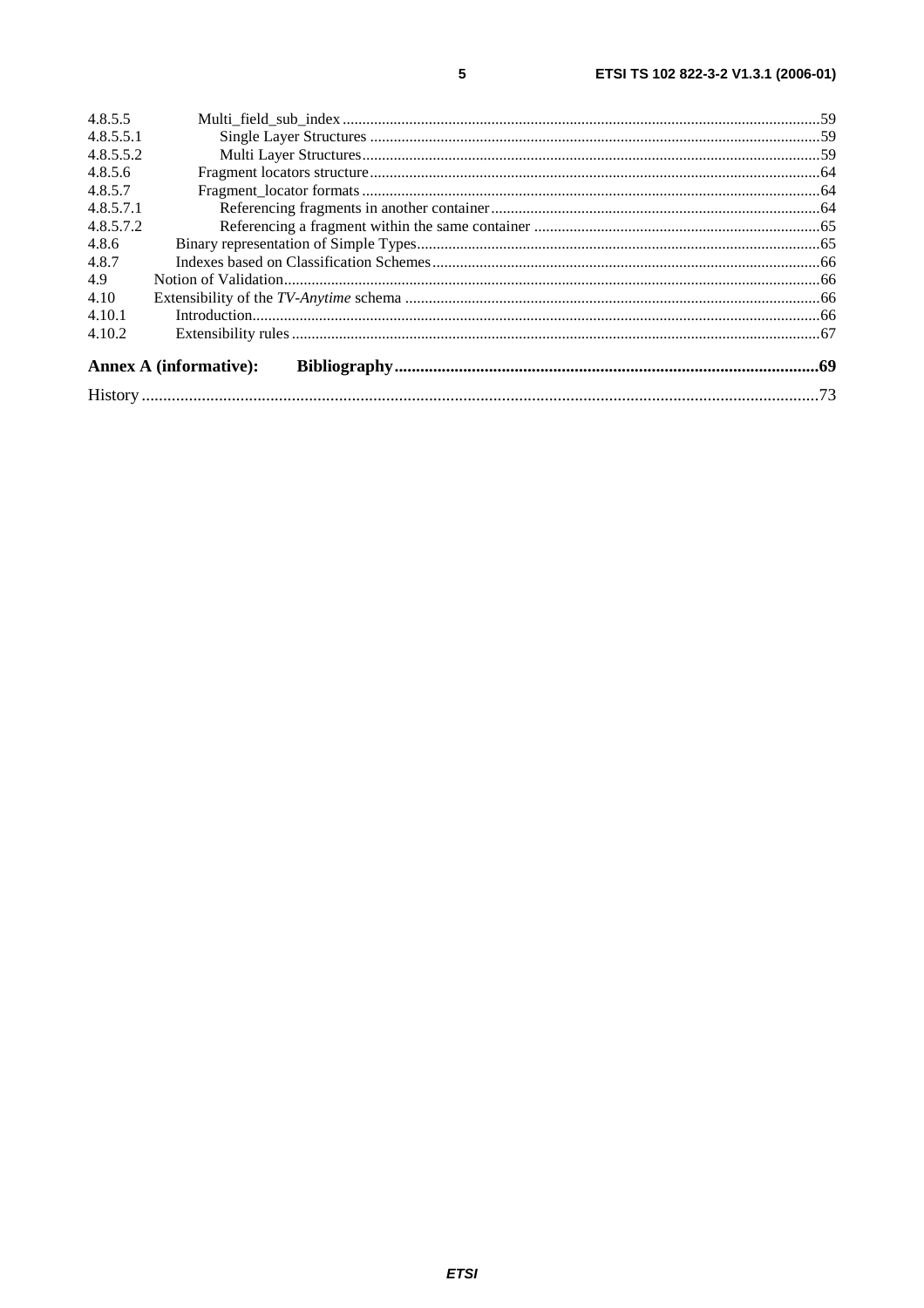4.8.5.5 Multi_field_sub_index ..........................................................................................................................59
4.8.5.5.1 Single Layer Structures ..................................................................................................................59
4.8.5.5.2 Multi Layer Structures....................................................................................................................59
4.8.5.6 Fragment locators structure...................................................................................................................64
4.8.5.7 Fragment_locator formats .....................................................................................................................64
4.8.5.7.1 Referencing fragments in another container....................................................................................64
4.8.5.7.2 Referencing a fragment within the same container .........................................................................65
4.8.6 Binary representation of Simple Types.......................................................................................................65
4.8.7 Indexes based on Classification Schemes...................................................................................................66
4.9 Notion of Validation........................................................................................................................................66
4.10 Extensibility of the *TV-Anytime* schema ..........................................................................................................66
4.10.1 Introduction.................................................................................................................................................66
4.10.2 Extensibility rules .......................................................................................................................................67

**Annex A (informative): Bibliography..................................................................................................69**

History ..............................................................................................................................................................73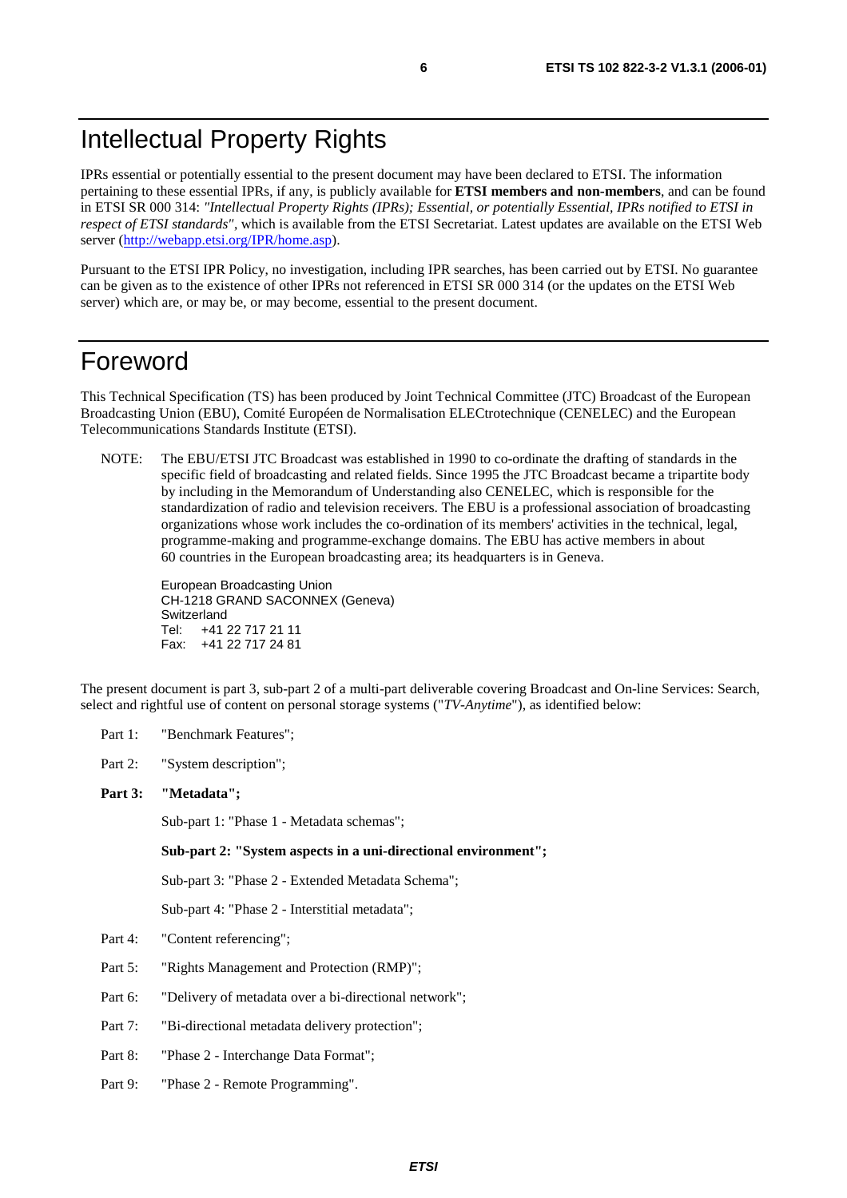# Intellectual Property Rights

IPRs essential or potentially essential to the present document may have been declared to ETSI. The information pertaining to these essential IPRs, if any, is publicly available for **ETSI members and non-members**, and can be found in ETSI SR 000 314: *"Intellectual Property Rights (IPRs); Essential, or potentially Essential, IPRs notified to ETSI in respect of ETSI standards"*, which is available from the ETSI Secretariat. Latest updates are available on the ETSI Web server (http://webapp.etsi.org/IPR/home.asp).

Pursuant to the ETSI IPR Policy, no investigation, including IPR searches, has been carried out by ETSI. No guarantee can be given as to the existence of other IPRs not referenced in ETSI SR 000 314 (or the updates on the ETSI Web server) which are, or may be, or may become, essential to the present document.

# Foreword

This Technical Specification (TS) has been produced by Joint Technical Committee (JTC) Broadcast of the European Broadcasting Union (EBU), Comité Européen de Normalisation ELECtrotechnique (CENELEC) and the European Telecommunications Standards Institute (ETSI).

NOTE: The EBU/ETSI JTC Broadcast was established in 1990 to co-ordinate the drafting of standards in the specific field of broadcasting and related fields. Since 1995 the JTC Broadcast became a tripartite body by including in the Memorandum of Understanding also CENELEC, which is responsible for the standardization of radio and television receivers. The EBU is a professional association of broadcasting organizations whose work includes the co-ordination of its members' activities in the technical, legal, programme-making and programme-exchange domains. The EBU has active members in about 60 countries in the European broadcasting area; its headquarters is in Geneva.

European Broadcasting Union
CH-1218 GRAND SACONNEX (Geneva)
Switzerland
Tel: +41 22 717 21 11
Fax: +41 22 717 24 81

The present document is part 3, sub-part 2 of a multi-part deliverable covering Broadcast and On-line Services: Search, select and rightful use of content on personal storage systems ("*TV-Anytime*"), as identified below:

Part 1: "Benchmark Features";

Part 2: "System description";

**Part 3: "Metadata";**

Sub-part 1: "Phase 1 - Metadata schemas";

**Sub-part 2: "System aspects in a uni-directional environment";**

Sub-part 3: "Phase 2 - Extended Metadata Schema";

Sub-part 4: "Phase 2 - Interstitial metadata";

Part 4: "Content referencing";

Part 5: "Rights Management and Protection (RMP)";

Part 6: "Delivery of metadata over a bi-directional network";

Part 7: "Bi-directional metadata delivery protection";

Part 8: "Phase 2 - Interchange Data Format";

Part 9: "Phase 2 - Remote Programming".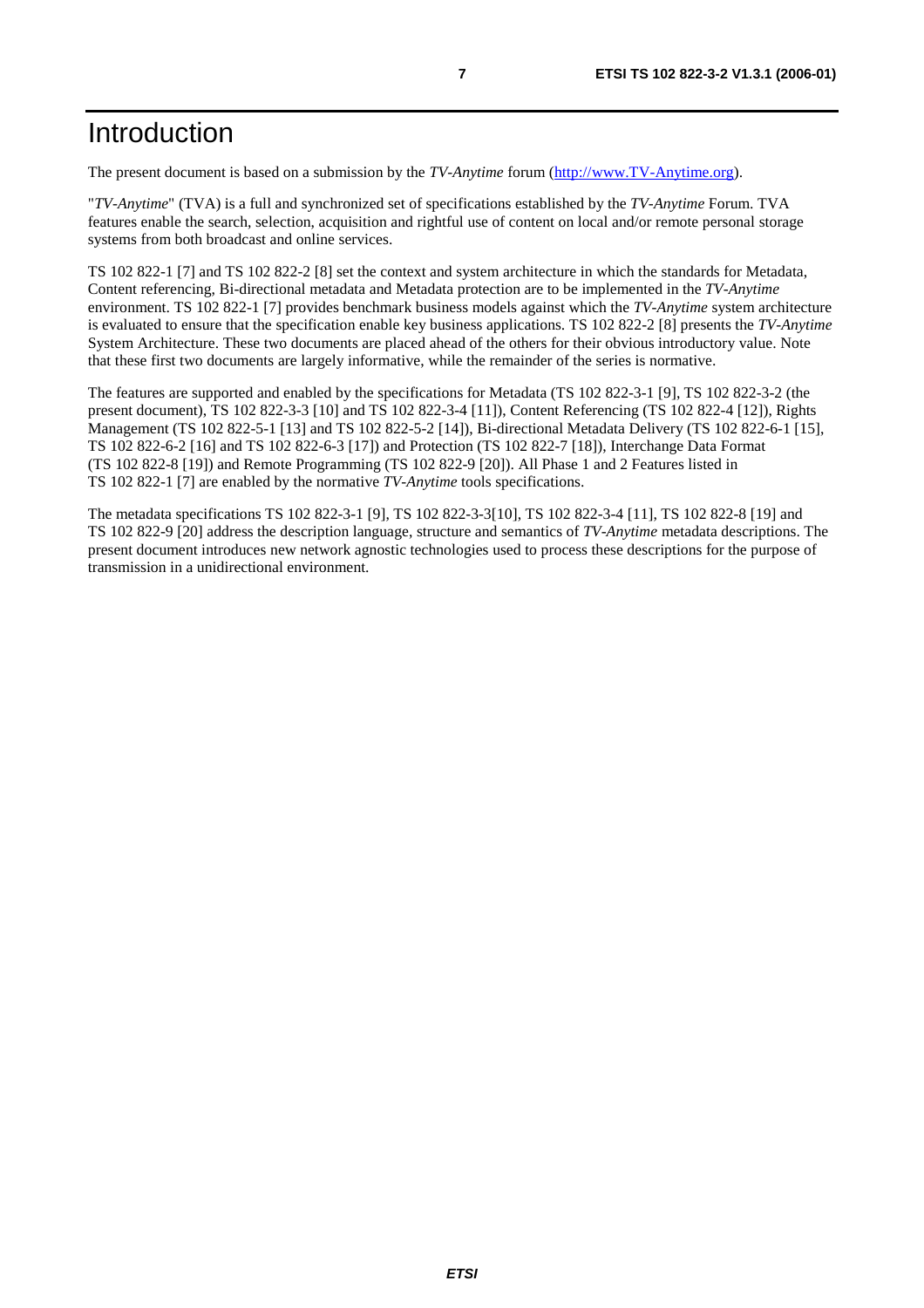# Introduction

The present document is based on a submission by the *TV-Anytime* forum (http://www.TV-Anytime.org).

"*TV-Anytime*" (TVA) is a full and synchronized set of specifications established by the *TV-Anytime* Forum. TVA features enable the search, selection, acquisition and rightful use of content on local and/or remote personal storage systems from both broadcast and online services.

TS 102 822-1 [7] and TS 102 822-2 [8] set the context and system architecture in which the standards for Metadata, Content referencing, Bi-directional metadata and Metadata protection are to be implemented in the *TV-Anytime* environment. TS 102 822-1 [7] provides benchmark business models against which the *TV-Anytime* system architecture is evaluated to ensure that the specification enable key business applications. TS 102 822-2 [8] presents the *TV-Anytime* System Architecture. These two documents are placed ahead of the others for their obvious introductory value. Note that these first two documents are largely informative, while the remainder of the series is normative.

The features are supported and enabled by the specifications for Metadata (TS 102 822-3-1 [9], TS 102 822-3-2 (the present document), TS 102 822-3-3 [10] and TS 102 822-3-4 [11]), Content Referencing (TS 102 822-4 [12]), Rights Management (TS 102 822-5-1 [13] and TS 102 822-5-2 [14]), Bi-directional Metadata Delivery (TS 102 822-6-1 [15], TS 102 822-6-2 [16] and TS 102 822-6-3 [17]) and Protection (TS 102 822-7 [18]), Interchange Data Format (TS 102 822-8 [19]) and Remote Programming (TS 102 822-9 [20]). All Phase 1 and 2 Features listed in TS 102 822-1 [7] are enabled by the normative *TV-Anytime* tools specifications.

The metadata specifications TS 102 822-3-1 [9], TS 102 822-3-3[10], TS 102 822-3-4 [11], TS 102 822-8 [19] and TS 102 822-9 [20] address the description language, structure and semantics of *TV-Anytime* metadata descriptions. The present document introduces new network agnostic technologies used to process these descriptions for the purpose of transmission in a unidirectional environment.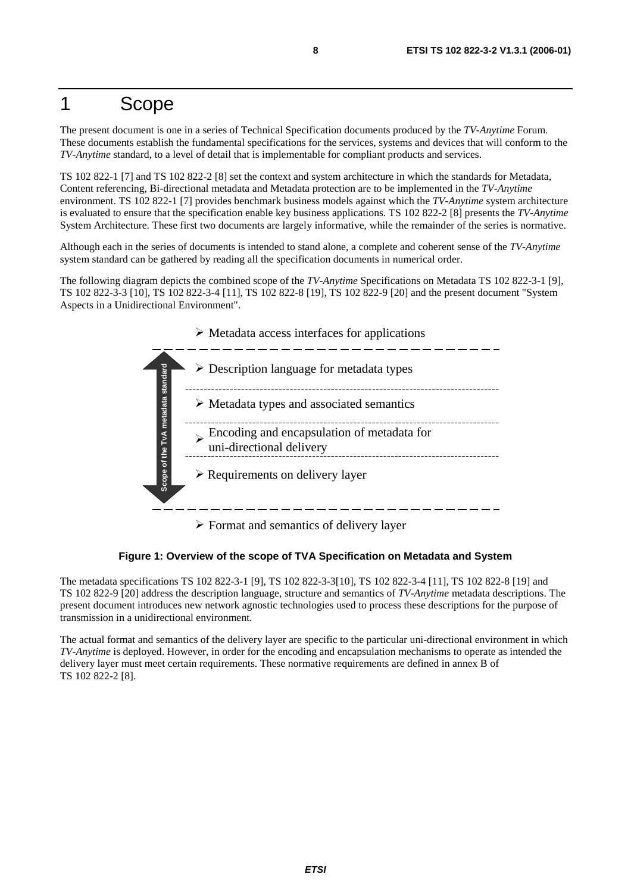# 1 Scope

The present document is one in a series of Technical Specification documents produced by the *TV-Anytime* Forum. These documents establish the fundamental specifications for the services, systems and devices that will conform to the *TV-Anytime* standard, to a level of detail that is implementable for compliant products and services.

TS 102 822-1 [7] and TS 102 822-2 [8] set the context and system architecture in which the standards for Metadata, Content referencing, Bi-directional metadata and Metadata protection are to be implemented in the *TV-Anytime* environment. TS 102 822-1 [7] provides benchmark business models against which the *TV-Anytime* system architecture is evaluated to ensure that the specification enable key business applications. TS 102 822-2 [8] presents the *TV-Anytime* System Architecture. These first two documents are largely informative, while the remainder of the series is normative.

Although each in the series of documents is intended to stand alone, a complete and coherent sense of the *TV-Anytime* system standard can be gathered by reading all the specification documents in numerical order.

The following diagram depicts the combined scope of the *TV-Anytime* Specifications on Metadata TS 102 822-3-1 [9], TS 102 822-3-3 [10], TS 102 822-3-4 [11], TS 102 822-8 [19], TS 102 822-9 [20] and the present document "System Aspects in a Unidirectional Environment".

- Metadata access interfaces for applications

Scope of the TvA metadata standard:

- Description language for metadata types
- Metadata types and associated semantics
- Encoding and encapsulation of metadata for uni-directional delivery
- Requirements on delivery layer

---

- Format and semantics of delivery layer

**Figure 1: Overview of the scope of TVA Specification on Metadata and System**

The metadata specifications TS 102 822-3-1 [9], TS 102 822-3-3[10], TS 102 822-3-4 [11], TS 102 822-8 [19] and TS 102 822-9 [20] address the description language, structure and semantics of *TV-Anytime* metadata descriptions. The present document introduces new network agnostic technologies used to process these descriptions for the purpose of transmission in a unidirectional environment.

The actual format and semantics of the delivery layer are specific to the particular uni-directional environment in which *TV-Anytime* is deployed. However, in order for the encoding and encapsulation mechanisms to operate as intended the delivery layer must meet certain requirements. These normative requirements are defined in annex B of TS 102 822-2 [8].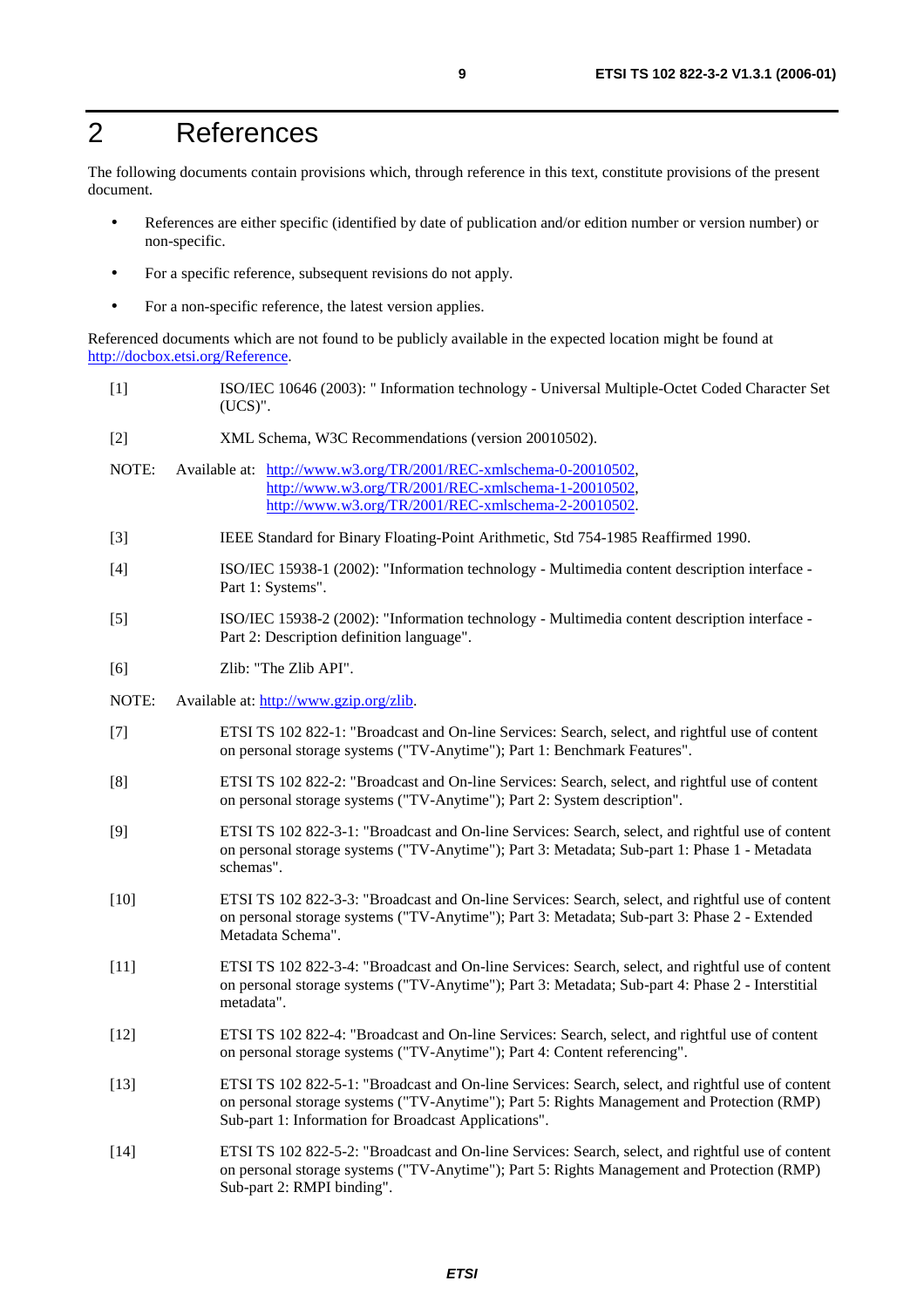# 2 References

The following documents contain provisions which, through reference in this text, constitute provisions of the present document.

- References are either specific (identified by date of publication and/or edition number or version number) or non-specific.
- For a specific reference, subsequent revisions do not apply.
- For a non-specific reference, the latest version applies.

Referenced documents which are not found to be publicly available in the expected location might be found at http://docbox.etsi.org/Reference.

[1] ISO/IEC 10646 (2003): " Information technology - Universal Multiple-Octet Coded Character Set (UCS)".

[2] XML Schema, W3C Recommendations (version 20010502).

NOTE: Available at: http://www.w3.org/TR/2001/REC-xmlschema-0-20010502, http://www.w3.org/TR/2001/REC-xmlschema-1-20010502, http://www.w3.org/TR/2001/REC-xmlschema-2-20010502.

[3] IEEE Standard for Binary Floating-Point Arithmetic, Std 754-1985 Reaffirmed 1990.

[4] ISO/IEC 15938-1 (2002): "Information technology - Multimedia content description interface - Part 1: Systems".

[5] ISO/IEC 15938-2 (2002): "Information technology - Multimedia content description interface - Part 2: Description definition language".

[6] Zlib: "The Zlib API".

NOTE: Available at: http://www.gzip.org/zlib.

[7] ETSI TS 102 822-1: "Broadcast and On-line Services: Search, select, and rightful use of content on personal storage systems ("TV-Anytime"); Part 1: Benchmark Features".

[8] ETSI TS 102 822-2: "Broadcast and On-line Services: Search, select, and rightful use of content on personal storage systems ("TV-Anytime"); Part 2: System description".

[9] ETSI TS 102 822-3-1: "Broadcast and On-line Services: Search, select, and rightful use of content on personal storage systems ("TV-Anytime"); Part 3: Metadata; Sub-part 1: Phase 1 - Metadata schemas".

[10] ETSI TS 102 822-3-3: "Broadcast and On-line Services: Search, select, and rightful use of content on personal storage systems ("TV-Anytime"); Part 3: Metadata; Sub-part 3: Phase 2 - Extended Metadata Schema".

[11] ETSI TS 102 822-3-4: "Broadcast and On-line Services: Search, select, and rightful use of content on personal storage systems ("TV-Anytime"); Part 3: Metadata; Sub-part 4: Phase 2 - Interstitial metadata".

[12] ETSI TS 102 822-4: "Broadcast and On-line Services: Search, select, and rightful use of content on personal storage systems ("TV-Anytime"); Part 4: Content referencing".

[13] ETSI TS 102 822-5-1: "Broadcast and On-line Services: Search, select, and rightful use of content on personal storage systems ("TV-Anytime"); Part 5: Rights Management and Protection (RMP) Sub-part 1: Information for Broadcast Applications".

[14] ETSI TS 102 822-5-2: "Broadcast and On-line Services: Search, select, and rightful use of content on personal storage systems ("TV-Anytime"); Part 5: Rights Management and Protection (RMP) Sub-part 2: RMPI binding".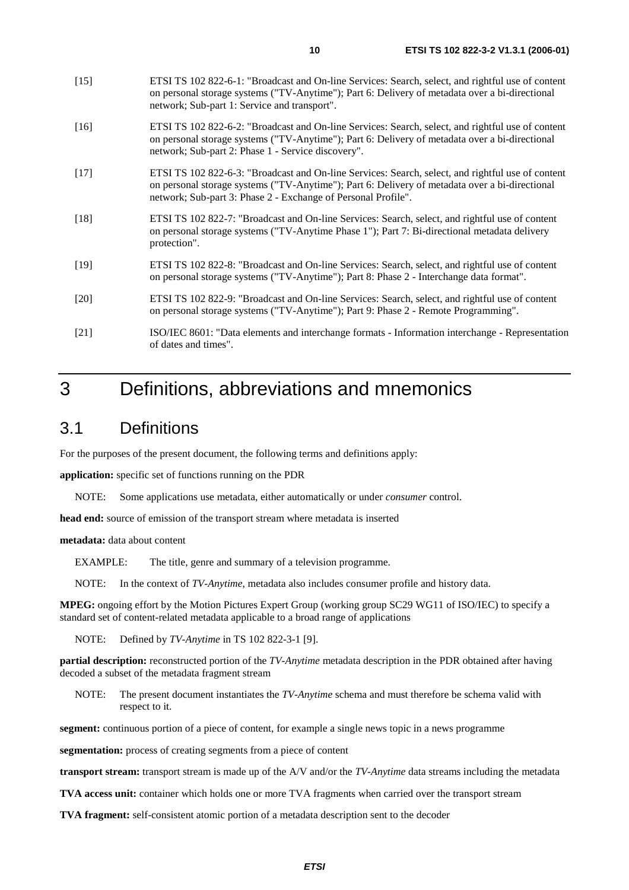[15] ETSI TS 102 822-6-1: "Broadcast and On-line Services: Search, select, and rightful use of content on personal storage systems ("TV-Anytime"); Part 6: Delivery of metadata over a bi-directional network; Sub-part 1: Service and transport".

[16] ETSI TS 102 822-6-2: "Broadcast and On-line Services: Search, select, and rightful use of content on personal storage systems ("TV-Anytime"); Part 6: Delivery of metadata over a bi-directional network; Sub-part 2: Phase 1 - Service discovery".

[17] ETSI TS 102 822-6-3: "Broadcast and On-line Services: Search, select, and rightful use of content on personal storage systems ("TV-Anytime"); Part 6: Delivery of metadata over a bi-directional network; Sub-part 3: Phase 2 - Exchange of Personal Profile".

[18] ETSI TS 102 822-7: "Broadcast and On-line Services: Search, select, and rightful use of content on personal storage systems ("TV-Anytime Phase 1"); Part 7: Bi-directional metadata delivery protection".

[19] ETSI TS 102 822-8: "Broadcast and On-line Services: Search, select, and rightful use of content on personal storage systems ("TV-Anytime"); Part 8: Phase 2 - Interchange data format".

[20] ETSI TS 102 822-9: "Broadcast and On-line Services: Search, select, and rightful use of content on personal storage systems ("TV-Anytime"); Part 9: Phase 2 - Remote Programming".

[21] ISO/IEC 8601: "Data elements and interchange formats - Information interchange - Representation of dates and times".

# 3 Definitions, abbreviations and mnemonics

## 3.1 Definitions

For the purposes of the present document, the following terms and definitions apply:

**application:** specific set of functions running on the PDR

NOTE: Some applications use metadata, either automatically or under *consumer* control.

**head end:** source of emission of the transport stream where metadata is inserted

**metadata:** data about content

EXAMPLE: The title, genre and summary of a television programme.

NOTE: In the context of *TV-Anytime*, metadata also includes consumer profile and history data.

**MPEG:** ongoing effort by the Motion Pictures Expert Group (working group SC29 WG11 of ISO/IEC) to specify a standard set of content-related metadata applicable to a broad range of applications

NOTE: Defined by *TV-Anytime* in TS 102 822-3-1 [9].

**partial description:** reconstructed portion of the *TV-Anytime* metadata description in the PDR obtained after having decoded a subset of the metadata fragment stream

NOTE: The present document instantiates the *TV-Anytime* schema and must therefore be schema valid with respect to it.

**segment:** continuous portion of a piece of content, for example a single news topic in a news programme

**segmentation:** process of creating segments from a piece of content

**transport stream:** transport stream is made up of the A/V and/or the *TV-Anytime* data streams including the metadata

**TVA access unit:** container which holds one or more TVA fragments when carried over the transport stream

**TVA fragment:** self-consistent atomic portion of a metadata description sent to the decoder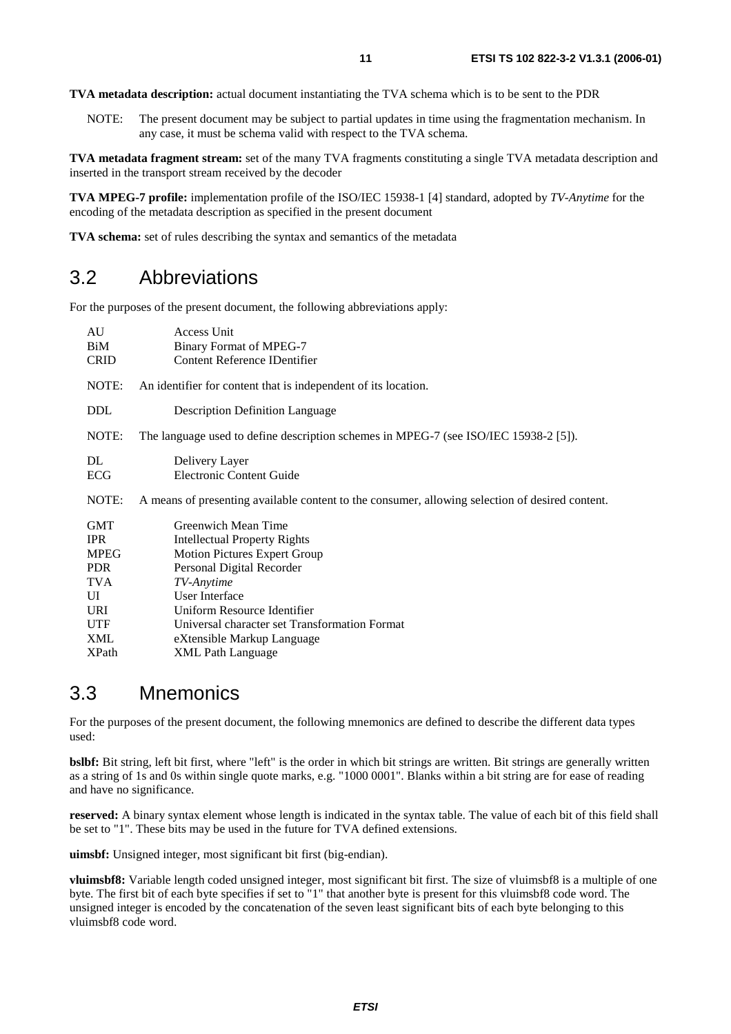**TVA metadata description:** actual document instantiating the TVA schema which is to be sent to the PDR

NOTE: The present document may be subject to partial updates in time using the fragmentation mechanism. In any case, it must be schema valid with respect to the TVA schema.

**TVA metadata fragment stream:** set of the many TVA fragments constituting a single TVA metadata description and inserted in the transport stream received by the decoder

**TVA MPEG-7 profile:** implementation profile of the ISO/IEC 15938-1 [4] standard, adopted by *TV-Anytime* for the encoding of the metadata description as specified in the present document

**TVA schema:** set of rules describing the syntax and semantics of the metadata

## 3.2 Abbreviations

For the purposes of the present document, the following abbreviations apply:

AU  Access Unit
BiM  Binary Format of MPEG-7
CRID  Content Reference IDentifier

NOTE: An identifier for content that is independent of its location.

DDL  Description Definition Language

NOTE: The language used to define description schemes in MPEG-7 (see ISO/IEC 15938-2 [5]).

DL  Delivery Layer
ECG  Electronic Content Guide

NOTE: A means of presenting available content to the consumer, allowing selection of desired content.

GMT  Greenwich Mean Time
IPR  Intellectual Property Rights
MPEG  Motion Pictures Expert Group
PDR  Personal Digital Recorder
TVA  *TV-Anytime*
UI  User Interface
URI  Uniform Resource Identifier
UTF  Universal character set Transformation Format
XML  eXtensible Markup Language
XPath  XML Path Language

## 3.3 Mnemonics

For the purposes of the present document, the following mnemonics are defined to describe the different data types used:

**bslbf:** Bit string, left bit first, where "left" is the order in which bit strings are written. Bit strings are generally written as a string of 1s and 0s within single quote marks, e.g. "1000 0001". Blanks within a bit string are for ease of reading and have no significance.

**reserved:** A binary syntax element whose length is indicated in the syntax table. The value of each bit of this field shall be set to "1". These bits may be used in the future for TVA defined extensions.

**uimsbf:** Unsigned integer, most significant bit first (big-endian).

**vluimsbf8:** Variable length coded unsigned integer, most significant bit first. The size of vluimsbf8 is a multiple of one byte. The first bit of each byte specifies if set to "1" that another byte is present for this vluimsbf8 code word. The unsigned integer is encoded by the concatenation of the seven least significant bits of each byte belonging to this vluimsbf8 code word.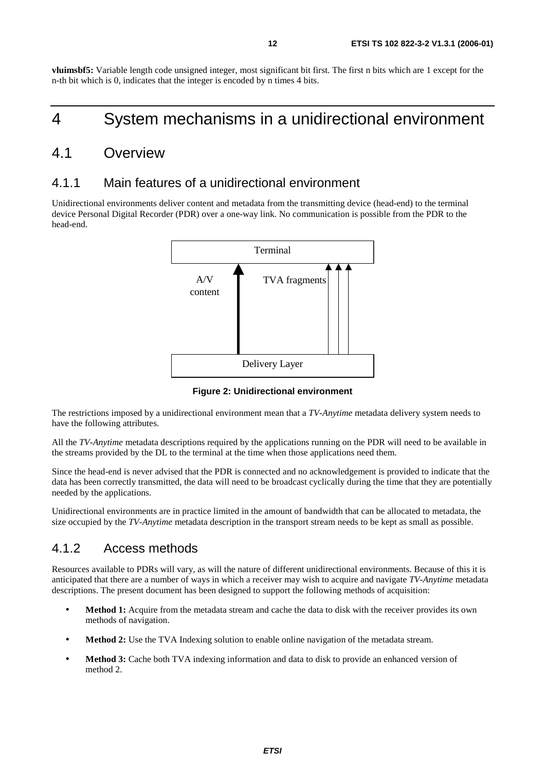**vluimsbf5:** Variable length code unsigned integer, most significant bit first. The first n bits which are 1 except for the n-th bit which is 0, indicates that the integer is encoded by n times 4 bits.

# 4 System mechanisms in a unidirectional environment

## 4.1 Overview

### 4.1.1 Main features of a unidirectional environment

Unidirectional environments deliver content and metadata from the transmitting device (head-end) to the terminal device Personal Digital Recorder (PDR) over a one-way link. No communication is possible from the PDR to the head-end.

Terminal

A/V content

TVA fragments

Delivery Layer

**Figure 2: Unidirectional environment**

The restrictions imposed by a unidirectional environment mean that a *TV-Anytime* metadata delivery system needs to have the following attributes.

All the *TV-Anytime* metadata descriptions required by the applications running on the PDR will need to be available in the streams provided by the DL to the terminal at the time when those applications need them.

Since the head-end is never advised that the PDR is connected and no acknowledgement is provided to indicate that the data has been correctly transmitted, the data will need to be broadcast cyclically during the time that they are potentially needed by the applications.

Unidirectional environments are in practice limited in the amount of bandwidth that can be allocated to metadata, the size occupied by the *TV-Anytime* metadata description in the transport stream needs to be kept as small as possible.

### 4.1.2 Access methods

Resources available to PDRs will vary, as will the nature of different unidirectional environments. Because of this it is anticipated that there are a number of ways in which a receiver may wish to acquire and navigate *TV-Anytime* metadata descriptions. The present document has been designed to support the following methods of acquisition:

- **Method 1:** Acquire from the metadata stream and cache the data to disk with the receiver provides its own methods of navigation.
- **Method 2:** Use the TVA Indexing solution to enable online navigation of the metadata stream.
- **Method 3:** Cache both TVA indexing information and data to disk to provide an enhanced version of method 2.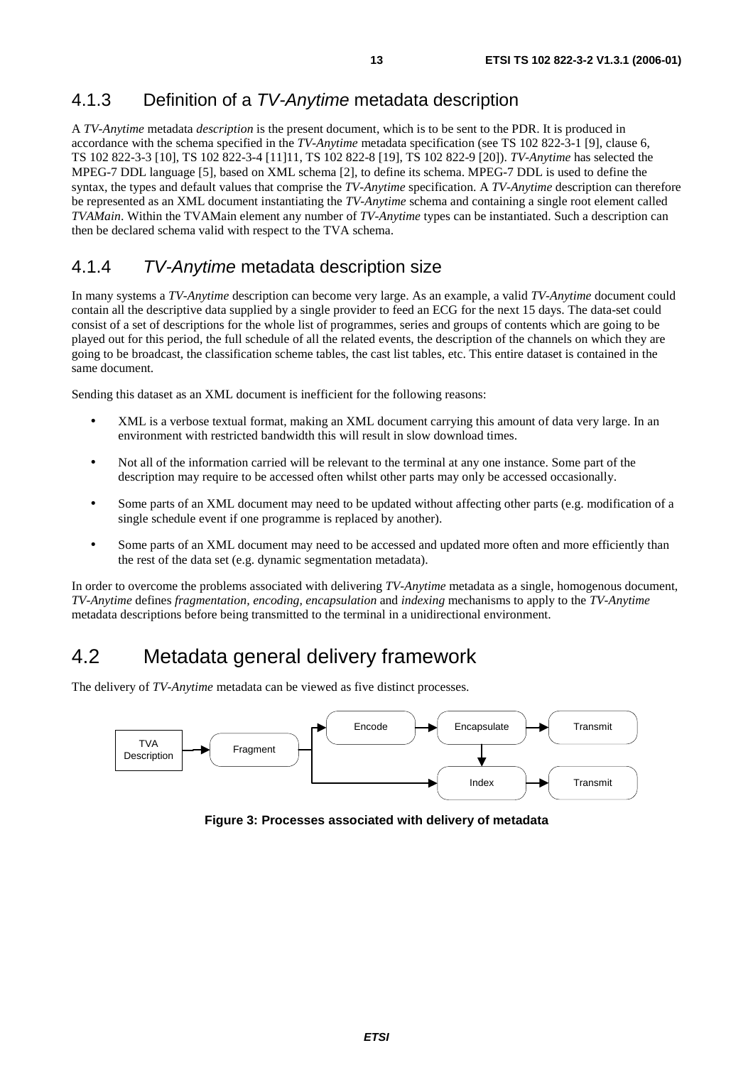### 4.1.3 Definition of a *TV-Anytime* metadata description

A *TV-Anytime* metadata *description* is the present document, which is to be sent to the PDR. It is produced in accordance with the schema specified in the *TV-Anytime* metadata specification (see TS 102 822-3-1 [9], clause 6, TS 102 822-3-3 [10], TS 102 822-3-4 [11]11, TS 102 822-8 [19], TS 102 822-9 [20]). *TV-Anytime* has selected the MPEG-7 DDL language [5], based on XML schema [2], to define its schema. MPEG-7 DDL is used to define the syntax, the types and default values that comprise the *TV-Anytime* specification. A *TV-Anytime* description can therefore be represented as an XML document instantiating the *TV-Anytime* schema and containing a single root element called *TVAMain*. Within the TVAMain element any number of *TV-Anytime* types can be instantiated. Such a description can then be declared schema valid with respect to the TVA schema.

### 4.1.4 *TV-Anytime* metadata description size

In many systems a *TV-Anytime* description can become very large. As an example, a valid *TV-Anytime* document could contain all the descriptive data supplied by a single provider to feed an ECG for the next 15 days. The data-set could consist of a set of descriptions for the whole list of programmes, series and groups of contents which are going to be played out for this period, the full schedule of all the related events, the description of the channels on which they are going to be broadcast, the classification scheme tables, the cast list tables, etc. This entire dataset is contained in the same document.

Sending this dataset as an XML document is inefficient for the following reasons:

- XML is a verbose textual format, making an XML document carrying this amount of data very large. In an environment with restricted bandwidth this will result in slow download times.
- Not all of the information carried will be relevant to the terminal at any one instance. Some part of the description may require to be accessed often whilst other parts may only be accessed occasionally.
- Some parts of an XML document may need to be updated without affecting other parts (e.g. modification of a single schedule event if one programme is replaced by another).
- Some parts of an XML document may need to be accessed and updated more often and more efficiently than the rest of the data set (e.g. dynamic segmentation metadata).

In order to overcome the problems associated with delivering *TV-Anytime* metadata as a single, homogenous document, *TV-Anytime* defines *fragmentation, encoding, encapsulation* and *indexing* mechanisms to apply to the *TV-Anytime* metadata descriptions before being transmitted to the terminal in a unidirectional environment.

## 4.2 Metadata general delivery framework

The delivery of *TV-Anytime* metadata can be viewed as five distinct processes.

TVA Description → Fragment → Encode → Encapsulate → Transmit

Fragment → Index → Transmit (Encapsulate → Index)

**Figure 3: Processes associated with delivery of metadata**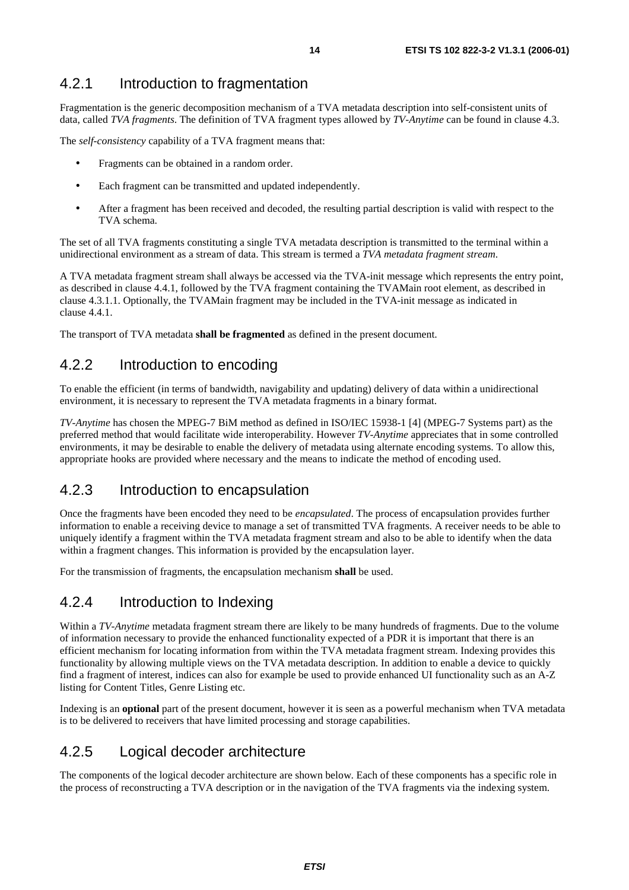### 4.2.1 Introduction to fragmentation

Fragmentation is the generic decomposition mechanism of a TVA metadata description into self-consistent units of data, called *TVA fragments*. The definition of TVA fragment types allowed by *TV-Anytime* can be found in clause 4.3.

The *self-consistency* capability of a TVA fragment means that:

- Fragments can be obtained in a random order.
- Each fragment can be transmitted and updated independently.
- After a fragment has been received and decoded, the resulting partial description is valid with respect to the TVA schema.

The set of all TVA fragments constituting a single TVA metadata description is transmitted to the terminal within a unidirectional environment as a stream of data. This stream is termed a *TVA metadata fragment stream*.

A TVA metadata fragment stream shall always be accessed via the TVA-init message which represents the entry point, as described in clause 4.4.1, followed by the TVA fragment containing the TVAMain root element, as described in clause 4.3.1.1. Optionally, the TVAMain fragment may be included in the TVA-init message as indicated in clause 4.4.1.

The transport of TVA metadata **shall be fragmented** as defined in the present document.

### 4.2.2 Introduction to encoding

To enable the efficient (in terms of bandwidth, navigability and updating) delivery of data within a unidirectional environment, it is necessary to represent the TVA metadata fragments in a binary format.

*TV-Anytime* has chosen the MPEG-7 BiM method as defined in ISO/IEC 15938-1 [4] (MPEG-7 Systems part) as the preferred method that would facilitate wide interoperability. However *TV-Anytime* appreciates that in some controlled environments, it may be desirable to enable the delivery of metadata using alternate encoding systems. To allow this, appropriate hooks are provided where necessary and the means to indicate the method of encoding used.

### 4.2.3 Introduction to encapsulation

Once the fragments have been encoded they need to be *encapsulated*. The process of encapsulation provides further information to enable a receiving device to manage a set of transmitted TVA fragments. A receiver needs to be able to uniquely identify a fragment within the TVA metadata fragment stream and also to be able to identify when the data within a fragment changes. This information is provided by the encapsulation layer.

For the transmission of fragments, the encapsulation mechanism **shall** be used.

### 4.2.4 Introduction to Indexing

Within a *TV-Anytime* metadata fragment stream there are likely to be many hundreds of fragments. Due to the volume of information necessary to provide the enhanced functionality expected of a PDR it is important that there is an efficient mechanism for locating information from within the TVA metadata fragment stream. Indexing provides this functionality by allowing multiple views on the TVA metadata description. In addition to enable a device to quickly find a fragment of interest, indices can also for example be used to provide enhanced UI functionality such as an A-Z listing for Content Titles, Genre Listing etc.

Indexing is an **optional** part of the present document, however it is seen as a powerful mechanism when TVA metadata is to be delivered to receivers that have limited processing and storage capabilities.

### 4.2.5 Logical decoder architecture

The components of the logical decoder architecture are shown below. Each of these components has a specific role in the process of reconstructing a TVA description or in the navigation of the TVA fragments via the indexing system.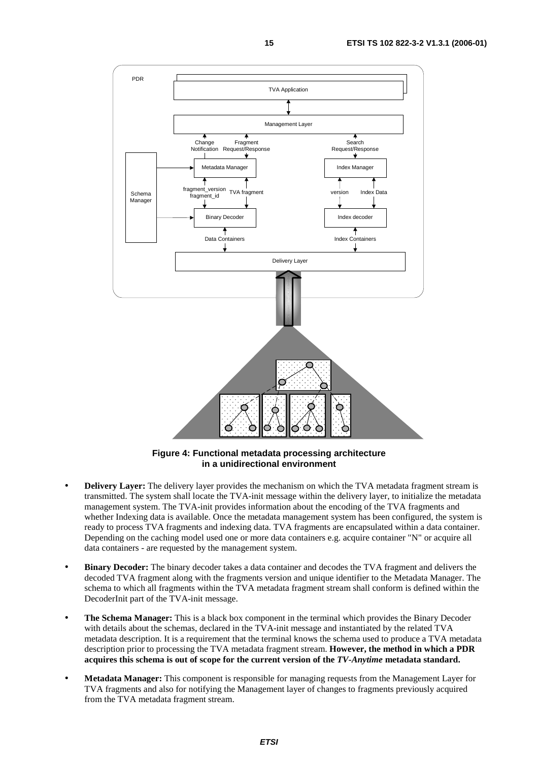**Figure 4: Functional metadata processing architecture in a unidirectional environment**

- **Delivery Layer:** The delivery layer provides the mechanism on which the TVA metadata fragment stream is transmitted. The system shall locate the TVA-init message within the delivery layer, to initialize the metadata management system. The TVA-init provides information about the encoding of the TVA fragments and whether Indexing data is available. Once the metadata management system has been configured, the system is ready to process TVA fragments and indexing data. TVA fragments are encapsulated within a data container. Depending on the caching model used one or more data containers e.g. acquire container "N" or acquire all data containers - are requested by the management system.

- **Binary Decoder:** The binary decoder takes a data container and decodes the TVA fragment and delivers the decoded TVA fragment along with the fragments version and unique identifier to the Metadata Manager. The schema to which all fragments within the TVA metadata fragment stream shall conform is defined within the DecoderInit part of the TVA-init message.

- **The Schema Manager:** This is a black box component in the terminal which provides the Binary Decoder with details about the schemas, declared in the TVA-init message and instantiated by the related TVA metadata description. It is a requirement that the terminal knows the schema used to produce a TVA metadata description prior to processing the TVA metadata fragment stream. **However, the method in which a PDR acquires this schema is out of scope for the current version of the *TV-Anytime* metadata standard.**

- **Metadata Manager:** This component is responsible for managing requests from the Management Layer for TVA fragments and also for notifying the Management layer of changes to fragments previously acquired from the TVA metadata fragment stream.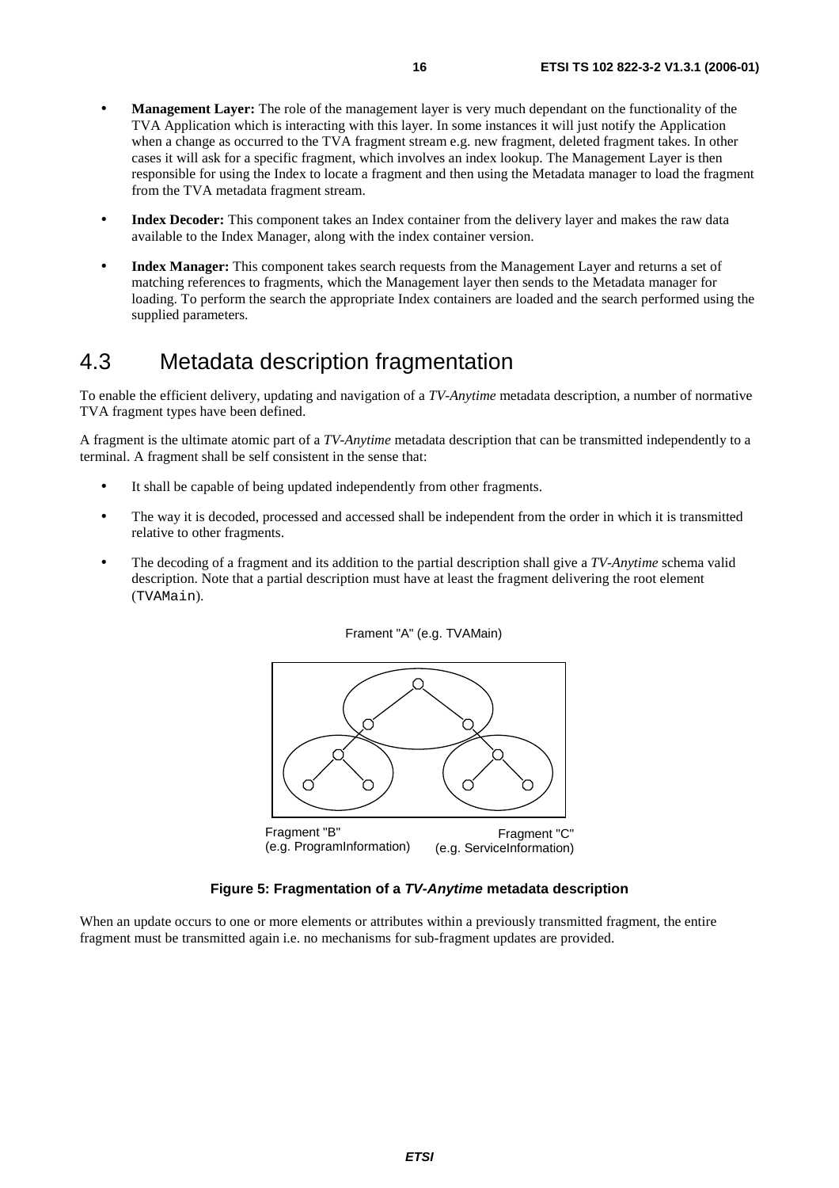- **Management Layer:** The role of the management layer is very much dependant on the functionality of the TVA Application which is interacting with this layer. In some instances it will just notify the Application when a change as occurred to the TVA fragment stream e.g. new fragment, deleted fragment takes. In other cases it will ask for a specific fragment, which involves an index lookup. The Management Layer is then responsible for using the Index to locate a fragment and then using the Metadata manager to load the fragment from the TVA metadata fragment stream.

- **Index Decoder:** This component takes an Index container from the delivery layer and makes the raw data available to the Index Manager, along with the index container version.

- **Index Manager:** This component takes search requests from the Management Layer and returns a set of matching references to fragments, which the Management layer then sends to the Metadata manager for loading. To perform the search the appropriate Index containers are loaded and the search performed using the supplied parameters.

## 4.3 Metadata description fragmentation

To enable the efficient delivery, updating and navigation of a *TV-Anytime* metadata description, a number of normative TVA fragment types have been defined.

A fragment is the ultimate atomic part of a *TV-Anytime* metadata description that can be transmitted independently to a terminal. A fragment shall be self consistent in the sense that:

- It shall be capable of being updated independently from other fragments.

- The way it is decoded, processed and accessed shall be independent from the order in which it is transmitted relative to other fragments.

- The decoding of a fragment and its addition to the partial description shall give a *TV-Anytime* schema valid description. Note that a partial description must have at least the fragment delivering the root element (`TVAMain`).

Frament "A" (e.g. TVAMain)

Fragment "B" (e.g. ProgramInformation)

Fragment "C" (e.g. ServiceInformation)

**Figure 5: Fragmentation of a *TV-Anytime* metadata description**

When an update occurs to one or more elements or attributes within a previously transmitted fragment, the entire fragment must be transmitted again i.e. no mechanisms for sub-fragment updates are provided.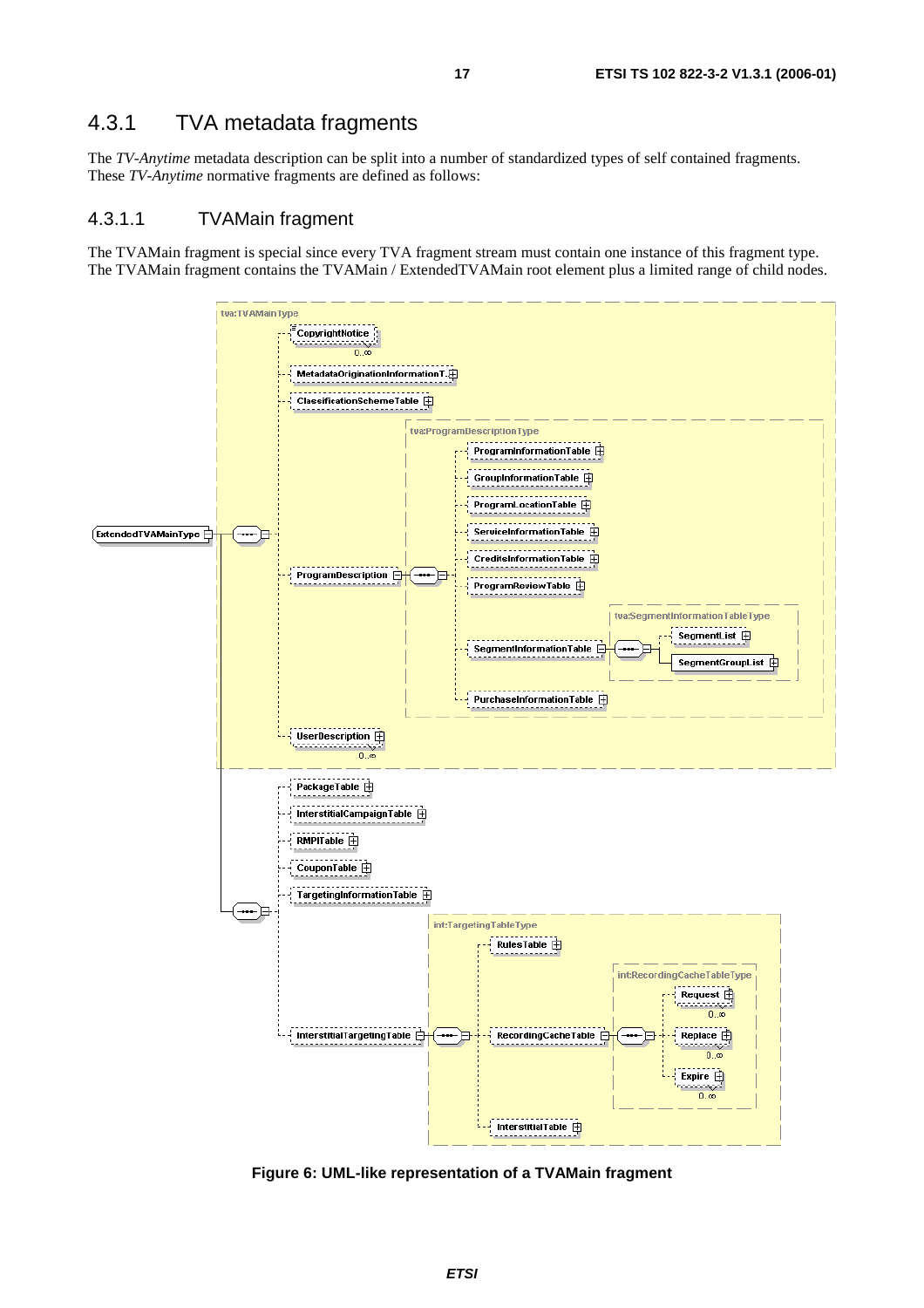## 4.3.1 TVA metadata fragments

The *TV-Anytime* metadata description can be split into a number of standardized types of self contained fragments. These *TV-Anytime* normative fragments are defined as follows:

### 4.3.1.1 TVAMain fragment

The TVAMain fragment is special since every TVA fragment stream must contain one instance of this fragment type. The TVAMain fragment contains the TVAMain / ExtendedTVAMain root element plus a limited range of child nodes.

**Figure 6: UML-like representation of a TVAMain fragment**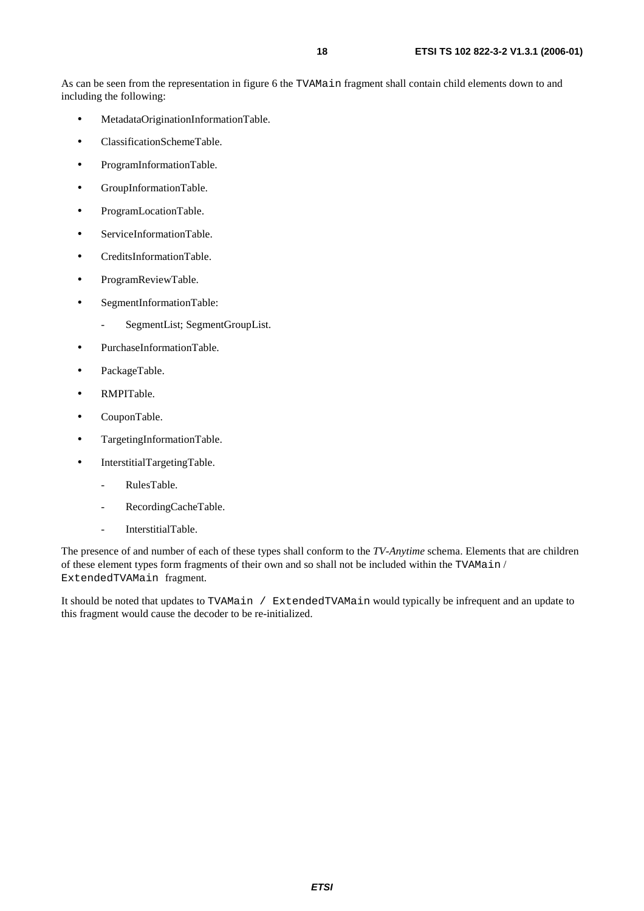As can be seen from the representation in figure 6 the `TVAMain` fragment shall contain child elements down to and including the following:

- MetadataOriginationInformationTable.
- ClassificationSchemeTable.
- ProgramInformationTable.
- GroupInformationTable.
- ProgramLocationTable.
- ServiceInformationTable.
- CreditsInformationTable.
- ProgramReviewTable.
- SegmentInformationTable:
  - SegmentList; SegmentGroupList.
- PurchaseInformationTable.
- PackageTable.
- RMPITable.
- CouponTable.
- TargetingInformationTable.
- InterstitialTargetingTable.
  - RulesTable.
  - RecordingCacheTable.
  - InterstitialTable.

The presence of and number of each of these types shall conform to the *TV-Anytime* schema. Elements that are children of these element types form fragments of their own and so shall not be included within the `TVAMain` / `ExtendedTVAMain` fragment.

It should be noted that updates to `TVAMain / ExtendedTVAMain` would typically be infrequent and an update to this fragment would cause the decoder to be re-initialized.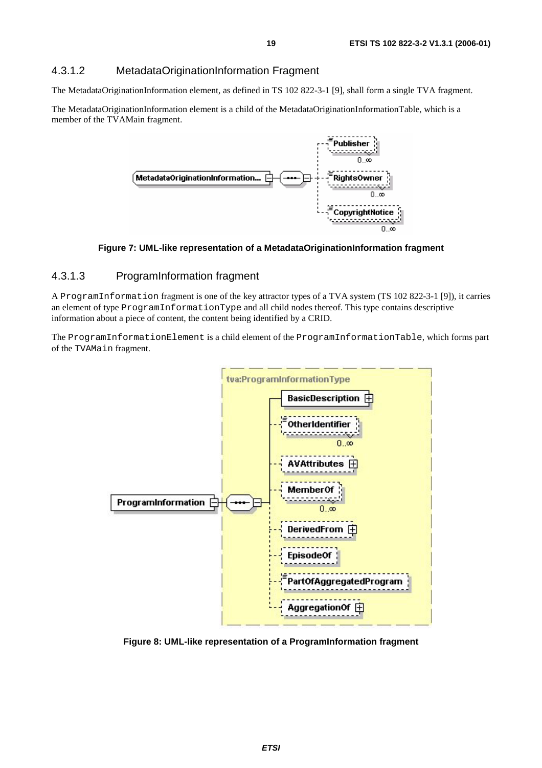### 4.3.1.2 MetadataOriginationInformation Fragment

The MetadataOriginationInformation element, as defined in TS 102 822-3-1 [9], shall form a single TVA fragment.

The MetadataOriginationInformation element is a child of the MetadataOriginationInformationTable, which is a member of the TVAMain fragment.

**Figure 7: UML-like representation of a MetadataOriginationInformation fragment**

### 4.3.1.3 ProgramInformation fragment

A `ProgramInformation` fragment is one of the key attractor types of a TVA system (TS 102 822-3-1 [9]), it carries an element of type `ProgramInformationType` and all child nodes thereof. This type contains descriptive information about a piece of content, the content being identified by a CRID.

The `ProgramInformationElement` is a child element of the `ProgramInformationTable`, which forms part of the `TVAMain` fragment.

**Figure 8: UML-like representation of a ProgramInformation fragment**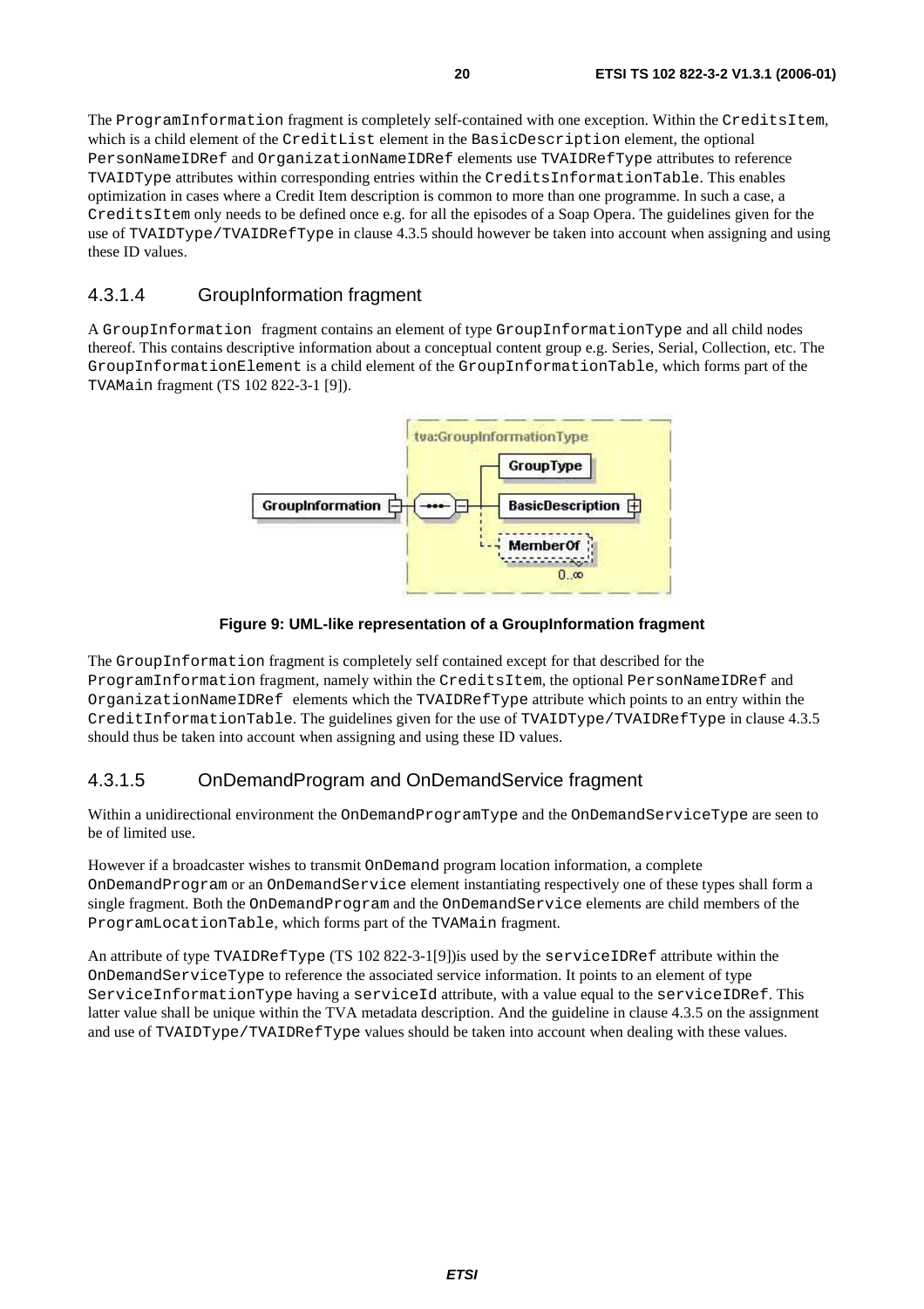The ProgramInformation fragment is completely self-contained with one exception. Within the CreditsItem, which is a child element of the CreditList element in the BasicDescription element, the optional PersonNameIDRef and OrganizationNameIDRef elements use TVAIDRefType attributes to reference TVAIDType attributes within corresponding entries within the CreditsInformationTable. This enables optimization in cases where a Credit Item description is common to more than one programme. In such a case, a CreditsItem only needs to be defined once e.g. for all the episodes of a Soap Opera. The guidelines given for the use of TVAIDType/TVAIDRefType in clause 4.3.5 should however be taken into account when assigning and using these ID values.

#### 4.3.1.4 GroupInformation fragment

A GroupInformation fragment contains an element of type GroupInformationType and all child nodes thereof. This contains descriptive information about a conceptual content group e.g. Series, Serial, Collection, etc. The GroupInformationElement is a child element of the GroupInformationTable, which forms part of the TVAMain fragment (TS 102 822-3-1 [9]).

**Figure 9: UML-like representation of a GroupInformation fragment**

The GroupInformation fragment is completely self contained except for that described for the ProgramInformation fragment, namely within the CreditsItem, the optional PersonNameIDRef and OrganizationNameIDRef elements which the TVAIDRefType attribute which points to an entry within the CreditInformationTable. The guidelines given for the use of TVAIDType/TVAIDRefType in clause 4.3.5 should thus be taken into account when assigning and using these ID values.

#### 4.3.1.5 OnDemandProgram and OnDemandService fragment

Within a unidirectional environment the OnDemandProgramType and the OnDemandServiceType are seen to be of limited use.

However if a broadcaster wishes to transmit OnDemand program location information, a complete OnDemandProgram or an OnDemandService element instantiating respectively one of these types shall form a single fragment. Both the OnDemandProgram and the OnDemandService elements are child members of the ProgramLocationTable, which forms part of the TVAMain fragment.

An attribute of type TVAIDRefType (TS 102 822-3-1[9])is used by the serviceIDRef attribute within the OnDemandServiceType to reference the associated service information. It points to an element of type ServiceInformationType having a serviceId attribute, with a value equal to the serviceIDRef. This latter value shall be unique within the TVA metadata description. And the guideline in clause 4.3.5 on the assignment and use of TVAIDType/TVAIDRefType values should be taken into account when dealing with these values.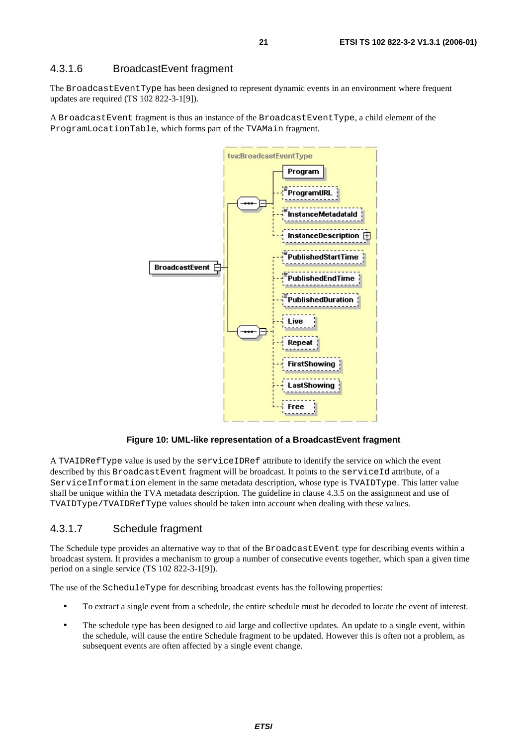### 4.3.1.6 BroadcastEvent fragment

The BroadcastEventType has been designed to represent dynamic events in an environment where frequent updates are required (TS 102 822-3-1[9]).

A BroadcastEvent fragment is thus an instance of the BroadcastEventType, a child element of the ProgramLocationTable, which forms part of the TVAMain fragment.

**Figure 10: UML-like representation of a BroadcastEvent fragment**

A TVAIDRefType value is used by the serviceIDRef attribute to identify the service on which the event described by this BroadcastEvent fragment will be broadcast. It points to the serviceId attribute, of a ServiceInformation element in the same metadata description, whose type is TVAIDType. This latter value shall be unique within the TVA metadata description. The guideline in clause 4.3.5 on the assignment and use of TVAIDType/TVAIDRefType values should be taken into account when dealing with these values.

### 4.3.1.7 Schedule fragment

The Schedule type provides an alternative way to that of the BroadcastEvent type for describing events within a broadcast system. It provides a mechanism to group a number of consecutive events together, which span a given time period on a single service (TS 102 822-3-1[9]).

The use of the ScheduleType for describing broadcast events has the following properties:

- To extract a single event from a schedule, the entire schedule must be decoded to locate the event of interest.
- The schedule type has been designed to aid large and collective updates. An update to a single event, within the schedule, will cause the entire Schedule fragment to be updated. However this is often not a problem, as subsequent events are often affected by a single event change.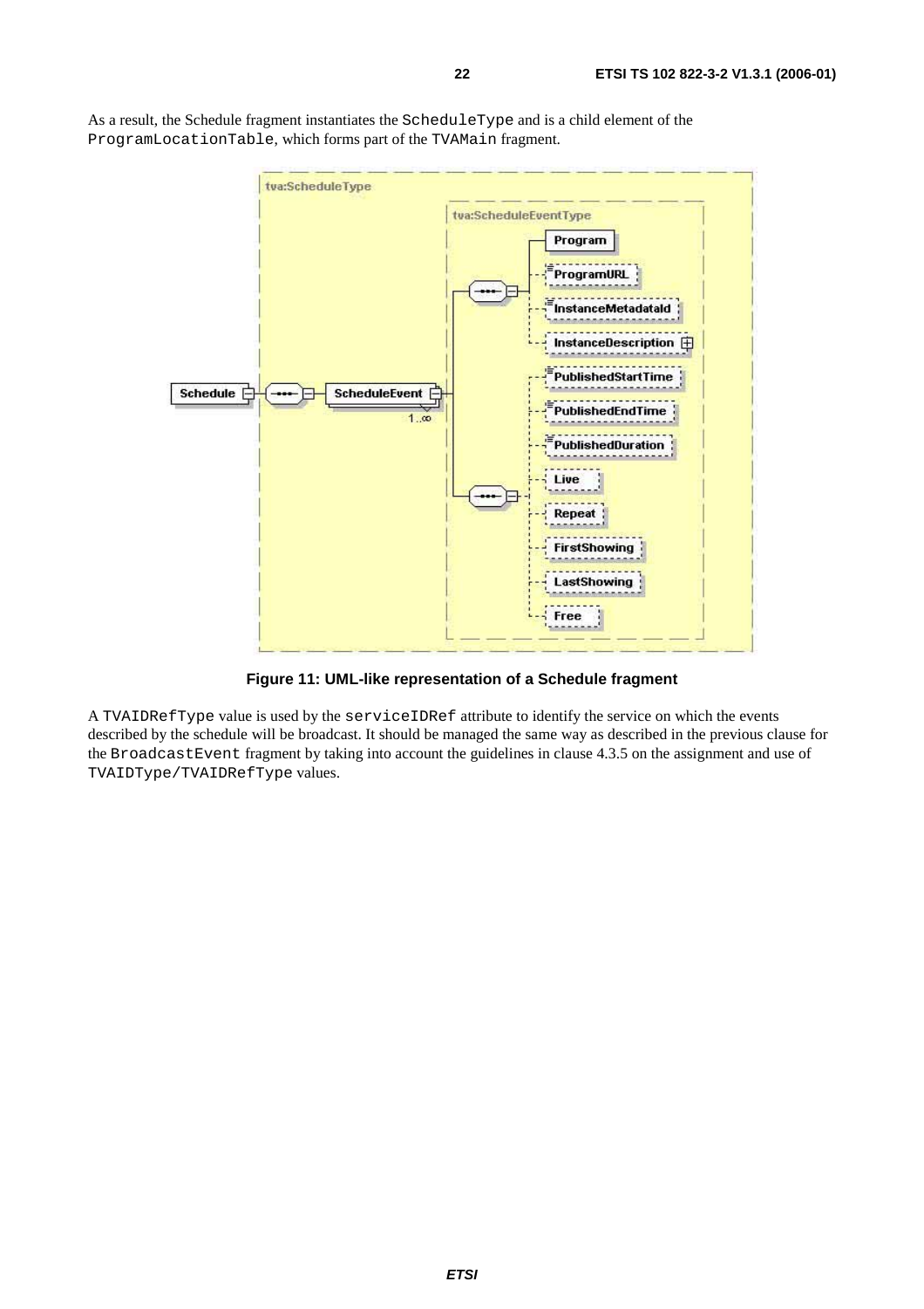As a result, the Schedule fragment instantiates the `ScheduleType` and is a child element of the `ProgramLocationTable`, which forms part of the `TVAMain` fragment.

**Figure 11: UML-like representation of a Schedule fragment**

A `TVAIDRefType` value is used by the `serviceIDRef` attribute to identify the service on which the events described by the schedule will be broadcast. It should be managed the same way as described in the previous clause for the `BroadcastEvent` fragment by taking into account the guidelines in clause 4.3.5 on the assignment and use of `TVAIDType/TVAIDRefType` values.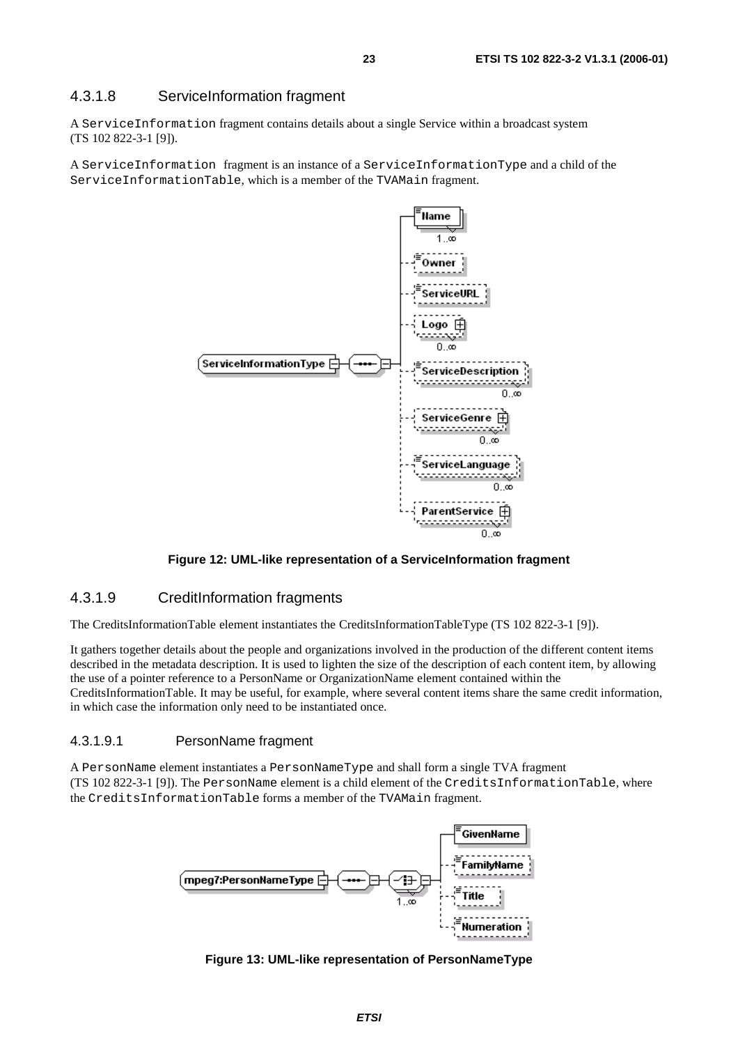#### 4.3.1.8 ServiceInformation fragment

A `ServiceInformation` fragment contains details about a single Service within a broadcast system (TS 102 822-3-1 [9]).

A `ServiceInformation` fragment is an instance of a `ServiceInformationType` and a child of the `ServiceInformationTable`, which is a member of the `TVAMain` fragment.

**Figure 12: UML-like representation of a ServiceInformation fragment**

#### 4.3.1.9 CreditInformation fragments

The CreditsInformationTable element instantiates the CreditsInformationTableType (TS 102 822-3-1 [9]).

It gathers together details about the people and organizations involved in the production of the different content items described in the metadata description. It is used to lighten the size of the description of each content item, by allowing the use of a pointer reference to a PersonName or OrganizationName element contained within the CreditsInformationTable. It may be useful, for example, where several content items share the same credit information, in which case the information only need to be instantiated once.

##### 4.3.1.9.1 PersonName fragment

A `PersonName` element instantiates a `PersonNameType` and shall form a single TVA fragment (TS 102 822-3-1 [9]). The `PersonName` element is a child element of the `CreditsInformationTable`, where the `CreditsInformationTable` forms a member of the `TVAMain` fragment.

**Figure 13: UML-like representation of PersonNameType**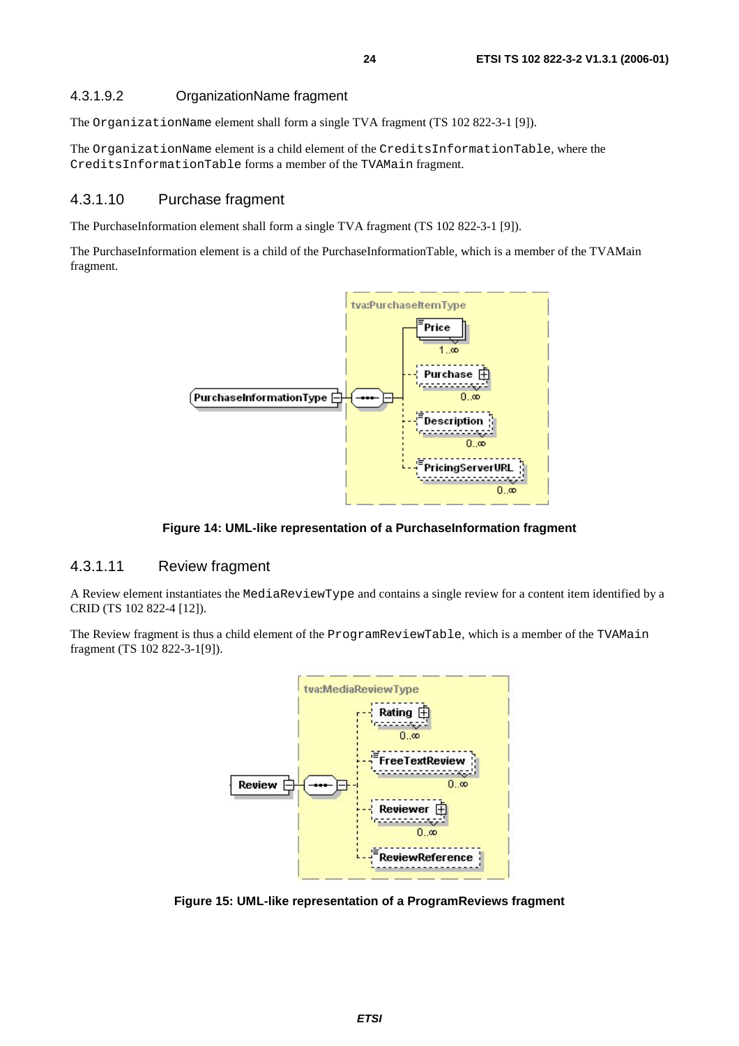#### 4.3.1.9.2 OrganizationName fragment

The `OrganizationName` element shall form a single TVA fragment (TS 102 822-3-1 [9]).

The `OrganizationName` element is a child element of the `CreditsInformationTable`, where the `CreditsInformationTable` forms a member of the `TVAMain` fragment.

### 4.3.1.10 Purchase fragment

The PurchaseInformation element shall form a single TVA fragment (TS 102 822-3-1 [9]).

The PurchaseInformation element is a child of the PurchaseInformationTable, which is a member of the TVAMain fragment.

**Figure 14: UML-like representation of a PurchaseInformation fragment**

### 4.3.1.11 Review fragment

A Review element instantiates the `MediaReviewType` and contains a single review for a content item identified by a CRID (TS 102 822-4 [12]).

The Review fragment is thus a child element of the `ProgramReviewTable`, which is a member of the `TVAMain` fragment (TS 102 822-3-1[9]).

**Figure 15: UML-like representation of a ProgramReviews fragment**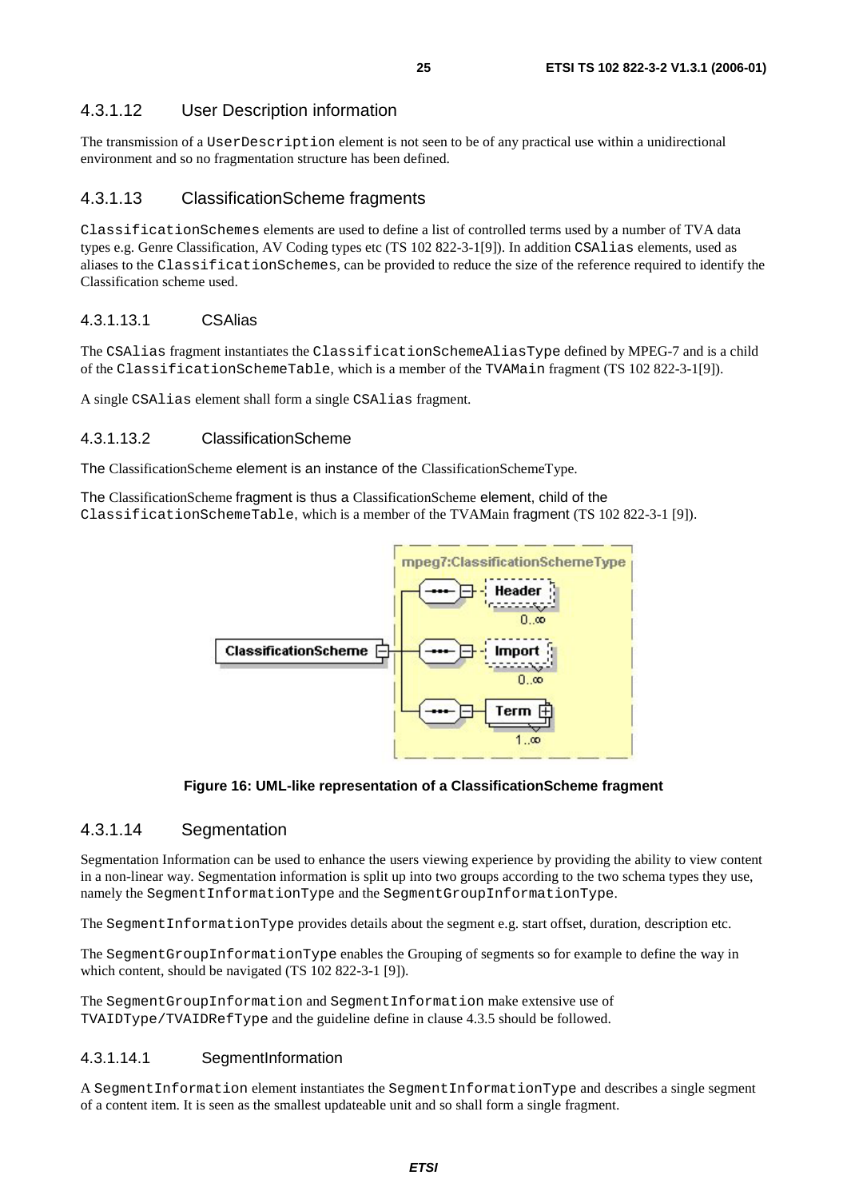### 4.3.1.12 User Description information

The transmission of a UserDescription element is not seen to be of any practical use within a unidirectional environment and so no fragmentation structure has been defined.

### 4.3.1.13 ClassificationScheme fragments

ClassificationSchemes elements are used to define a list of controlled terms used by a number of TVA data types e.g. Genre Classification, AV Coding types etc (TS 102 822-3-1[9]). In addition CSAlias elements, used as aliases to the ClassificationSchemes, can be provided to reduce the size of the reference required to identify the Classification scheme used.

#### 4.3.1.13.1 CSAlias

The CSAlias fragment instantiates the ClassificationSchemeAliasType defined by MPEG-7 and is a child of the ClassificationSchemeTable, which is a member of the TVAMain fragment (TS 102 822-3-1[9]).

A single CSAlias element shall form a single CSAlias fragment.

#### 4.3.1.13.2 ClassificationScheme

The ClassificationScheme element is an instance of the ClassificationSchemeType.

The ClassificationScheme fragment is thus a ClassificationScheme element, child of the ClassificationSchemeTable, which is a member of the TVAMain fragment (TS 102 822-3-1 [9]).

**Figure 16: UML-like representation of a ClassificationScheme fragment**

### 4.3.1.14 Segmentation

Segmentation Information can be used to enhance the users viewing experience by providing the ability to view content in a non-linear way. Segmentation information is split up into two groups according to the two schema types they use, namely the SegmentInformationType and the SegmentGroupInformationType.

The SegmentInformationType provides details about the segment e.g. start offset, duration, description etc.

The SegmentGroupInformationType enables the Grouping of segments so for example to define the way in which content, should be navigated (TS 102 822-3-1 [9]).

The SegmentGroupInformation and SegmentInformation make extensive use of TVAIDType/TVAIDRefType and the guideline define in clause 4.3.5 should be followed.

#### 4.3.1.14.1 SegmentInformation

A SegmentInformation element instantiates the SegmentInformationType and describes a single segment of a content item. It is seen as the smallest updateable unit and so shall form a single fragment.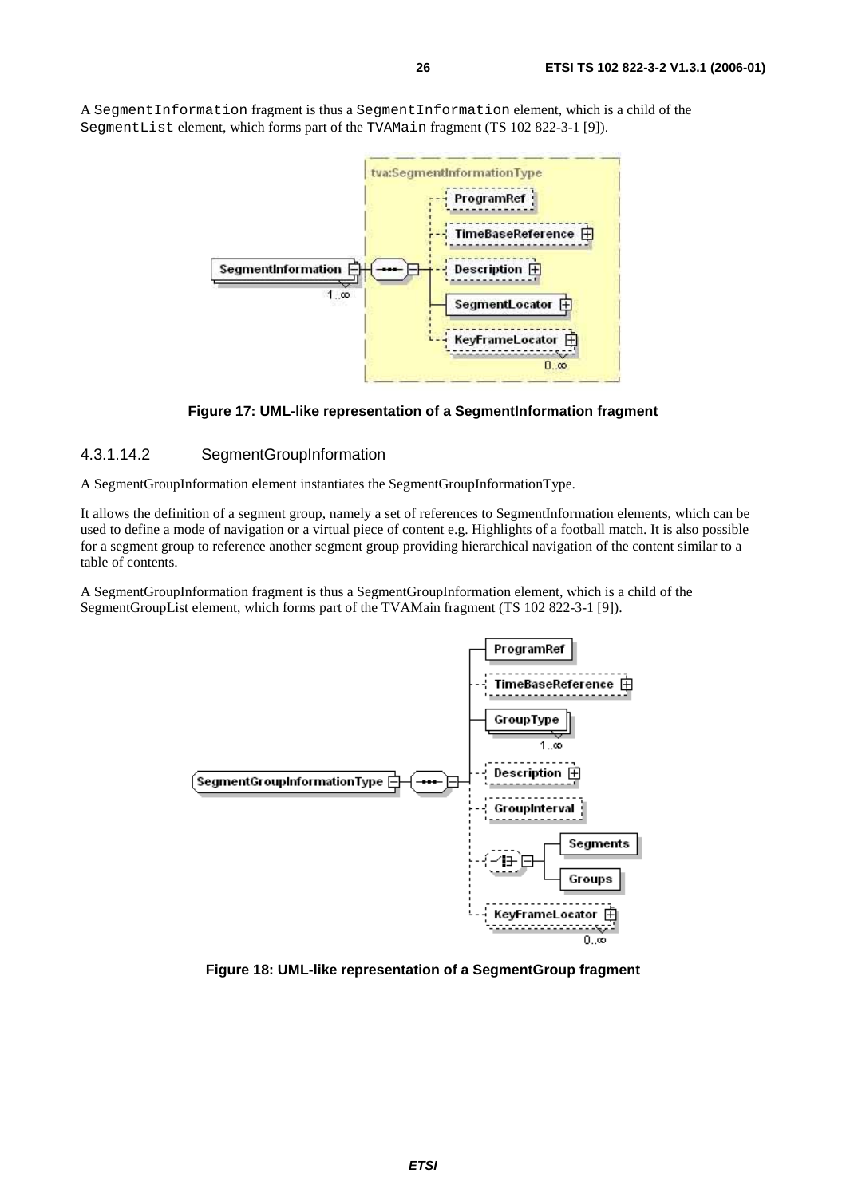A SegmentInformation fragment is thus a SegmentInformation element, which is a child of the SegmentList element, which forms part of the TVAMain fragment (TS 102 822-3-1 [9]).

**Figure 17: UML-like representation of a SegmentInformation fragment**

#### 4.3.1.14.2 SegmentGroupInformation

A SegmentGroupInformation element instantiates the SegmentGroupInformationType.

It allows the definition of a segment group, namely a set of references to SegmentInformation elements, which can be used to define a mode of navigation or a virtual piece of content e.g. Highlights of a football match. It is also possible for a segment group to reference another segment group providing hierarchical navigation of the content similar to a table of contents.

A SegmentGroupInformation fragment is thus a SegmentGroupInformation element, which is a child of the SegmentGroupList element, which forms part of the TVAMain fragment (TS 102 822-3-1 [9]).

**Figure 18: UML-like representation of a SegmentGroup fragment**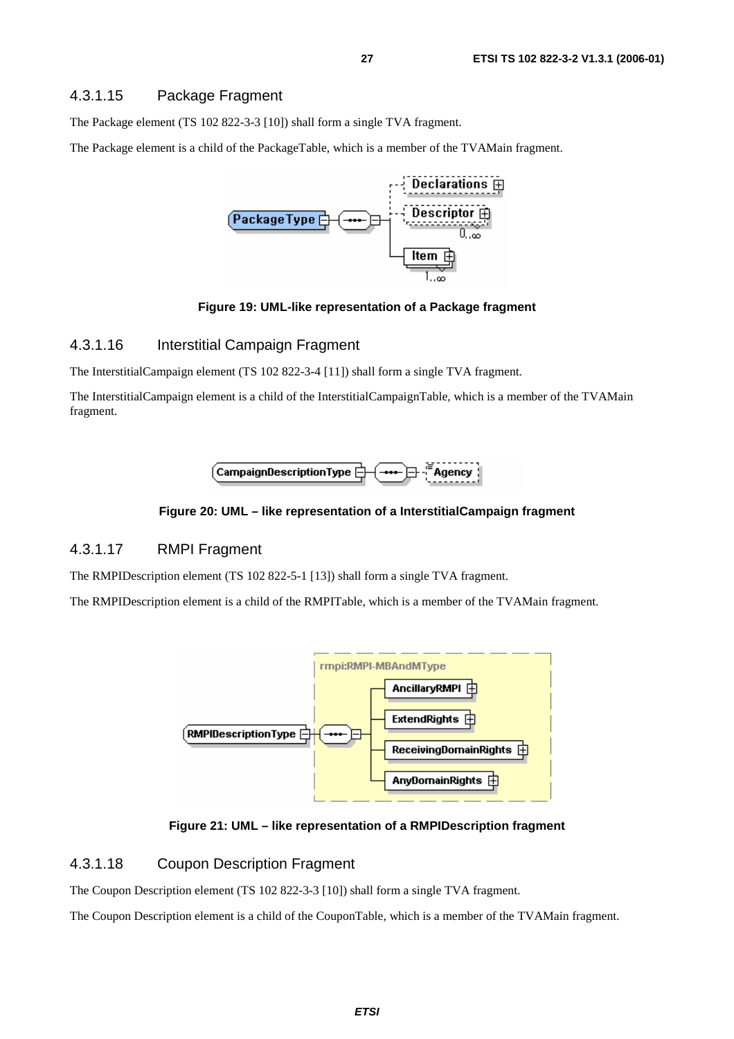### 4.3.1.15 Package Fragment

The Package element (TS 102 822-3-3 [10]) shall form a single TVA fragment.

The Package element is a child of the PackageTable, which is a member of the TVAMain fragment.

**Figure 19: UML-like representation of a Package fragment**

### 4.3.1.16 Interstitial Campaign Fragment

The InterstitialCampaign element (TS 102 822-3-4 [11]) shall form a single TVA fragment.

The InterstitialCampaign element is a child of the InterstitialCampaignTable, which is a member of the TVAMain fragment.

**Figure 20: UML – like representation of a InterstitialCampaign fragment**

### 4.3.1.17 RMPI Fragment

The RMPIDescription element (TS 102 822-5-1 [13]) shall form a single TVA fragment.

The RMPIDescription element is a child of the RMPITable, which is a member of the TVAMain fragment.

**Figure 21: UML – like representation of a RMPIDescription fragment**

### 4.3.1.18 Coupon Description Fragment

The Coupon Description element (TS 102 822-3-3 [10]) shall form a single TVA fragment.

The Coupon Description element is a child of the CouponTable, which is a member of the TVAMain fragment.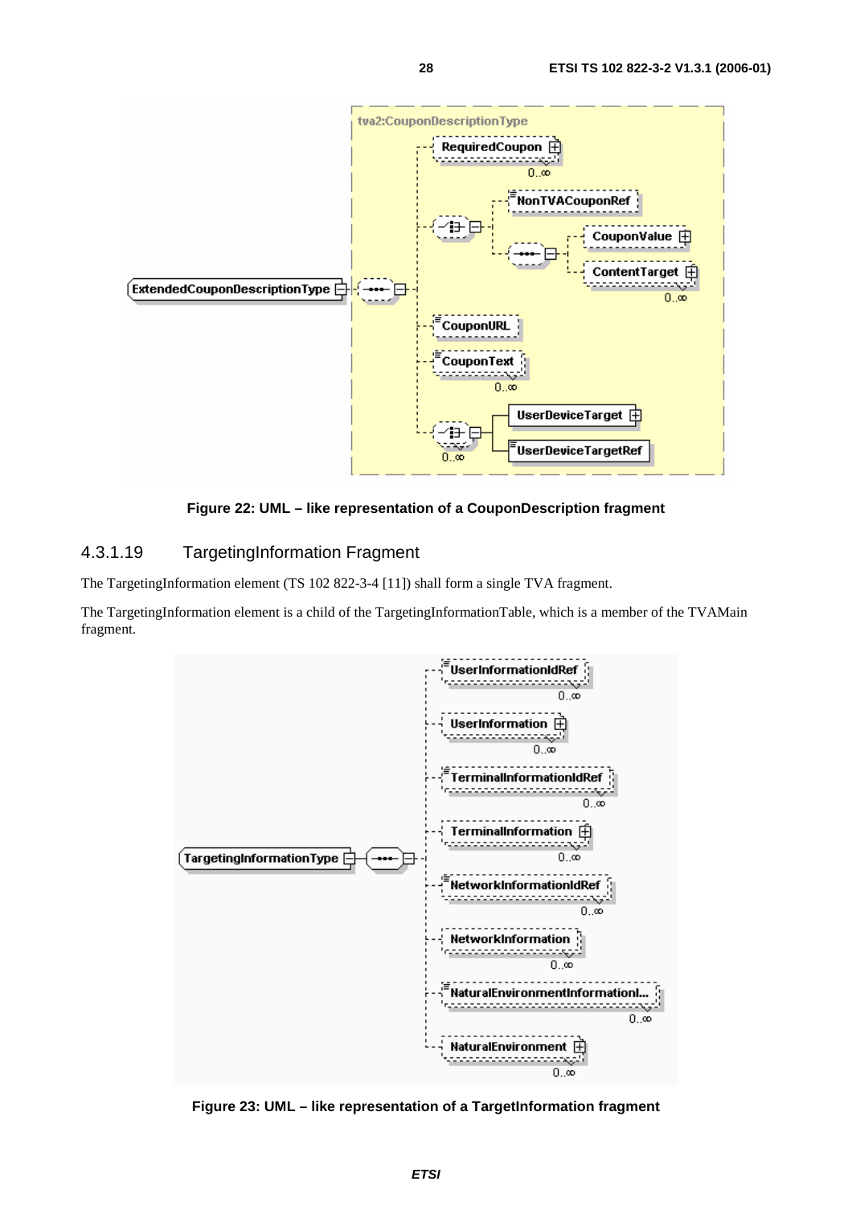**Figure 22: UML – like representation of a CouponDescription fragment**

### 4.3.1.19 TargetingInformation Fragment

The TargetingInformation element (TS 102 822-3-4 [11]) shall form a single TVA fragment.

The TargetingInformation element is a child of the TargetingInformationTable, which is a member of the TVAMain fragment.

**Figure 23: UML – like representation of a TargetInformation fragment**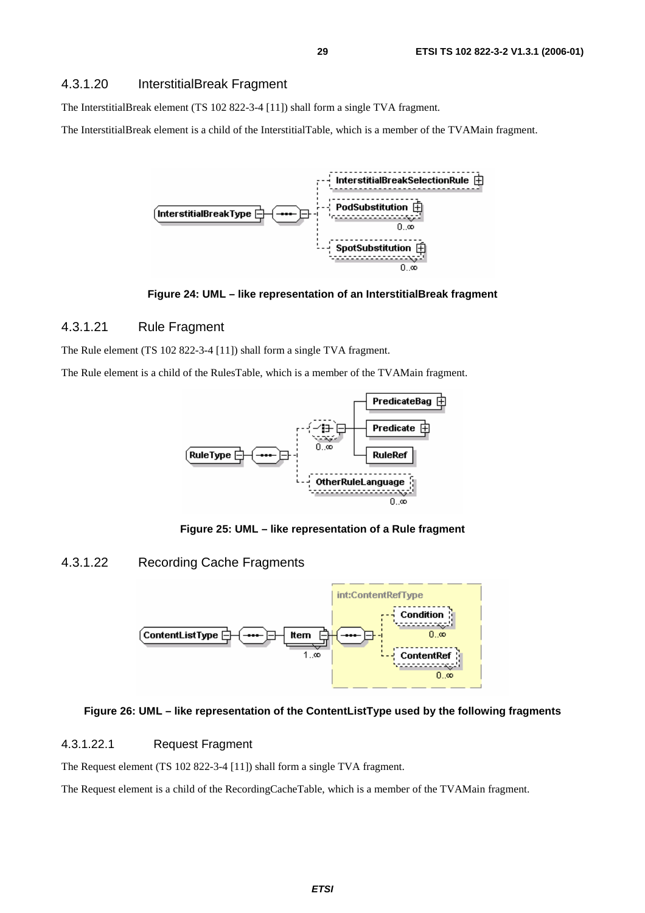### 4.3.1.20 InterstitialBreak Fragment

The InterstitialBreak element (TS 102 822-3-4 [11]) shall form a single TVA fragment.

The InterstitialBreak element is a child of the InterstitialTable, which is a member of the TVAMain fragment.

**Figure 24: UML – like representation of an InterstitialBreak fragment**

### 4.3.1.21 Rule Fragment

The Rule element (TS 102 822-3-4 [11]) shall form a single TVA fragment.

The Rule element is a child of the RulesTable, which is a member of the TVAMain fragment.

**Figure 25: UML – like representation of a Rule fragment**

### 4.3.1.22 Recording Cache Fragments

**Figure 26: UML – like representation of the ContentListType used by the following fragments**

#### 4.3.1.22.1 Request Fragment

The Request element (TS 102 822-3-4 [11]) shall form a single TVA fragment.

The Request element is a child of the RecordingCacheTable, which is a member of the TVAMain fragment.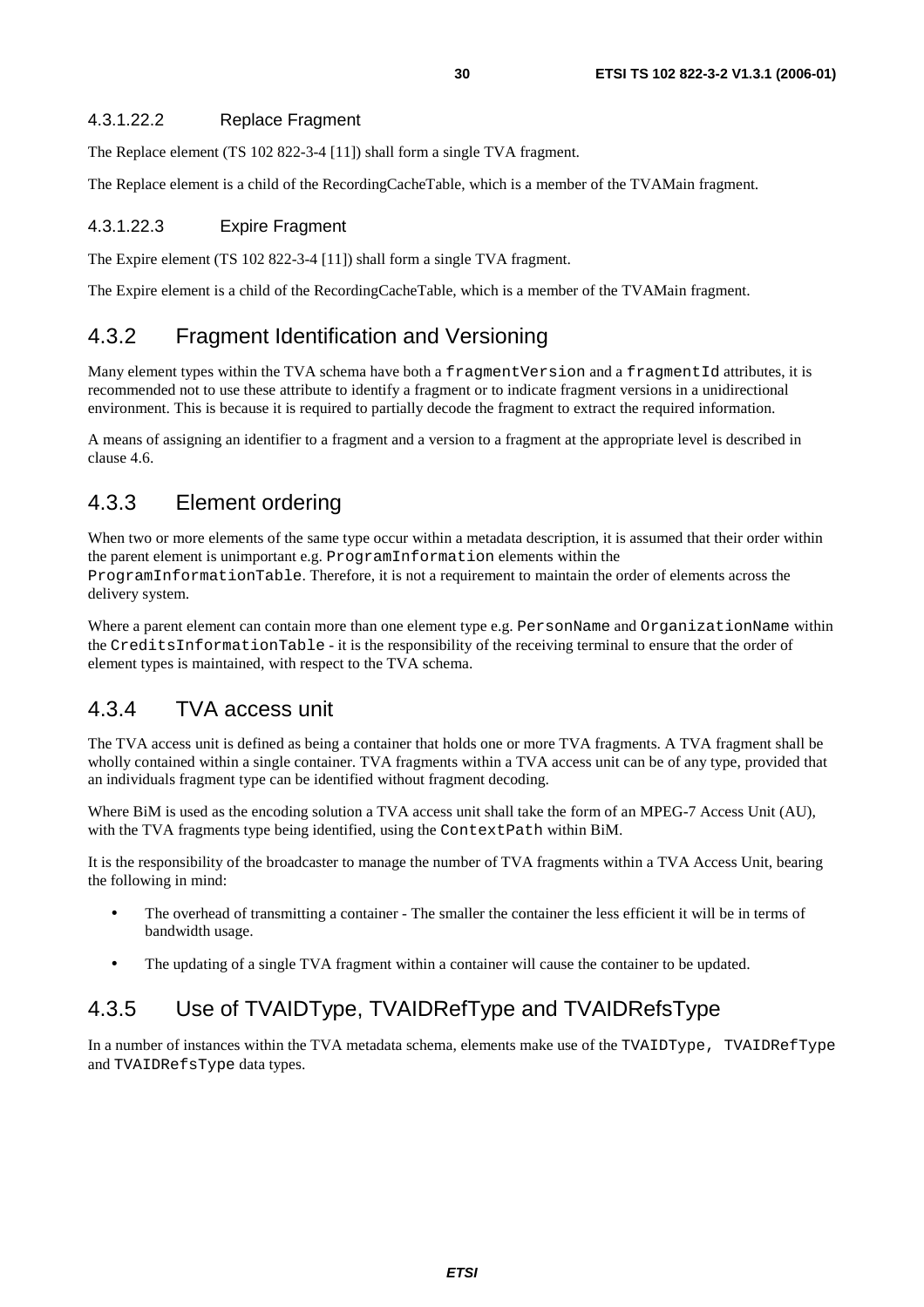#### 4.3.1.22.2 Replace Fragment

The Replace element (TS 102 822-3-4 [11]) shall form a single TVA fragment.

The Replace element is a child of the RecordingCacheTable, which is a member of the TVAMain fragment.

#### 4.3.1.22.3 Expire Fragment

The Expire element (TS 102 822-3-4 [11]) shall form a single TVA fragment.

The Expire element is a child of the RecordingCacheTable, which is a member of the TVAMain fragment.

### 4.3.2 Fragment Identification and Versioning

Many element types within the TVA schema have both a `fragmentVersion` and a `fragmentId` attributes, it is recommended not to use these attribute to identify a fragment or to indicate fragment versions in a unidirectional environment. This is because it is required to partially decode the fragment to extract the required information.

A means of assigning an identifier to a fragment and a version to a fragment at the appropriate level is described in clause 4.6.

### 4.3.3 Element ordering

When two or more elements of the same type occur within a metadata description, it is assumed that their order within the parent element is unimportant e.g. `ProgramInformation` elements within the `ProgramInformationTable`. Therefore, it is not a requirement to maintain the order of elements across the delivery system.

Where a parent element can contain more than one element type e.g. `PersonName` and `OrganizationName` within the `CreditsInformationTable` - it is the responsibility of the receiving terminal to ensure that the order of element types is maintained, with respect to the TVA schema.

### 4.3.4 TVA access unit

The TVA access unit is defined as being a container that holds one or more TVA fragments. A TVA fragment shall be wholly contained within a single container. TVA fragments within a TVA access unit can be of any type, provided that an individuals fragment type can be identified without fragment decoding.

Where BiM is used as the encoding solution a TVA access unit shall take the form of an MPEG-7 Access Unit (AU), with the TVA fragments type being identified, using the `ContextPath` within BiM.

It is the responsibility of the broadcaster to manage the number of TVA fragments within a TVA Access Unit, bearing the following in mind:

- The overhead of transmitting a container - The smaller the container the less efficient it will be in terms of bandwidth usage.
- The updating of a single TVA fragment within a container will cause the container to be updated.

### 4.3.5 Use of TVAIDType, TVAIDRefType and TVAIDRefsType

In a number of instances within the TVA metadata schema, elements make use of the `TVAIDType`, `TVAIDRefType` and `TVAIDRefsType` data types.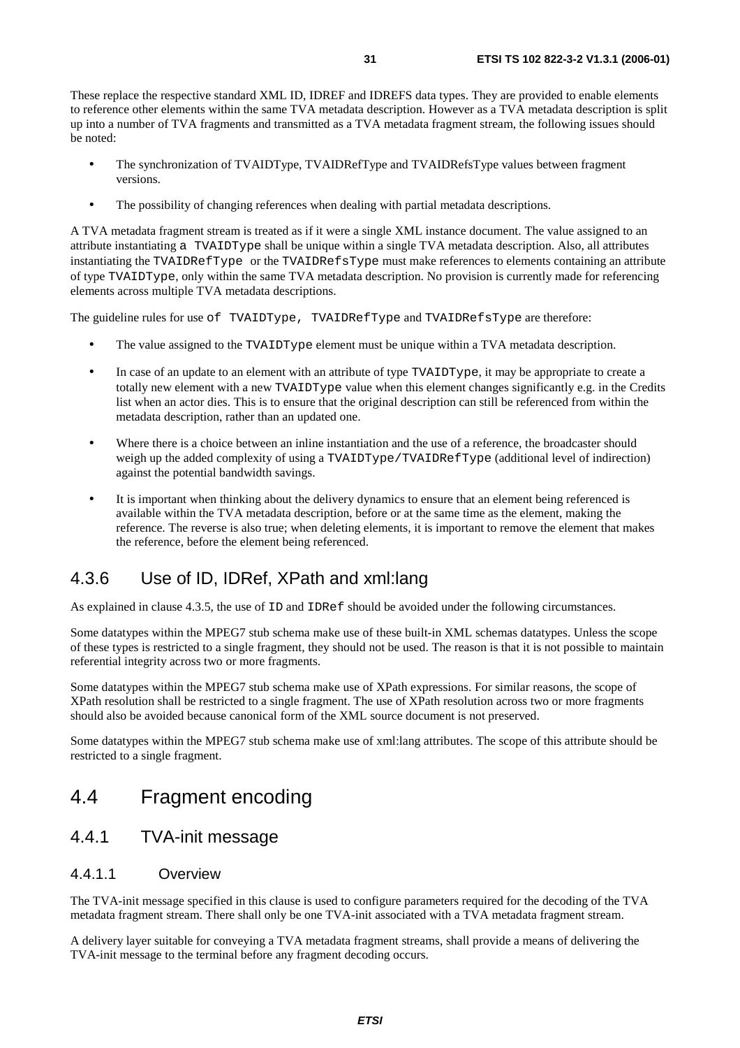These replace the respective standard XML ID, IDREF and IDREFS data types. They are provided to enable elements to reference other elements within the same TVA metadata description. However as a TVA metadata description is split up into a number of TVA fragments and transmitted as a TVA metadata fragment stream, the following issues should be noted:

- The synchronization of TVAIDType, TVAIDRefType and TVAIDRefsType values between fragment versions.
- The possibility of changing references when dealing with partial metadata descriptions.

A TVA metadata fragment stream is treated as if it were a single XML instance document. The value assigned to an attribute instantiating `a TVAIDType` shall be unique within a single TVA metadata description. Also, all attributes instantiating the `TVAIDRefType` or the `TVAIDRefsType` must make references to elements containing an attribute of type `TVAIDType`, only within the same TVA metadata description. No provision is currently made for referencing elements across multiple TVA metadata descriptions.

The guideline rules for use `of TVAIDType, TVAIDRefType` and `TVAIDRefsType` are therefore:

- The value assigned to the `TVAIDType` element must be unique within a TVA metadata description.
- In case of an update to an element with an attribute of type `TVAIDType`, it may be appropriate to create a totally new element with a new `TVAIDType` value when this element changes significantly e.g. in the Credits list when an actor dies. This is to ensure that the original description can still be referenced from within the metadata description, rather than an updated one.
- Where there is a choice between an inline instantiation and the use of a reference, the broadcaster should weigh up the added complexity of using a `TVAIDType/TVAIDRefType` (additional level of indirection) against the potential bandwidth savings.
- It is important when thinking about the delivery dynamics to ensure that an element being referenced is available within the TVA metadata description, before or at the same time as the element, making the reference. The reverse is also true; when deleting elements, it is important to remove the element that makes the reference, before the element being referenced.

## 4.3.6 Use of ID, IDRef, XPath and xml:lang

As explained in clause 4.3.5, the use of `ID` and `IDRef` should be avoided under the following circumstances.

Some datatypes within the MPEG7 stub schema make use of these built-in XML schemas datatypes. Unless the scope of these types is restricted to a single fragment, they should not be used. The reason is that it is not possible to maintain referential integrity across two or more fragments.

Some datatypes within the MPEG7 stub schema make use of XPath expressions. For similar reasons, the scope of XPath resolution shall be restricted to a single fragment. The use of XPath resolution across two or more fragments should also be avoided because canonical form of the XML source document is not preserved.

Some datatypes within the MPEG7 stub schema make use of xml:lang attributes. The scope of this attribute should be restricted to a single fragment.

# 4.4 Fragment encoding

## 4.4.1 TVA-init message

### 4.4.1.1 Overview

The TVA-init message specified in this clause is used to configure parameters required for the decoding of the TVA metadata fragment stream. There shall only be one TVA-init associated with a TVA metadata fragment stream.

A delivery layer suitable for conveying a TVA metadata fragment streams, shall provide a means of delivering the TVA-init message to the terminal before any fragment decoding occurs.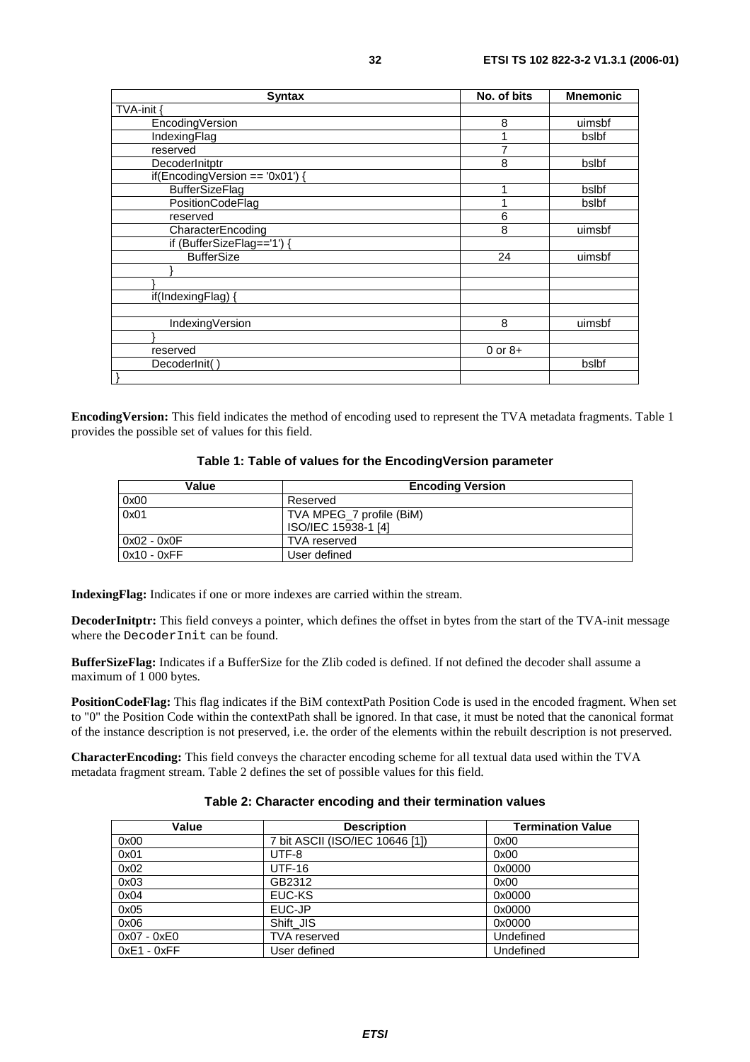| Syntax | No. of bits | Mnemonic |
|---|---|---|
| TVA-init { | | |
| EncodingVersion | 8 | uimsbf |
| IndexingFlag | 1 | bslbf |
| reserved | 7 | |
| DecoderInitptr | 8 | bslbf |
| if(EncodingVersion == '0x01') { | | |
| BufferSizeFlag | 1 | bslbf |
| PositionCodeFlag | 1 | bslbf |
| reserved | 6 | |
| CharacterEncoding | 8 | uimsbf |
| if (BufferSizeFlag=='1') { | | |
| BufferSize | 24 | uimsbf |
| } | | |
| } | | |
| if(IndexingFlag) { | | |
| | | |
| IndexingVersion | 8 | uimsbf |
| } | | |
| reserved | 0 or 8+ | |
| DecoderInit( ) | | bslbf |
| } | | |

**EncodingVersion:** This field indicates the method of encoding used to represent the TVA metadata fragments. Table 1 provides the possible set of values for this field.

**Table 1: Table of values for the EncodingVersion parameter**

| Value | Encoding Version |
|---|---|
| 0x00 | Reserved |
| 0x01 | TVA MPEG_7 profile (BiM) ISO/IEC 15938-1 [4] |
| 0x02 - 0x0F | TVA reserved |
| 0x10 - 0xFF | User defined |

**IndexingFlag:** Indicates if one or more indexes are carried within the stream.

**DecoderInitptr:** This field conveys a pointer, which defines the offset in bytes from the start of the TVA-init message where the `DecoderInit` can be found.

**BufferSizeFlag:** Indicates if a BufferSize for the Zlib coded is defined. If not defined the decoder shall assume a maximum of 1 000 bytes.

**PositionCodeFlag:** This flag indicates if the BiM contextPath Position Code is used in the encoded fragment. When set to "0" the Position Code within the contextPath shall be ignored. In that case, it must be noted that the canonical format of the instance description is not preserved, i.e. the order of the elements within the rebuilt description is not preserved.

**CharacterEncoding:** This field conveys the character encoding scheme for all textual data used within the TVA metadata fragment stream. Table 2 defines the set of possible values for this field.

**Table 2: Character encoding and their termination values**

| Value | Description | Termination Value |
|---|---|---|
| 0x00 | 7 bit ASCII (ISO/IEC 10646 [1]) | 0x00 |
| 0x01 | UTF-8 | 0x00 |
| 0x02 | UTF-16 | 0x0000 |
| 0x03 | GB2312 | 0x00 |
| 0x04 | EUC-KS | 0x0000 |
| 0x05 | EUC-JP | 0x0000 |
| 0x06 | Shift_JIS | 0x0000 |
| 0x07 - 0xE0 | TVA reserved | Undefined |
| 0xE1 - 0xFF | User defined | Undefined |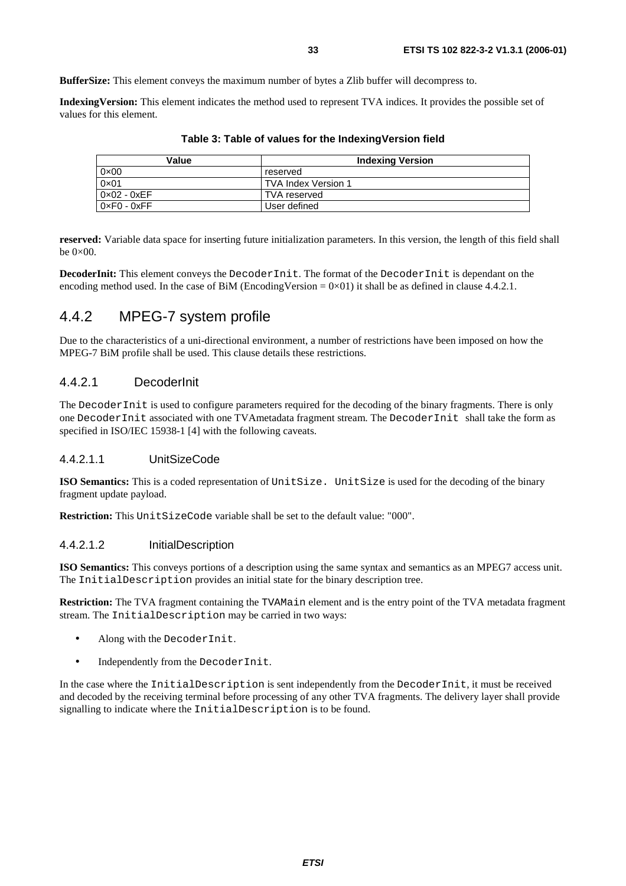**BufferSize:** This element conveys the maximum number of bytes a Zlib buffer will decompress to.

**IndexingVersion:** This element indicates the method used to represent TVA indices. It provides the possible set of values for this element.

**Table 3: Table of values for the IndexingVersion field**

| Value | Indexing Version |
| --- | --- |
| 0×00 | reserved |
| 0×01 | TVA Index Version 1 |
| 0×02 - 0xEF | TVA reserved |
| 0×F0 - 0xFF | User defined |

**reserved:** Variable data space for inserting future initialization parameters. In this version, the length of this field shall be 0×00.

**DecoderInit:** This element conveys the `DecoderInit`. The format of the `DecoderInit` is dependant on the encoding method used. In the case of BiM (EncodingVersion = 0×01) it shall be as defined in clause 4.4.2.1.

## 4.4.2 MPEG-7 system profile

Due to the characteristics of a uni-directional environment, a number of restrictions have been imposed on how the MPEG-7 BiM profile shall be used. This clause details these restrictions.

### 4.4.2.1 DecoderInit

The `DecoderInit` is used to configure parameters required for the decoding of the binary fragments. There is only one `DecoderInit` associated with one TVAmetadata fragment stream. The `DecoderInit` shall take the form as specified in ISO/IEC 15938-1 [4] with the following caveats.

#### 4.4.2.1.1 UnitSizeCode

**ISO Semantics:** This is a coded representation of `UnitSize. UnitSize` is used for the decoding of the binary fragment update payload.

**Restriction:** This `UnitSizeCode` variable shall be set to the default value: "000".

#### 4.4.2.1.2 InitialDescription

**ISO Semantics:** This conveys portions of a description using the same syntax and semantics as an MPEG7 access unit. The `InitialDescription` provides an initial state for the binary description tree.

**Restriction:** The TVA fragment containing the `TVAMain` element and is the entry point of the TVA metadata fragment stream. The `InitialDescription` may be carried in two ways:

- Along with the `DecoderInit`.
- Independently from the `DecoderInit`.

In the case where the `InitialDescription` is sent independently from the `DecoderInit`, it must be received and decoded by the receiving terminal before processing of any other TVA fragments. The delivery layer shall provide signalling to indicate where the `InitialDescription` is to be found.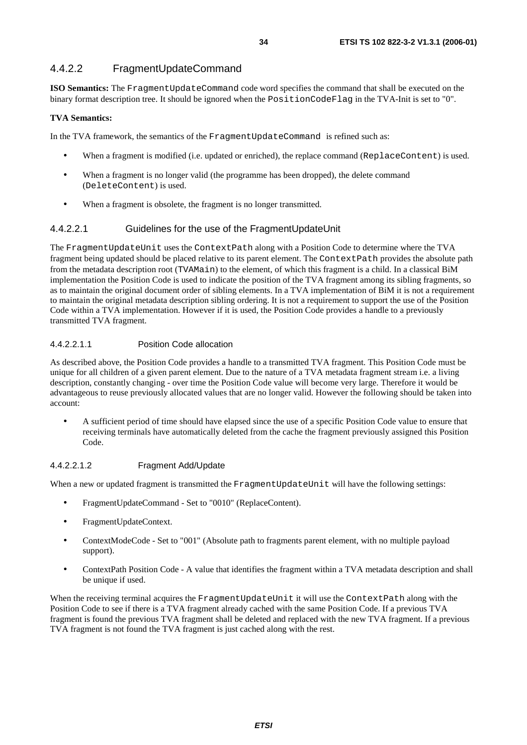### 4.4.2.2 FragmentUpdateCommand

**ISO Semantics:** The FragmentUpdateCommand code word specifies the command that shall be executed on the binary format description tree. It should be ignored when the PositionCodeFlag in the TVA-Init is set to "0".

**TVA Semantics:**

In the TVA framework, the semantics of the FragmentUpdateCommand is refined such as:

- When a fragment is modified (i.e. updated or enriched), the replace command (ReplaceContent) is used.
- When a fragment is no longer valid (the programme has been dropped), the delete command (DeleteContent) is used.
- When a fragment is obsolete, the fragment is no longer transmitted.

#### 4.4.2.2.1 Guidelines for the use of the FragmentUpdateUnit

The FragmentUpdateUnit uses the ContextPath along with a Position Code to determine where the TVA fragment being updated should be placed relative to its parent element. The ContextPath provides the absolute path from the metadata description root (TVAMain) to the element, of which this fragment is a child. In a classical BiM implementation the Position Code is used to indicate the position of the TVA fragment among its sibling fragments, so as to maintain the original document order of sibling elements. In a TVA implementation of BiM it is not a requirement to maintain the original metadata description sibling ordering. It is not a requirement to support the use of the Position Code within a TVA implementation. However if it is used, the Position Code provides a handle to a previously transmitted TVA fragment.

##### 4.4.2.2.1.1 Position Code allocation

As described above, the Position Code provides a handle to a transmitted TVA fragment. This Position Code must be unique for all children of a given parent element. Due to the nature of a TVA metadata fragment stream i.e. a living description, constantly changing - over time the Position Code value will become very large. Therefore it would be advantageous to reuse previously allocated values that are no longer valid. However the following should be taken into account:

- A sufficient period of time should have elapsed since the use of a specific Position Code value to ensure that receiving terminals have automatically deleted from the cache the fragment previously assigned this Position Code.

##### 4.4.2.2.1.2 Fragment Add/Update

When a new or updated fragment is transmitted the FragmentUpdateUnit will have the following settings:

- FragmentUpdateCommand - Set to "0010" (ReplaceContent).
- FragmentUpdateContext.
- ContextModeCode - Set to "001" (Absolute path to fragments parent element, with no multiple payload support).
- ContextPath Position Code - A value that identifies the fragment within a TVA metadata description and shall be unique if used.

When the receiving terminal acquires the FragmentUpdateUnit it will use the ContextPath along with the Position Code to see if there is a TVA fragment already cached with the same Position Code. If a previous TVA fragment is found the previous TVA fragment shall be deleted and replaced with the new TVA fragment. If a previous TVA fragment is not found the TVA fragment is just cached along with the rest.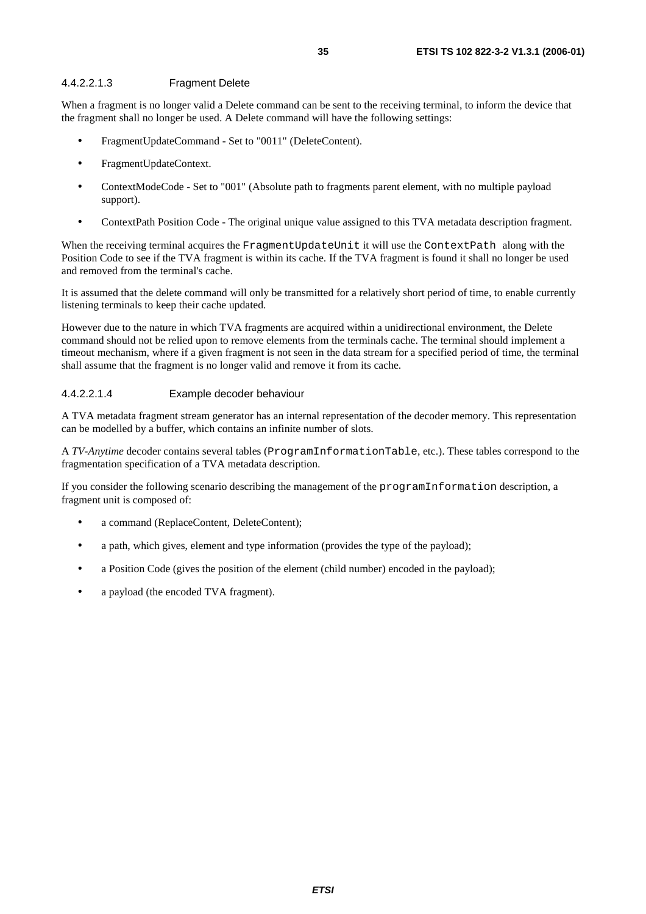#### 4.4.2.2.1.3 Fragment Delete

When a fragment is no longer valid a Delete command can be sent to the receiving terminal, to inform the device that the fragment shall no longer be used. A Delete command will have the following settings:

- FragmentUpdateCommand - Set to "0011" (DeleteContent).
- FragmentUpdateContext.
- ContextModeCode - Set to "001" (Absolute path to fragments parent element, with no multiple payload support).
- ContextPath Position Code - The original unique value assigned to this TVA metadata description fragment.

When the receiving terminal acquires the `FragmentUpdateUnit` it will use the `ContextPath` along with the Position Code to see if the TVA fragment is within its cache. If the TVA fragment is found it shall no longer be used and removed from the terminal's cache.

It is assumed that the delete command will only be transmitted for a relatively short period of time, to enable currently listening terminals to keep their cache updated.

However due to the nature in which TVA fragments are acquired within a unidirectional environment, the Delete command should not be relied upon to remove elements from the terminals cache. The terminal should implement a timeout mechanism, where if a given fragment is not seen in the data stream for a specified period of time, the terminal shall assume that the fragment is no longer valid and remove it from its cache.

#### 4.4.2.2.1.4 Example decoder behaviour

A TVA metadata fragment stream generator has an internal representation of the decoder memory. This representation can be modelled by a buffer, which contains an infinite number of slots.

A *TV-Anytime* decoder contains several tables (`ProgramInformationTable`, etc.). These tables correspond to the fragmentation specification of a TVA metadata description.

If you consider the following scenario describing the management of the `programInformation` description, a fragment unit is composed of:

- a command (ReplaceContent, DeleteContent);
- a path, which gives, element and type information (provides the type of the payload);
- a Position Code (gives the position of the element (child number) encoded in the payload);
- a payload (the encoded TVA fragment).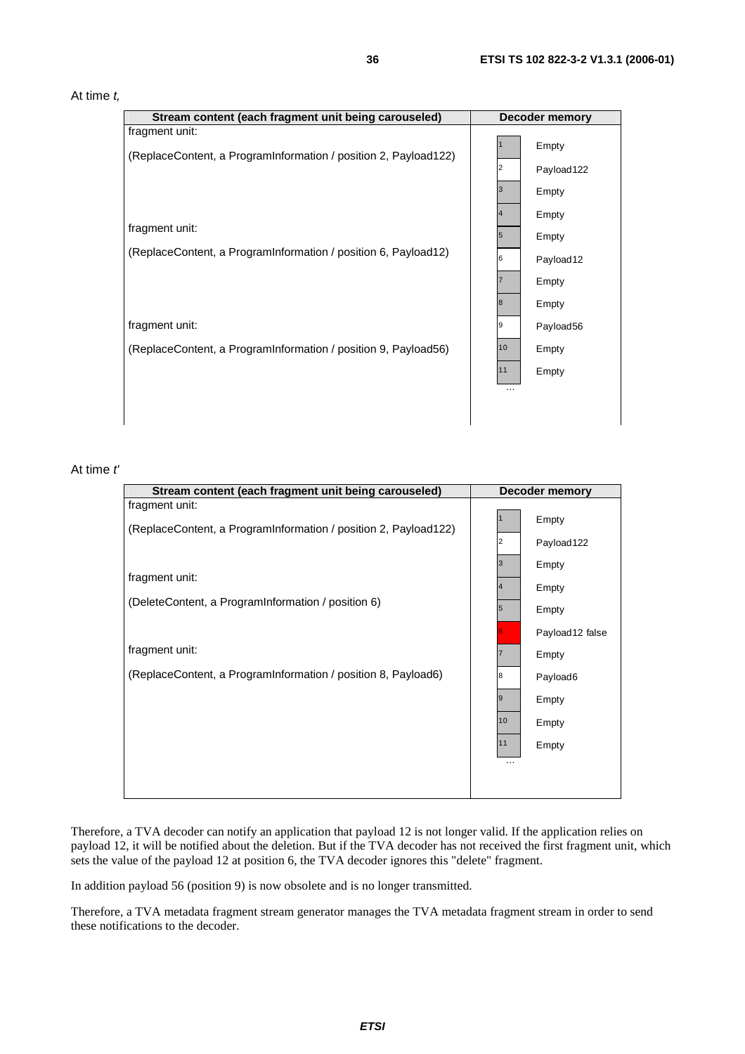At time *t,*

| Stream content (each fragment unit being carouseled) | Decoder memory | |
|---|---|---|
| fragment unit: | | |
| (ReplaceContent, a ProgramInformation / position 2, Payload122) | 1 | Empty |
| | 2 | Payload122 |
| | 3 | Empty |
| | 4 | Empty |
| fragment unit: | 5 | Empty |
| (ReplaceContent, a ProgramInformation / position 6, Payload12) | 6 | Payload12 |
| | 7 | Empty |
| | 8 | Empty |
| fragment unit: | 9 | Payload56 |
| (ReplaceContent, a ProgramInformation / position 9, Payload56) | 10 | Empty |
| | 11 | Empty |
| | ... | |

At time *t'*

| Stream content (each fragment unit being carouseled) | Decoder memory | |
|---|---|---|
| fragment unit: | | |
| (ReplaceContent, a ProgramInformation / position 2, Payload122) | 1 | Empty |
| | 2 | Payload122 |
| | 3 | Empty |
| fragment unit: | 4 | Empty |
| (DeleteContent, a ProgramInformation / position 6) | 5 | Empty |
| | 6 | Payload12 false |
| fragment unit: | 7 | Empty |
| (ReplaceContent, a ProgramInformation / position 8, Payload6) | 8 | Payload6 |
| | 9 | Empty |
| | 10 | Empty |
| | 11 | Empty |
| | ... | |

Therefore, a TVA decoder can notify an application that payload 12 is not longer valid. If the application relies on payload 12, it will be notified about the deletion. But if the TVA decoder has not received the first fragment unit, which sets the value of the payload 12 at position 6, the TVA decoder ignores this "delete" fragment.

In addition payload 56 (position 9) is now obsolete and is no longer transmitted.

Therefore, a TVA metadata fragment stream generator manages the TVA metadata fragment stream in order to send these notifications to the decoder.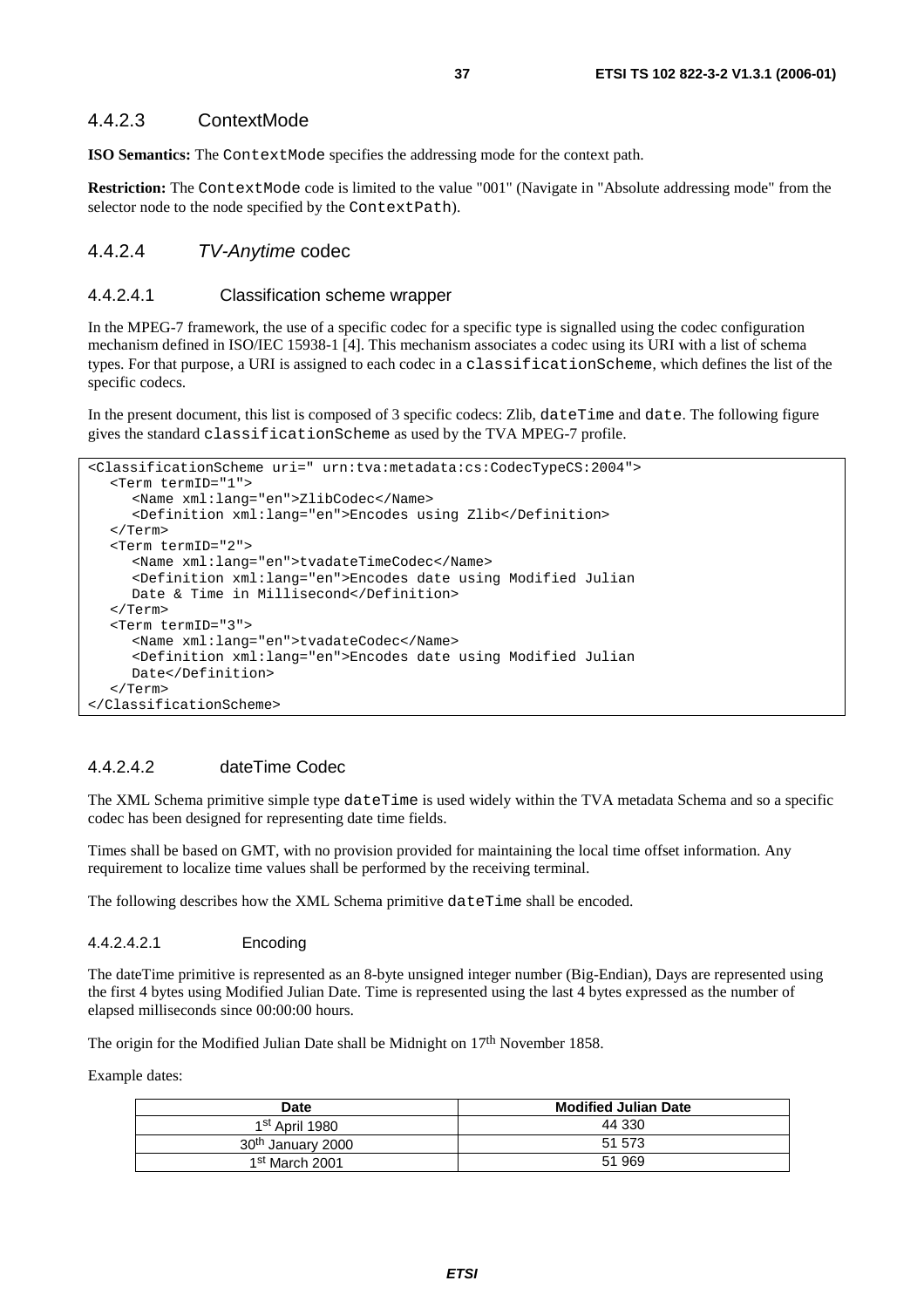### 4.4.2.3 ContextMode

**ISO Semantics:** The ContextMode specifies the addressing mode for the context path.

**Restriction:** The ContextMode code is limited to the value "001" (Navigate in "Absolute addressing mode" from the selector node to the node specified by the ContextPath).

### 4.4.2.4 *TV-Anytime* codec

#### 4.4.2.4.1 Classification scheme wrapper

In the MPEG-7 framework, the use of a specific codec for a specific type is signalled using the codec configuration mechanism defined in ISO/IEC 15938-1 [4]. This mechanism associates a codec using its URI with a list of schema types. For that purpose, a URI is assigned to each codec in a classificationScheme, which defines the list of the specific codecs.

In the present document, this list is composed of 3 specific codecs: Zlib, dateTime and date. The following figure gives the standard classificationScheme as used by the TVA MPEG-7 profile.

```
<ClassificationScheme uri=" urn:tva:metadata:cs:CodecTypeCS:2004">
   <Term termID="1">
      <Name xml:lang="en">ZlibCodec</Name>
      <Definition xml:lang="en">Encodes using Zlib</Definition>
   </Term>
   <Term termID="2">
      <Name xml:lang="en">tvadateTimeCodec</Name>
      <Definition xml:lang="en">Encodes date using Modified Julian
      Date & Time in Millisecond</Definition>
   </Term>
   <Term termID="3">
      <Name xml:lang="en">tvadateCodec</Name>
      <Definition xml:lang="en">Encodes date using Modified Julian
      Date</Definition>
   </Term>
</ClassificationScheme>
```

#### 4.4.2.4.2 dateTime Codec

The XML Schema primitive simple type dateTime is used widely within the TVA metadata Schema and so a specific codec has been designed for representing date time fields.

Times shall be based on GMT, with no provision provided for maintaining the local time offset information. Any requirement to localize time values shall be performed by the receiving terminal.

The following describes how the XML Schema primitive dateTime shall be encoded.

##### 4.4.2.4.2.1 Encoding

The dateTime primitive is represented as an 8-byte unsigned integer number (Big-Endian), Days are represented using the first 4 bytes using Modified Julian Date. Time is represented using the last 4 bytes expressed as the number of elapsed milliseconds since 00:00:00 hours.

The origin for the Modified Julian Date shall be Midnight on 17th November 1858.

Example dates:

| Date | Modified Julian Date |
|---|---|
| 1st April 1980 | 44 330 |
| 30th January 2000 | 51 573 |
| 1st March 2001 | 51 969 |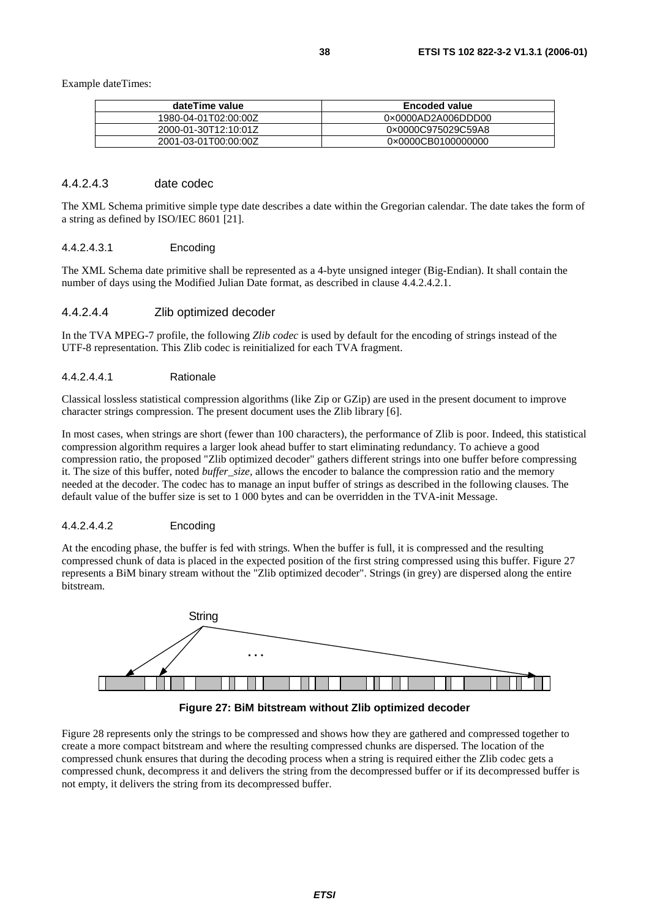Example dateTimes:

| dateTime value | Encoded value |
| --- | --- |
| 1980-04-01T02:00:00Z | 0×0000AD2A006DDD00 |
| 2000-01-30T12:10:01Z | 0×0000C975029C59A8 |
| 2001-03-01T00:00:00Z | 0×0000CB0100000000 |

### 4.4.2.4.3 date codec

The XML Schema primitive simple type date describes a date within the Gregorian calendar. The date takes the form of a string as defined by ISO/IEC 8601 [21].

#### 4.4.2.4.3.1 Encoding

The XML Schema date primitive shall be represented as a 4-byte unsigned integer (Big-Endian). It shall contain the number of days using the Modified Julian Date format, as described in clause 4.4.2.4.2.1.

### 4.4.2.4.4 Zlib optimized decoder

In the TVA MPEG-7 profile, the following *Zlib codec* is used by default for the encoding of strings instead of the UTF-8 representation. This Zlib codec is reinitialized for each TVA fragment.

#### 4.4.2.4.4.1 Rationale

Classical lossless statistical compression algorithms (like Zip or GZip) are used in the present document to improve character strings compression. The present document uses the Zlib library [6].

In most cases, when strings are short (fewer than 100 characters), the performance of Zlib is poor. Indeed, this statistical compression algorithm requires a larger look ahead buffer to start eliminating redundancy. To achieve a good compression ratio, the proposed "Zlib optimized decoder" gathers different strings into one buffer before compressing it. The size of this buffer, noted *buffer_size*, allows the encoder to balance the compression ratio and the memory needed at the decoder. The codec has to manage an input buffer of strings as described in the following clauses. The default value of the buffer size is set to 1 000 bytes and can be overridden in the TVA-init Message.

#### 4.4.2.4.4.2 Encoding

At the encoding phase, the buffer is fed with strings. When the buffer is full, it is compressed and the resulting compressed chunk of data is placed in the expected position of the first string compressed using this buffer. Figure 27 represents a BiM binary stream without the "Zlib optimized decoder". Strings (in grey) are dispersed along the entire bitstream.

**Figure 27: BiM bitstream without Zlib optimized decoder**

Figure 28 represents only the strings to be compressed and shows how they are gathered and compressed together to create a more compact bitstream and where the resulting compressed chunks are dispersed. The location of the compressed chunk ensures that during the decoding process when a string is required either the Zlib codec gets a compressed chunk, decompress it and delivers the string from the decompressed buffer or if its decompressed buffer is not empty, it delivers the string from its decompressed buffer.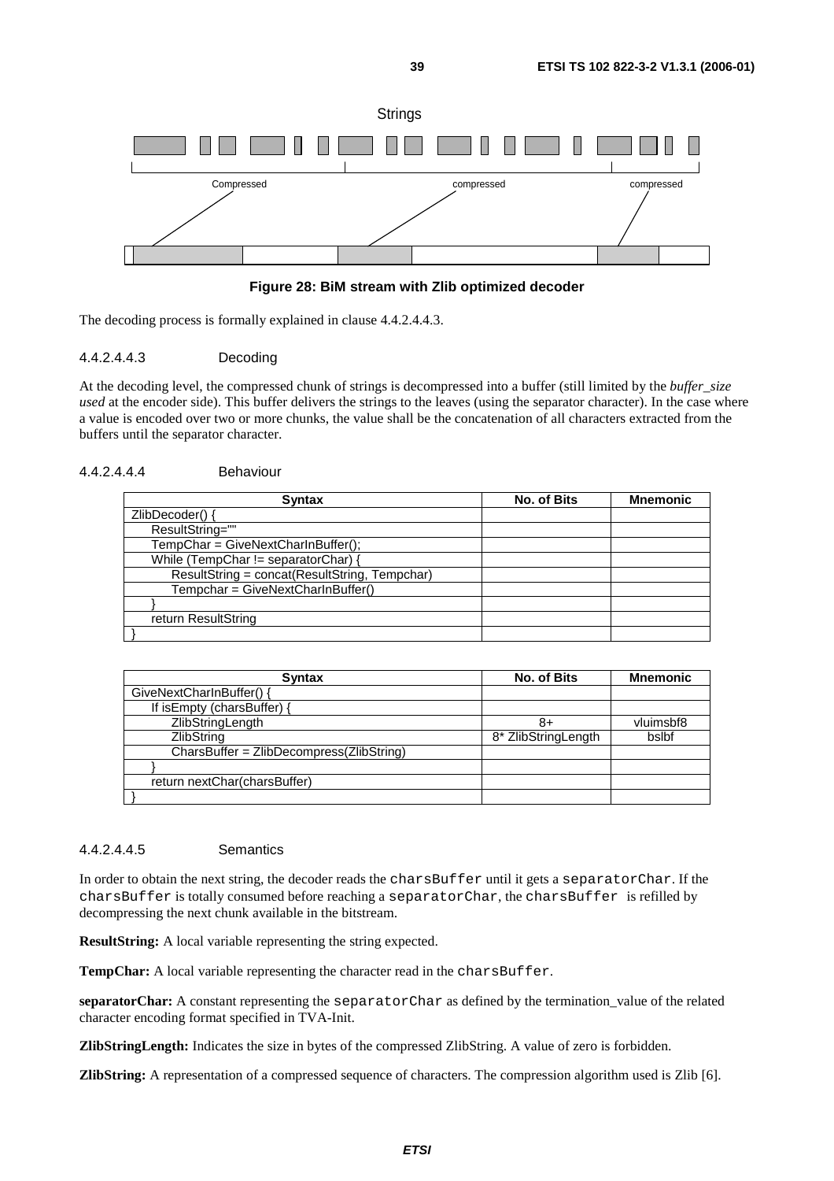Strings

Compressed　　compressed　　compressed

**Figure 28: BiM stream with Zlib optimized decoder**

The decoding process is formally explained in clause 4.4.2.4.4.3.

#### 4.4.2.4.4.3 Decoding

At the decoding level, the compressed chunk of strings is decompressed into a buffer (still limited by the *buffer_size used* at the encoder side). This buffer delivers the strings to the leaves (using the separator character). In the case where a value is encoded over two or more chunks, the value shall be the concatenation of all characters extracted from the buffers until the separator character.

#### 4.4.2.4.4.4 Behaviour

| Syntax | No. of Bits | Mnemonic |
|---|---|---|
| ZlibDecoder() { | | |
| ResultString="" | | |
| TempChar = GiveNextCharInBuffer(); | | |
| While (TempChar != separatorChar) { | | |
| ResultString = concat(ResultString, Tempchar) | | |
| Tempchar = GiveNextCharInBuffer() | | |
| } | | |
| return ResultString | | |
| } | | |

| Syntax | No. of Bits | Mnemonic |
|---|---|---|
| GiveNextCharInBuffer() { | | |
| If isEmpty (charsBuffer) { | | |
| ZlibStringLength | 8+ | vluimsbf8 |
| ZlibString | 8* ZlibStringLength | bslbf |
| CharsBuffer = ZlibDecompress(ZlibString) | | |
| } | | |
| return nextChar(charsBuffer) | | |
| } | | |

#### 4.4.2.4.4.5 Semantics

In order to obtain the next string, the decoder reads the `charsBuffer` until it gets a `separatorChar`. If the `charsBuffer` is totally consumed before reaching a `separatorChar`, the `charsBuffer` is refilled by decompressing the next chunk available in the bitstream.

**ResultString:** A local variable representing the string expected.

**TempChar:** A local variable representing the character read in the `charsBuffer`.

**separatorChar:** A constant representing the `separatorChar` as defined by the termination_value of the related character encoding format specified in TVA-Init.

**ZlibStringLength:** Indicates the size in bytes of the compressed ZlibString. A value of zero is forbidden.

**ZlibString:** A representation of a compressed sequence of characters. The compression algorithm used is Zlib [6].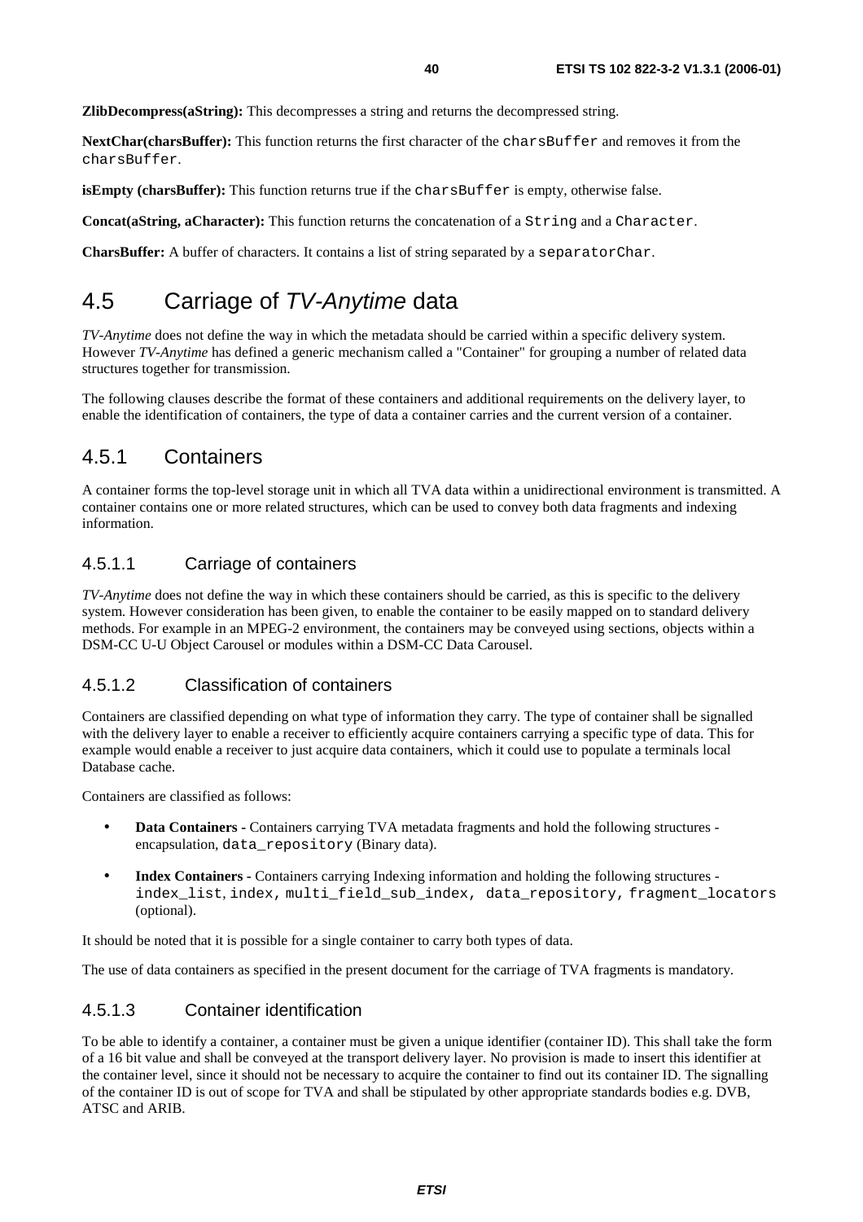**ZlibDecompress(aString):** This decompresses a string and returns the decompressed string.

**NextChar(charsBuffer):** This function returns the first character of the `charsBuffer` and removes it from the `charsBuffer`.

**isEmpty (charsBuffer):** This function returns true if the `charsBuffer` is empty, otherwise false.

**Concat(aString, aCharacter):** This function returns the concatenation of a `String` and a `Character`.

**CharsBuffer:** A buffer of characters. It contains a list of string separated by a `separatorChar`.

# 4.5 Carriage of *TV-Anytime* data

*TV-Anytime* does not define the way in which the metadata should be carried within a specific delivery system. However *TV-Anytime* has defined a generic mechanism called a "Container" for grouping a number of related data structures together for transmission.

The following clauses describe the format of these containers and additional requirements on the delivery layer, to enable the identification of containers, the type of data a container carries and the current version of a container.

## 4.5.1 Containers

A container forms the top-level storage unit in which all TVA data within a unidirectional environment is transmitted. A container contains one or more related structures, which can be used to convey both data fragments and indexing information.

### 4.5.1.1 Carriage of containers

*TV-Anytime* does not define the way in which these containers should be carried, as this is specific to the delivery system. However consideration has been given, to enable the container to be easily mapped on to standard delivery methods. For example in an MPEG-2 environment, the containers may be conveyed using sections, objects within a DSM-CC U-U Object Carousel or modules within a DSM-CC Data Carousel.

### 4.5.1.2 Classification of containers

Containers are classified depending on what type of information they carry. The type of container shall be signalled with the delivery layer to enable a receiver to efficiently acquire containers carrying a specific type of data. This for example would enable a receiver to just acquire data containers, which it could use to populate a terminals local Database cache.

Containers are classified as follows:

- **Data Containers -** Containers carrying TVA metadata fragments and hold the following structures - encapsulation, `data_repository` (Binary data).
- **Index Containers -** Containers carrying Indexing information and holding the following structures - `index_list`, `index`, `multi_field_sub_index`, `data_repository`, `fragment_locators` (optional).

It should be noted that it is possible for a single container to carry both types of data.

The use of data containers as specified in the present document for the carriage of TVA fragments is mandatory.

### 4.5.1.3 Container identification

To be able to identify a container, a container must be given a unique identifier (container ID). This shall take the form of a 16 bit value and shall be conveyed at the transport delivery layer. No provision is made to insert this identifier at the container level, since it should not be necessary to acquire the container to find out its container ID. The signalling of the container ID is out of scope for TVA and shall be stipulated by other appropriate standards bodies e.g. DVB, ATSC and ARIB.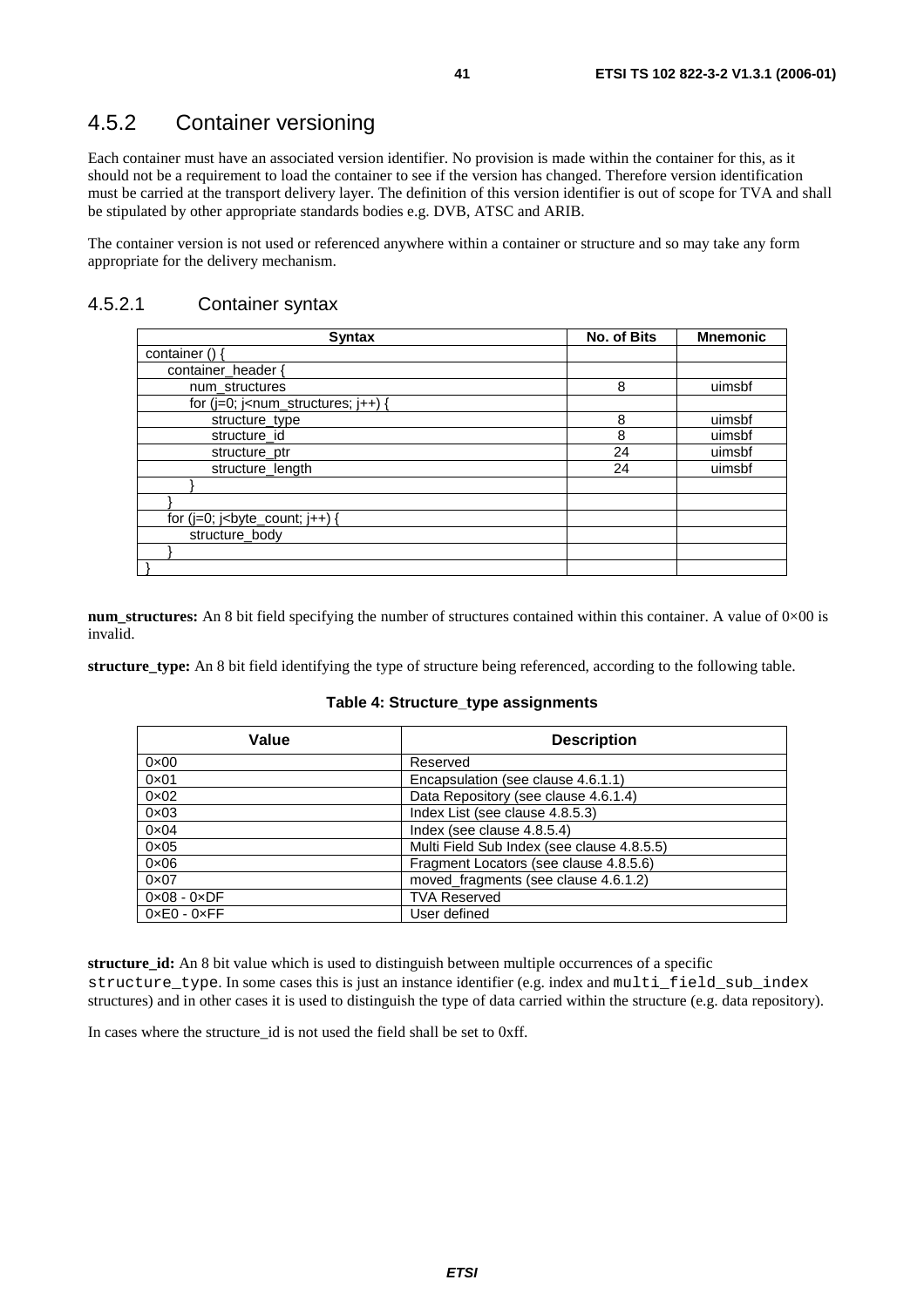### 4.5.2 Container versioning

Each container must have an associated version identifier. No provision is made within the container for this, as it should not be a requirement to load the container to see if the version has changed. Therefore version identification must be carried at the transport delivery layer. The definition of this version identifier is out of scope for TVA and shall be stipulated by other appropriate standards bodies e.g. DVB, ATSC and ARIB.

The container version is not used or referenced anywhere within a container or structure and so may take any form appropriate for the delivery mechanism.

#### 4.5.2.1 Container syntax

| Syntax | No. of Bits | Mnemonic |
|---|---|---|
| container () { | | |
| container_header { | | |
| num_structures | 8 | uimsbf |
| for (j=0; j<num_structures; j++) { | | |
| structure_type | 8 | uimsbf |
| structure_id | 8 | uimsbf |
| structure_ptr | 24 | uimsbf |
| structure_length | 24 | uimsbf |
| } | | |
| } | | |
| for (j=0; j<byte_count; j++) { | | |
| structure_body | | |
| } | | |
| } | | |

**num_structures:** An 8 bit field specifying the number of structures contained within this container. A value of 0×00 is invalid.

**structure_type:** An 8 bit field identifying the type of structure being referenced, according to the following table.

**Table 4: Structure_type assignments**

| Value | Description |
|---|---|
| 0×00 | Reserved |
| 0×01 | Encapsulation (see clause 4.6.1.1) |
| 0×02 | Data Repository (see clause 4.6.1.4) |
| 0×03 | Index List (see clause 4.8.5.3) |
| 0×04 | Index (see clause 4.8.5.4) |
| 0×05 | Multi Field Sub Index (see clause 4.8.5.5) |
| 0×06 | Fragment Locators (see clause 4.8.5.6) |
| 0×07 | moved_fragments (see clause 4.6.1.2) |
| 0×08 - 0×DF | TVA Reserved |
| 0×E0 - 0×FF | User defined |

**structure_id:** An 8 bit value which is used to distinguish between multiple occurrences of a specific `structure_type`. In some cases this is just an instance identifier (e.g. index and `multi_field_sub_index` structures) and in other cases it is used to distinguish the type of data carried within the structure (e.g. data repository).

In cases where the structure_id is not used the field shall be set to 0xff.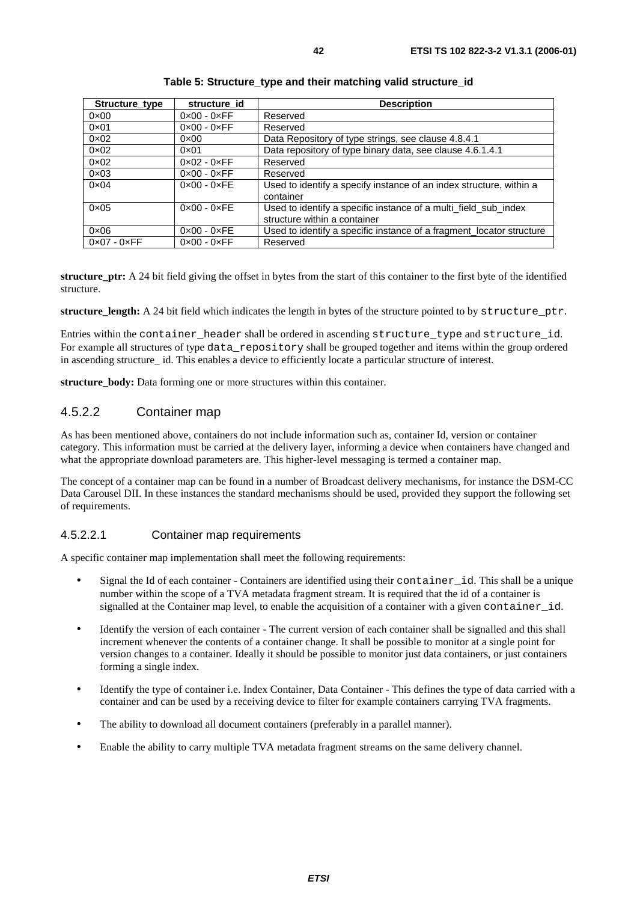**Table 5: Structure_type and their matching valid structure_id**

| Structure_type | structure_id | Description |
|---|---|---|
| 0×00 | 0×00 - 0×FF | Reserved |
| 0×01 | 0×00 - 0×FF | Reserved |
| 0×02 | 0×00 | Data Repository of type strings, see clause 4.8.4.1 |
| 0×02 | 0×01 | Data repository of type binary data, see clause 4.6.1.4.1 |
| 0×02 | 0×02 - 0×FF | Reserved |
| 0×03 | 0×00 - 0×FF | Reserved |
| 0×04 | 0×00 - 0×FE | Used to identify a specify instance of an index structure, within a container |
| 0×05 | 0×00 - 0×FE | Used to identify a specific instance of a multi_field_sub_index structure within a container |
| 0×06 | 0×00 - 0×FE | Used to identify a specific instance of a fragment_locator structure |
| 0×07 - 0×FF | 0×00 - 0×FF | Reserved |

**structure_ptr:** A 24 bit field giving the offset in bytes from the start of this container to the first byte of the identified structure.

**structure_length:** A 24 bit field which indicates the length in bytes of the structure pointed to by structure_ptr.

Entries within the container_header shall be ordered in ascending structure_type and structure_id. For example all structures of type data_repository shall be grouped together and items within the group ordered in ascending structure_ id. This enables a device to efficiently locate a particular structure of interest.

**structure_body:** Data forming one or more structures within this container.

### 4.5.2.2 Container map

As has been mentioned above, containers do not include information such as, container Id, version or container category. This information must be carried at the delivery layer, informing a device when containers have changed and what the appropriate download parameters are. This higher-level messaging is termed a container map.

The concept of a container map can be found in a number of Broadcast delivery mechanisms, for instance the DSM-CC Data Carousel DII. In these instances the standard mechanisms should be used, provided they support the following set of requirements.

#### 4.5.2.2.1 Container map requirements

A specific container map implementation shall meet the following requirements:

- Signal the Id of each container - Containers are identified using their container_id. This shall be a unique number within the scope of a TVA metadata fragment stream. It is required that the id of a container is signalled at the Container map level, to enable the acquisition of a container with a given container_id.
- Identify the version of each container - The current version of each container shall be signalled and this shall increment whenever the contents of a container change. It shall be possible to monitor at a single point for version changes to a container. Ideally it should be possible to monitor just data containers, or just containers forming a single index.
- Identify the type of container i.e. Index Container, Data Container - This defines the type of data carried with a container and can be used by a receiving device to filter for example containers carrying TVA fragments.
- The ability to download all document containers (preferably in a parallel manner).
- Enable the ability to carry multiple TVA metadata fragment streams on the same delivery channel.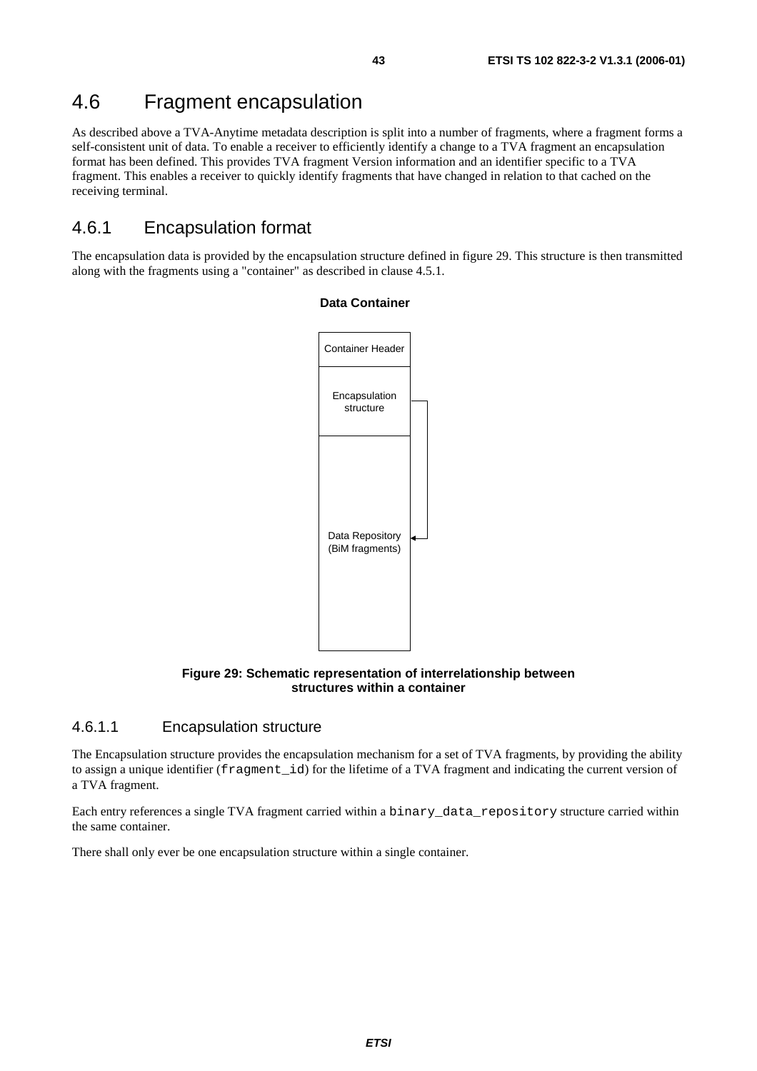## 4.6 Fragment encapsulation

As described above a TVA-Anytime metadata description is split into a number of fragments, where a fragment forms a self-consistent unit of data. To enable a receiver to efficiently identify a change to a TVA fragment an encapsulation format has been defined. This provides TVA fragment Version information and an identifier specific to a TVA fragment. This enables a receiver to quickly identify fragments that have changed in relation to that cached on the receiving terminal.

### 4.6.1 Encapsulation format

The encapsulation data is provided by the encapsulation structure defined in figure 29. This structure is then transmitted along with the fragments using a "container" as described in clause 4.5.1.

**Data Container**

Container Header

Encapsulation structure

Data Repository (BiM fragments)

**Figure 29: Schematic representation of interrelationship between structures within a container**

#### 4.6.1.1 Encapsulation structure

The Encapsulation structure provides the encapsulation mechanism for a set of TVA fragments, by providing the ability to assign a unique identifier (`fragment_id`) for the lifetime of a TVA fragment and indicating the current version of a TVA fragment.

Each entry references a single TVA fragment carried within a `binary_data_repository` structure carried within the same container.

There shall only ever be one encapsulation structure within a single container.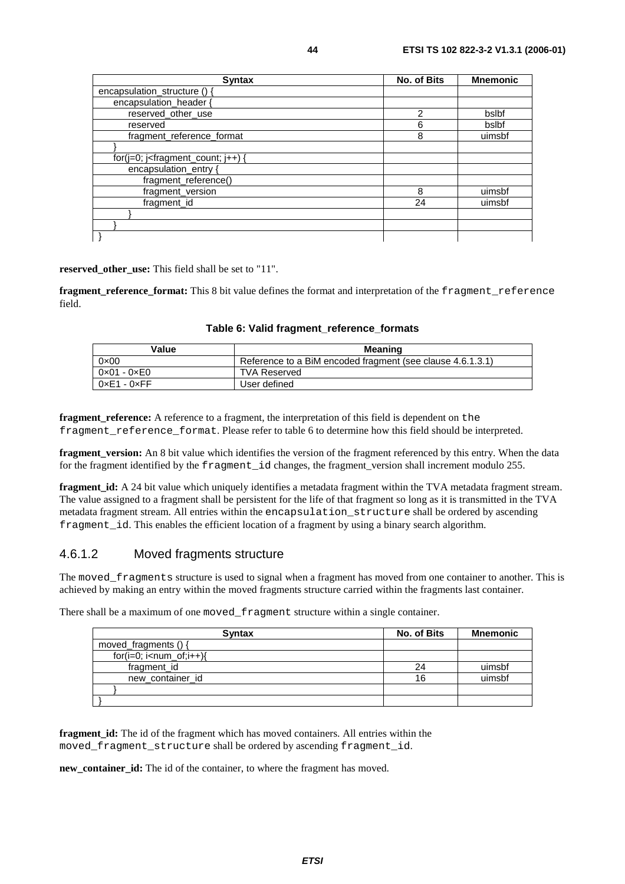| Syntax | No. of Bits | Mnemonic |
|---|---|---|
| encapsulation_structure () { | | |
| encapsulation_header { | | |
| reserved_other_use | 2 | bslbf |
| reserved | 6 | bslbf |
| fragment_reference_format | 8 | uimsbf |
| } | | |
| for(j=0; j<fragment_count; j++) { | | |
| encapsulation_entry { | | |
| fragment_reference() | | |
| fragment_version | 8 | uimsbf |
| fragment_id | 24 | uimsbf |
| } | | |
| } | | |
| } | | |

**reserved_other_use:** This field shall be set to "11".

**fragment_reference_format:** This 8 bit value defines the format and interpretation of the `fragment_reference` field.

**Table 6: Valid fragment_reference_formats**

| Value | Meaning |
|---|---|
| 0×00 | Reference to a BiM encoded fragment (see clause 4.6.1.3.1) |
| 0×01 - 0×E0 | TVA Reserved |
| 0×E1 - 0×FF | User defined |

**fragment_reference:** A reference to a fragment, the interpretation of this field is dependent on `the fragment_reference_format`. Please refer to table 6 to determine how this field should be interpreted.

**fragment_version:** An 8 bit value which identifies the version of the fragment referenced by this entry. When the data for the fragment identified by the `fragment_id` changes, the fragment_version shall increment modulo 255.

**fragment_id:** A 24 bit value which uniquely identifies a metadata fragment within the TVA metadata fragment stream. The value assigned to a fragment shall be persistent for the life of that fragment so long as it is transmitted in the TVA metadata fragment stream. All entries within the `encapsulation_structure` shall be ordered by ascending `fragment_id`. This enables the efficient location of a fragment by using a binary search algorithm.

### 4.6.1.2 Moved fragments structure

The `moved_fragments` structure is used to signal when a fragment has moved from one container to another. This is achieved by making an entry within the moved fragments structure carried within the fragments last container.

There shall be a maximum of one `moved_fragment` structure within a single container.

| Syntax | No. of Bits | Mnemonic |
|---|---|---|
| moved_fragments () { | | |
| for(i=0; i<num_of;i++){ | | |
| fragment_id | 24 | uimsbf |
| new_container_id | 16 | uimsbf |
| } | | |
| } | | |

**fragment_id:** The id of the fragment which has moved containers. All entries within the `moved_fragment_structure` shall be ordered by ascending `fragment_id`.

**new_container_id:** The id of the container, to where the fragment has moved.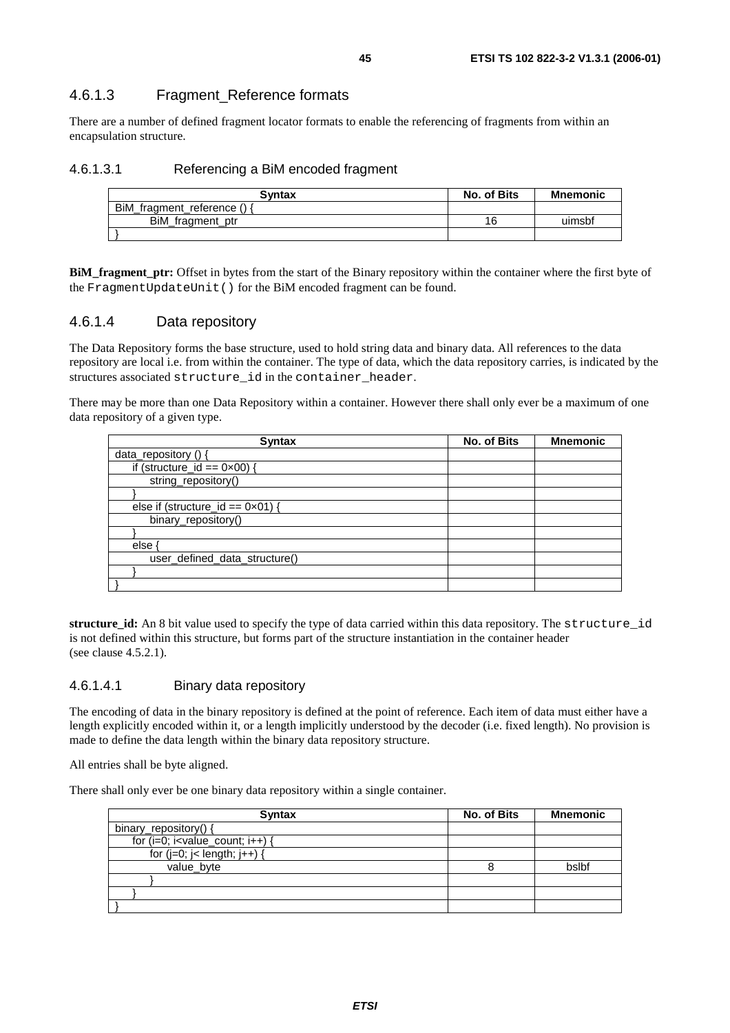#### 4.6.1.3 Fragment_Reference formats

There are a number of defined fragment locator formats to enable the referencing of fragments from within an encapsulation structure.

##### 4.6.1.3.1 Referencing a BiM encoded fragment

| Syntax | No. of Bits | Mnemonic |
|---|---|---|
| BiM_fragment_reference () { | | |
| BiM_fragment_ptr | 16 | uimsbf |
| } | | |

**BiM_fragment_ptr:** Offset in bytes from the start of the Binary repository within the container where the first byte of the `FragmentUpdateUnit()` for the BiM encoded fragment can be found.

#### 4.6.1.4 Data repository

The Data Repository forms the base structure, used to hold string data and binary data. All references to the data repository are local i.e. from within the container. The type of data, which the data repository carries, is indicated by the structures associated `structure_id` in the `container_header`.

There may be more than one Data Repository within a container. However there shall only ever be a maximum of one data repository of a given type.

| Syntax | No. of Bits | Mnemonic |
|---|---|---|
| data_repository () { | | |
| if (structure_id == 0×00) { | | |
| string_repository() | | |
| } | | |
| else if (structure_id == 0×01) { | | |
| binary_repository() | | |
| } | | |
| else { | | |
| user_defined_data_structure() | | |
| } | | |
| } | | |

**structure_id:** An 8 bit value used to specify the type of data carried within this data repository. The `structure_id` is not defined within this structure, but forms part of the structure instantiation in the container header (see clause 4.5.2.1).

##### 4.6.1.4.1 Binary data repository

The encoding of data in the binary repository is defined at the point of reference. Each item of data must either have a length explicitly encoded within it, or a length implicitly understood by the decoder (i.e. fixed length). No provision is made to define the data length within the binary data repository structure.

All entries shall be byte aligned.

There shall only ever be one binary data repository within a single container.

| Syntax | No. of Bits | Mnemonic |
|---|---|---|
| binary_repository() { | | |
| for (i=0; i<value_count; i++) { | | |
| for (j=0; j< length; j++) { | | |
| value_byte | 8 | bslbf |
| } | | |
| } | | |
| } | | |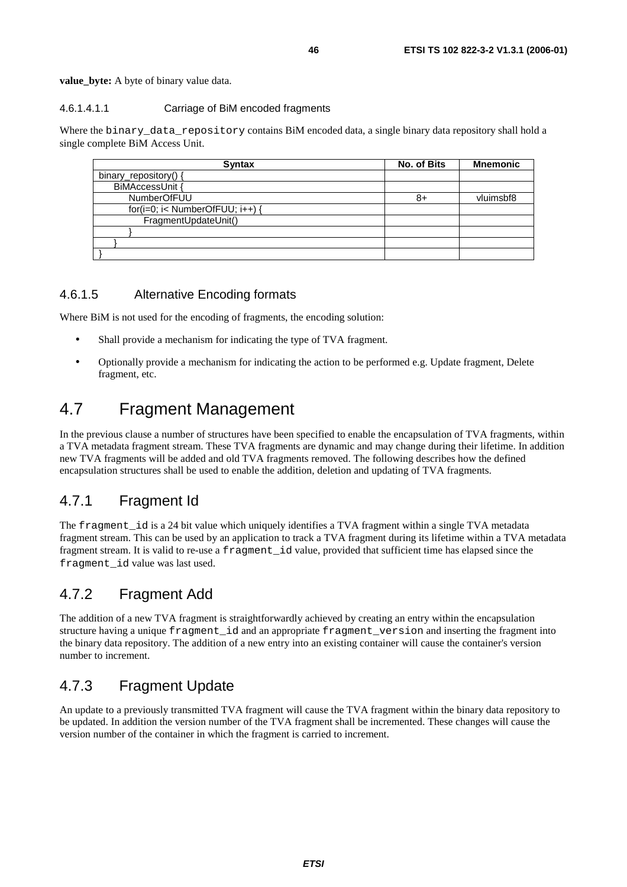**value_byte:** A byte of binary value data.

#### 4.6.1.4.1.1 Carriage of BiM encoded fragments

Where the binary_data_repository contains BiM encoded data, a single binary data repository shall hold a single complete BiM Access Unit.

| Syntax | No. of Bits | Mnemonic |
|---|---|---|
| binary_repository() { | | |
| BiMAccessUnit { | | |
| NumberOfFUU | 8+ | vluimsbf8 |
| for(i=0; i< NumberOfFUU; i++) { | | |
| FragmentUpdateUnit() | | |
| } | | |
| } | | |
| } | | |

### 4.6.1.5 Alternative Encoding formats

Where BiM is not used for the encoding of fragments, the encoding solution:

- Shall provide a mechanism for indicating the type of TVA fragment.
- Optionally provide a mechanism for indicating the action to be performed e.g. Update fragment, Delete fragment, etc.

# 4.7 Fragment Management

In the previous clause a number of structures have been specified to enable the encapsulation of TVA fragments, within a TVA metadata fragment stream. These TVA fragments are dynamic and may change during their lifetime. In addition new TVA fragments will be added and old TVA fragments removed. The following describes how the defined encapsulation structures shall be used to enable the addition, deletion and updating of TVA fragments.

## 4.7.1 Fragment Id

The fragment_id is a 24 bit value which uniquely identifies a TVA fragment within a single TVA metadata fragment stream. This can be used by an application to track a TVA fragment during its lifetime within a TVA metadata fragment stream. It is valid to re-use a fragment_id value, provided that sufficient time has elapsed since the fragment_id value was last used.

## 4.7.2 Fragment Add

The addition of a new TVA fragment is straightforwardly achieved by creating an entry within the encapsulation structure having a unique fragment_id and an appropriate fragment_version and inserting the fragment into the binary data repository. The addition of a new entry into an existing container will cause the container's version number to increment.

## 4.7.3 Fragment Update

An update to a previously transmitted TVA fragment will cause the TVA fragment within the binary data repository to be updated. In addition the version number of the TVA fragment shall be incremented. These changes will cause the version number of the container in which the fragment is carried to increment.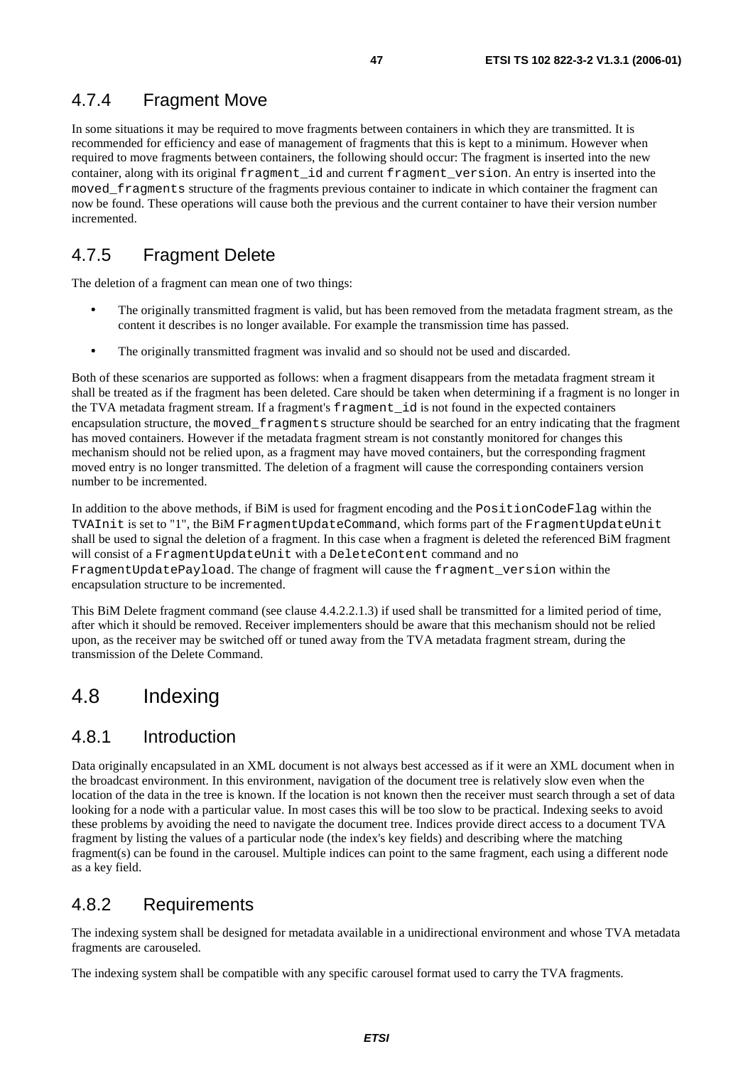### 4.7.4 Fragment Move

In some situations it may be required to move fragments between containers in which they are transmitted. It is recommended for efficiency and ease of management of fragments that this is kept to a minimum. However when required to move fragments between containers, the following should occur: The fragment is inserted into the new container, along with its original `fragment_id` and current `fragment_version`. An entry is inserted into the `moved_fragments` structure of the fragments previous container to indicate in which container the fragment can now be found. These operations will cause both the previous and the current container to have their version number incremented.

### 4.7.5 Fragment Delete

The deletion of a fragment can mean one of two things:

- The originally transmitted fragment is valid, but has been removed from the metadata fragment stream, as the content it describes is no longer available. For example the transmission time has passed.
- The originally transmitted fragment was invalid and so should not be used and discarded.

Both of these scenarios are supported as follows: when a fragment disappears from the metadata fragment stream it shall be treated as if the fragment has been deleted. Care should be taken when determining if a fragment is no longer in the TVA metadata fragment stream. If a fragment's `fragment_id` is not found in the expected containers encapsulation structure, the `moved_fragments` structure should be searched for an entry indicating that the fragment has moved containers. However if the metadata fragment stream is not constantly monitored for changes this mechanism should not be relied upon, as a fragment may have moved containers, but the corresponding fragment moved entry is no longer transmitted. The deletion of a fragment will cause the corresponding containers version number to be incremented.

In addition to the above methods, if BiM is used for fragment encoding and the `PositionCodeFlag` within the `TVAInit` is set to "1", the BiM `FragmentUpdateCommand`, which forms part of the `FragmentUpdateUnit` shall be used to signal the deletion of a fragment. In this case when a fragment is deleted the referenced BiM fragment will consist of a `FragmentUpdateUnit` with a `DeleteContent` command and no `FragmentUpdatePayload`. The change of fragment will cause the `fragment_version` within the encapsulation structure to be incremented.

This BiM Delete fragment command (see clause 4.4.2.2.1.3) if used shall be transmitted for a limited period of time, after which it should be removed. Receiver implementers should be aware that this mechanism should not be relied upon, as the receiver may be switched off or tuned away from the TVA metadata fragment stream, during the transmission of the Delete Command.

## 4.8 Indexing

### 4.8.1 Introduction

Data originally encapsulated in an XML document is not always best accessed as if it were an XML document when in the broadcast environment. In this environment, navigation of the document tree is relatively slow even when the location of the data in the tree is known. If the location is not known then the receiver must search through a set of data looking for a node with a particular value. In most cases this will be too slow to be practical. Indexing seeks to avoid these problems by avoiding the need to navigate the document tree. Indices provide direct access to a document TVA fragment by listing the values of a particular node (the index's key fields) and describing where the matching fragment(s) can be found in the carousel. Multiple indices can point to the same fragment, each using a different node as a key field.

### 4.8.2 Requirements

The indexing system shall be designed for metadata available in a unidirectional environment and whose TVA metadata fragments are carouseled.

The indexing system shall be compatible with any specific carousel format used to carry the TVA fragments.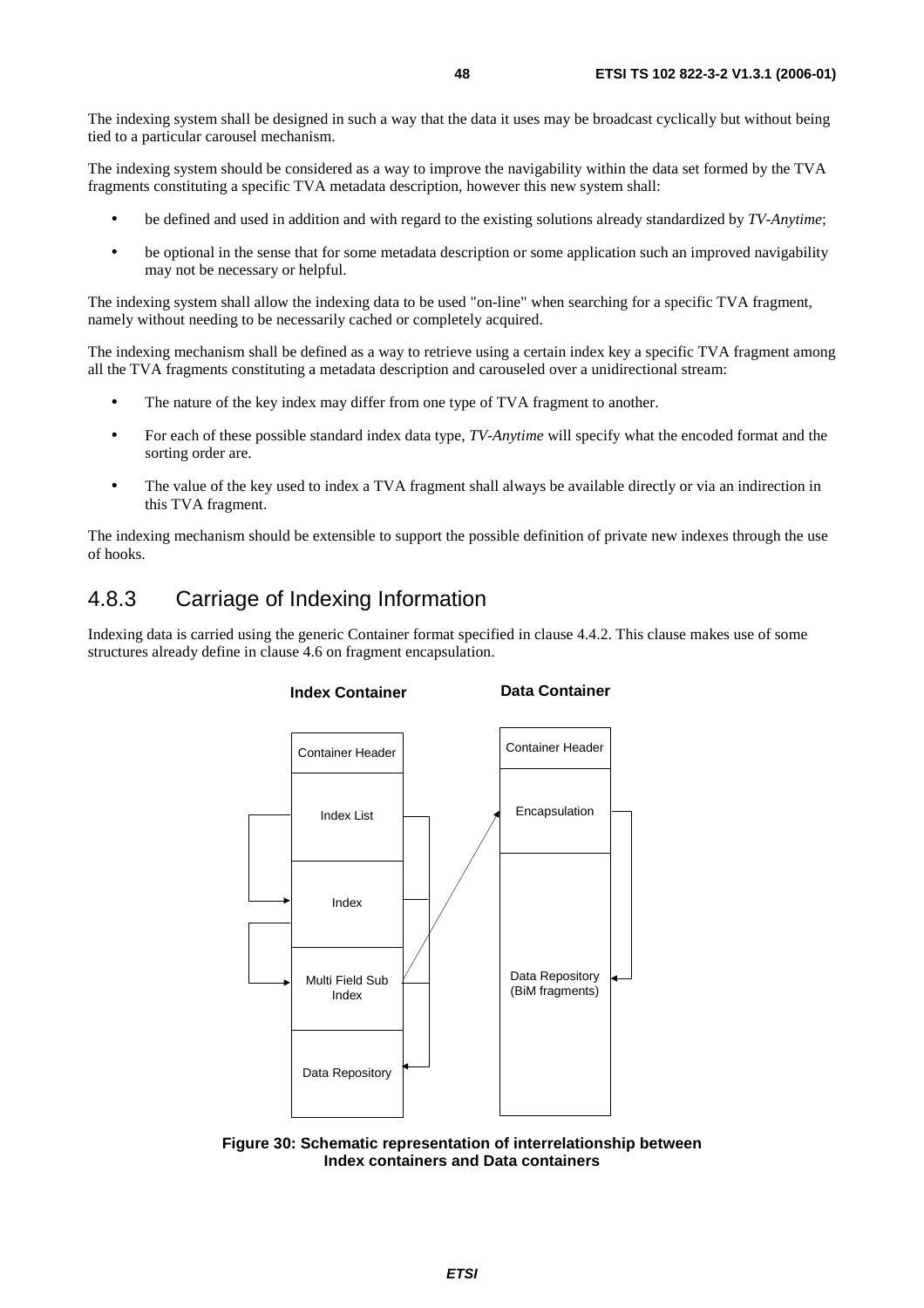The indexing system shall be designed in such a way that the data it uses may be broadcast cyclically but without being tied to a particular carousel mechanism.

The indexing system should be considered as a way to improve the navigability within the data set formed by the TVA fragments constituting a specific TVA metadata description, however this new system shall:

- be defined and used in addition and with regard to the existing solutions already standardized by *TV-Anytime*;
- be optional in the sense that for some metadata description or some application such an improved navigability may not be necessary or helpful.

The indexing system shall allow the indexing data to be used "on-line" when searching for a specific TVA fragment, namely without needing to be necessarily cached or completely acquired.

The indexing mechanism shall be defined as a way to retrieve using a certain index key a specific TVA fragment among all the TVA fragments constituting a metadata description and carouseled over a unidirectional stream:

- The nature of the key index may differ from one type of TVA fragment to another.
- For each of these possible standard index data type, *TV-Anytime* will specify what the encoded format and the sorting order are.
- The value of the key used to index a TVA fragment shall always be available directly or via an indirection in this TVA fragment.

The indexing mechanism should be extensible to support the possible definition of private new indexes through the use of hooks.

## 4.8.3 Carriage of Indexing Information

Indexing data is carried using the generic Container format specified in clause 4.4.2. This clause makes use of some structures already define in clause 4.6 on fragment encapsulation.

**Index Container** | **Data Container**

Index Container: Container Header, Index List, Index, Multi Field Sub Index, Data Repository

Data Container: Container Header, Encapsulation, Data Repository (BiM fragments)

**Figure 30: Schematic representation of interrelationship between Index containers and Data containers**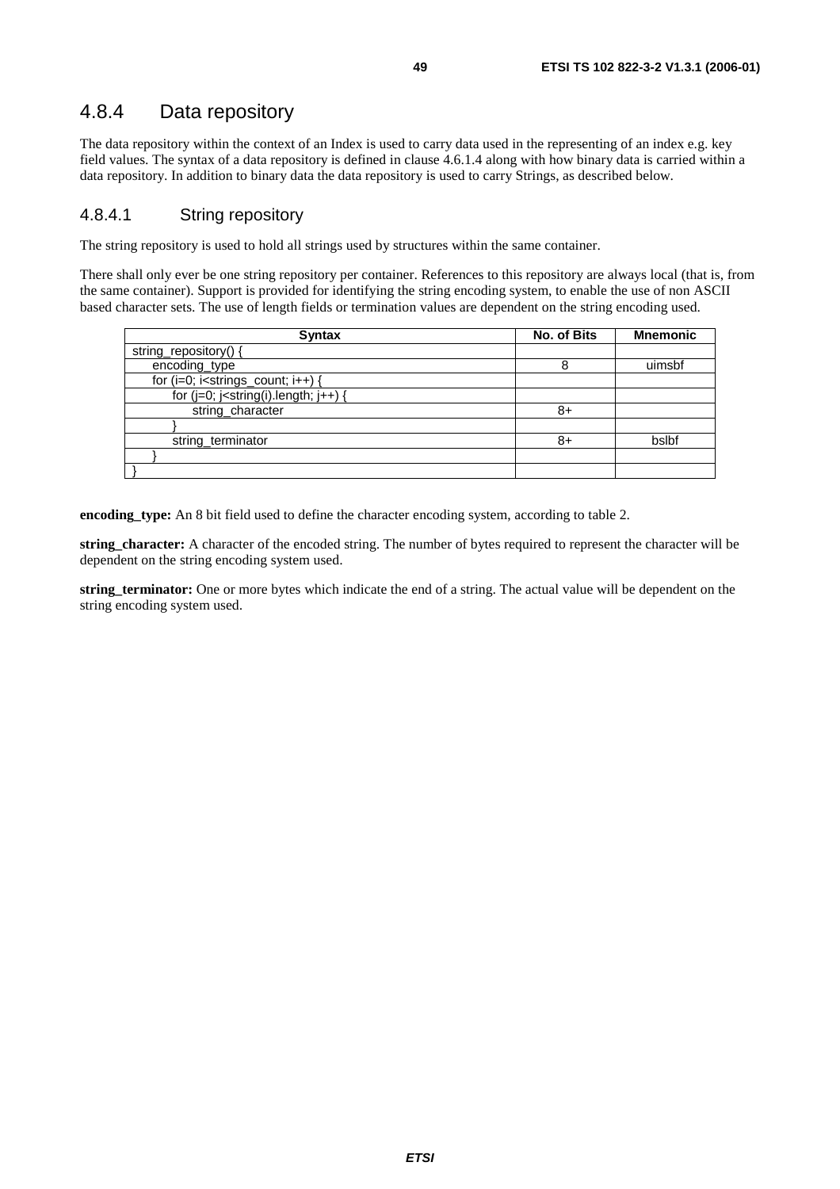### 4.8.4 Data repository

The data repository within the context of an Index is used to carry data used in the representing of an index e.g. key field values. The syntax of a data repository is defined in clause 4.6.1.4 along with how binary data is carried within a data repository. In addition to binary data the data repository is used to carry Strings, as described below.

#### 4.8.4.1 String repository

The string repository is used to hold all strings used by structures within the same container.

There shall only ever be one string repository per container. References to this repository are always local (that is, from the same container). Support is provided for identifying the string encoding system, to enable the use of non ASCII based character sets. The use of length fields or termination values are dependent on the string encoding used.

| Syntax | No. of Bits | Mnemonic |
|---|---|---|
| string_repository() { | | |
| &nbsp;&nbsp;&nbsp;&nbsp;encoding_type | 8 | uimsbf |
| &nbsp;&nbsp;&nbsp;&nbsp;for (i=0; i<strings_count; i++) { | | |
| &nbsp;&nbsp;&nbsp;&nbsp;&nbsp;&nbsp;&nbsp;&nbsp;for (j=0; j<string(i).length; j++) { | | |
| &nbsp;&nbsp;&nbsp;&nbsp;&nbsp;&nbsp;&nbsp;&nbsp;&nbsp;&nbsp;&nbsp;&nbsp;string_character | 8+ | |
| &nbsp;&nbsp;&nbsp;&nbsp;&nbsp;&nbsp;&nbsp;&nbsp;} | | |
| &nbsp;&nbsp;&nbsp;&nbsp;&nbsp;&nbsp;&nbsp;&nbsp;string_terminator | 8+ | bslbf |
| &nbsp;&nbsp;&nbsp;&nbsp;} | | |
| } | | |

**encoding_type:** An 8 bit field used to define the character encoding system, according to table 2.

**string_character:** A character of the encoded string. The number of bytes required to represent the character will be dependent on the string encoding system used.

**string_terminator:** One or more bytes which indicate the end of a string. The actual value will be dependent on the string encoding system used.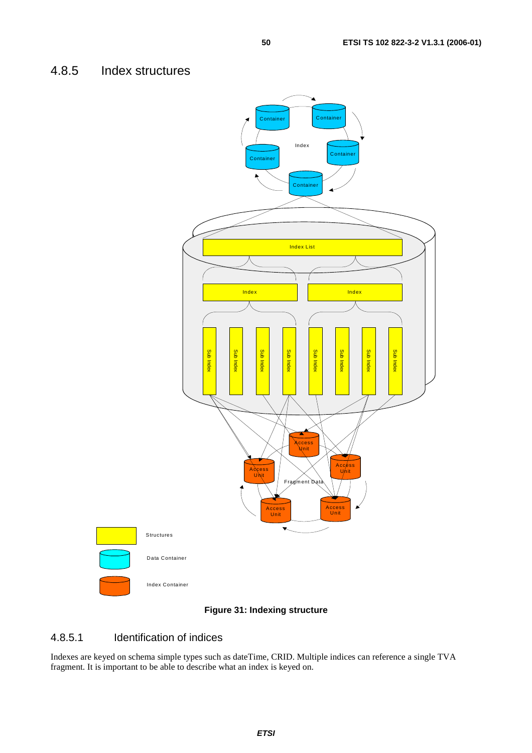## 4.8.5 Index structures

Figure 31: Indexing structure

### 4.8.5.1 Identification of indices

Indexes are keyed on schema simple types such as dateTime, CRID. Multiple indices can reference a single TVA fragment. It is important to be able to describe what an index is keyed on.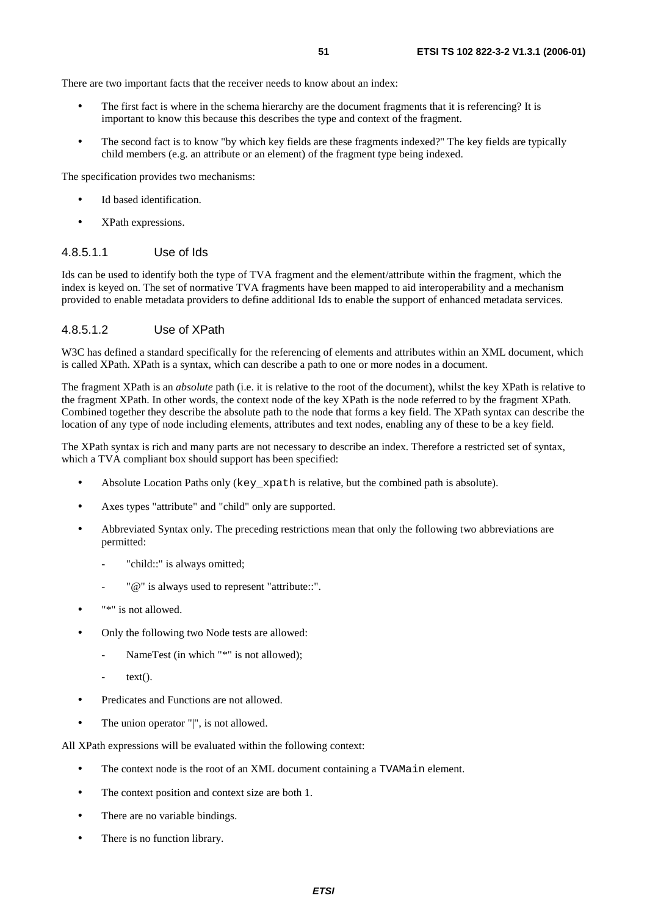There are two important facts that the receiver needs to know about an index:

- The first fact is where in the schema hierarchy are the document fragments that it is referencing? It is important to know this because this describes the type and context of the fragment.
- The second fact is to know "by which key fields are these fragments indexed?" The key fields are typically child members (e.g. an attribute or an element) of the fragment type being indexed.

The specification provides two mechanisms:

- Id based identification.
- XPath expressions.

#### 4.8.5.1.1 Use of Ids

Ids can be used to identify both the type of TVA fragment and the element/attribute within the fragment, which the index is keyed on. The set of normative TVA fragments have been mapped to aid interoperability and a mechanism provided to enable metadata providers to define additional Ids to enable the support of enhanced metadata services.

#### 4.8.5.1.2 Use of XPath

W3C has defined a standard specifically for the referencing of elements and attributes within an XML document, which is called XPath. XPath is a syntax, which can describe a path to one or more nodes in a document.

The fragment XPath is an *absolute* path (i.e. it is relative to the root of the document), whilst the key XPath is relative to the fragment XPath. In other words, the context node of the key XPath is the node referred to by the fragment XPath. Combined together they describe the absolute path to the node that forms a key field. The XPath syntax can describe the location of any type of node including elements, attributes and text nodes, enabling any of these to be a key field.

The XPath syntax is rich and many parts are not necessary to describe an index. Therefore a restricted set of syntax, which a TVA compliant box should support has been specified:

- Absolute Location Paths only (`key_xpath` is relative, but the combined path is absolute).
- Axes types "attribute" and "child" only are supported.
- Abbreviated Syntax only. The preceding restrictions mean that only the following two abbreviations are permitted:
  - "child::" is always omitted;
  - "@" is always used to represent "attribute::".
- "*" is not allowed.
- Only the following two Node tests are allowed:
  - NameTest (in which "*" is not allowed);
  - text().
- Predicates and Functions are not allowed.
- The union operator "|", is not allowed.

All XPath expressions will be evaluated within the following context:

- The context node is the root of an XML document containing a `TVAMain` element.
- The context position and context size are both 1.
- There are no variable bindings.
- There is no function library.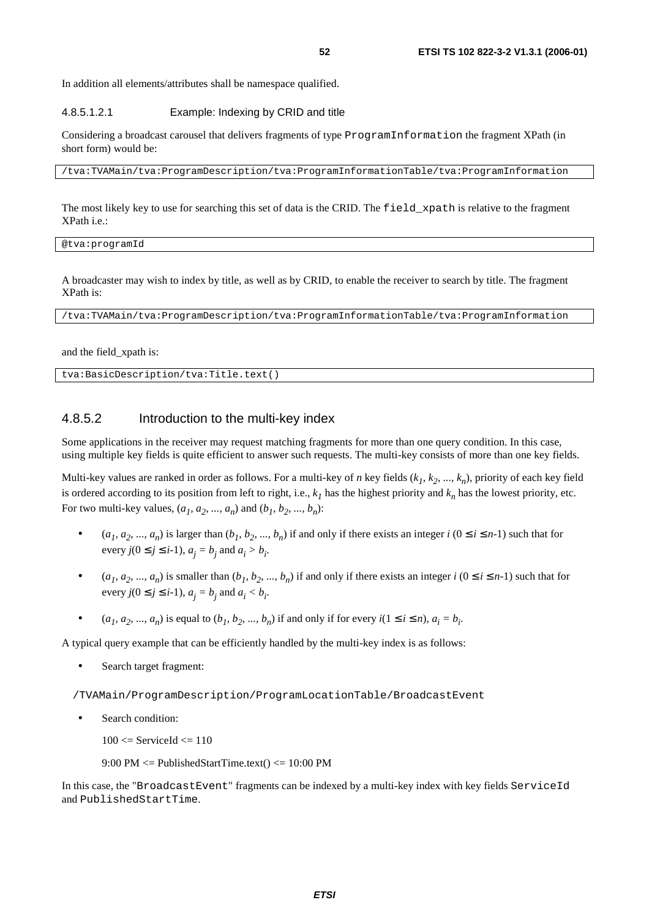In addition all elements/attributes shall be namespace qualified.

##### 4.8.5.1.2.1 Example: Indexing by CRID and title

Considering a broadcast carousel that delivers fragments of type `ProgramInformation` the fragment XPath (in short form) would be:

```
/tva:TVAMain/tva:ProgramDescription/tva:ProgramInformationTable/tva:ProgramInformation
```

The most likely key to use for searching this set of data is the CRID. The `field_xpath` is relative to the fragment XPath i.e.:

```
@tva:programId
```

A broadcaster may wish to index by title, as well as by CRID, to enable the receiver to search by title. The fragment XPath is:

```
/tva:TVAMain/tva:ProgramDescription/tva:ProgramInformationTable/tva:ProgramInformation
```

and the field_xpath is:

```
tva:BasicDescription/tva:Title.text()
```

### 4.8.5.2 Introduction to the multi-key index

Some applications in the receiver may request matching fragments for more than one query condition. In this case, using multiple key fields is quite efficient to answer such requests. The multi-key consists of more than one key fields.

Multi-key values are ranked in order as follows. For a multi-key of $n$ key fields ($k_1, k_2, ..., k_n$), priority of each key field is ordered according to its position from left to right, i.e., $k_1$ has the highest priority and $k_n$ has the lowest priority, etc. For two multi-key values, ($a_1, a_2, ..., a_n$) and ($b_1, b_2, ..., b_n$):

- ($a_1, a_2, ..., a_n$) is larger than ($b_1, b_2, ..., b_n$) if and only if there exists an integer $i$ ($0 \leq i \leq n$-1) such that for every $j$($0 \leq j \leq i$-1), $a_j = b_j$ and $a_i > b_i$.
- ($a_1, a_2, ..., a_n$) is smaller than ($b_1, b_2, ..., b_n$) if and only if there exists an integer $i$ ($0 \leq i \leq n$-1) such that for every $j$($0 \leq j \leq i$-1), $a_j = b_j$ and $a_i < b_i$.
- ($a_1, a_2, ..., a_n$) is equal to ($b_1, b_2, ..., b_n$) if and only if for every $i$($1 \leq i \leq n$), $a_i = b_i$.

A typical query example that can be efficiently handled by the multi-key index is as follows:

- Search target fragment:

  `/TVAMain/ProgramDescription/ProgramLocationTable/BroadcastEvent`

- Search condition:

  100 <= ServiceId <= 110

  9:00 PM <= PublishedStartTime.text() <= 10:00 PM

In this case, the "`BroadcastEvent`" fragments can be indexed by a multi-key index with key fields `ServiceId` and `PublishedStartTime`.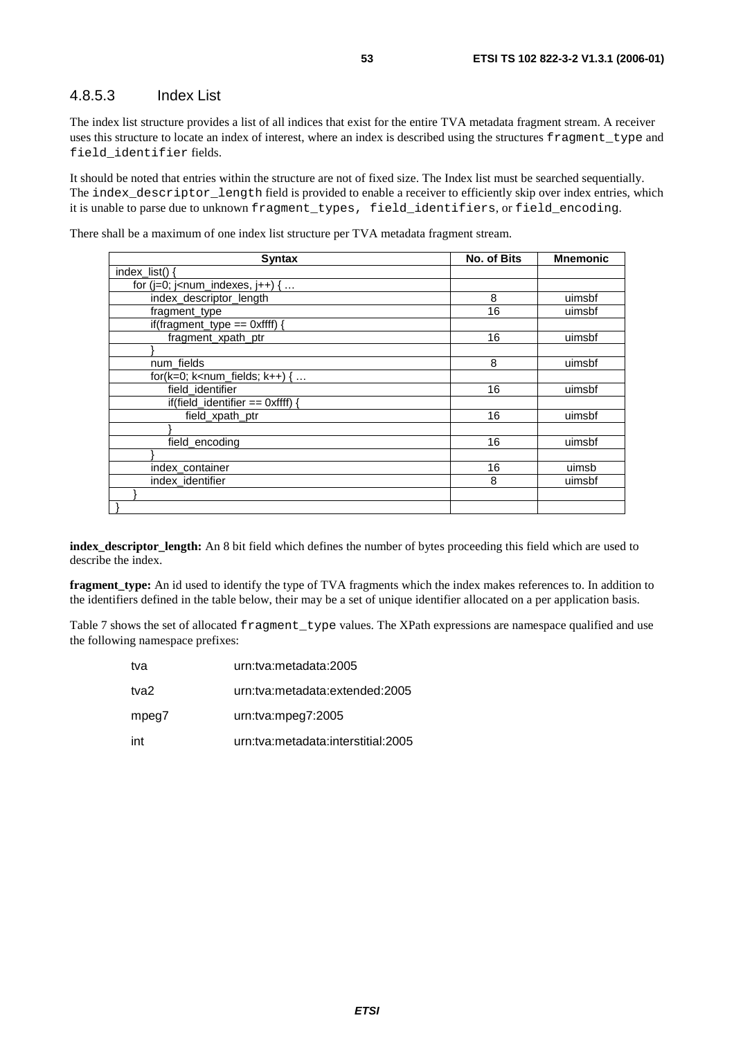### 4.8.5.3 Index List

The index list structure provides a list of all indices that exist for the entire TVA metadata fragment stream. A receiver uses this structure to locate an index of interest, where an index is described using the structures fragment_type and field_identifier fields.

It should be noted that entries within the structure are not of fixed size. The Index list must be searched sequentially. The index_descriptor_length field is provided to enable a receiver to efficiently skip over index entries, which it is unable to parse due to unknown fragment_types, field_identifiers, or field_encoding.

There shall be a maximum of one index list structure per TVA metadata fragment stream.

| Syntax | No. of Bits | Mnemonic |
|---|---|---|
| index_list() { | | |
| &nbsp;&nbsp;&nbsp;&nbsp;for (j=0; j<num_indexes, j++) { … | | |
| &nbsp;&nbsp;&nbsp;&nbsp;&nbsp;&nbsp;&nbsp;&nbsp;index_descriptor_length | 8 | uimsbf |
| &nbsp;&nbsp;&nbsp;&nbsp;&nbsp;&nbsp;&nbsp;&nbsp;fragment_type | 16 | uimsbf |
| &nbsp;&nbsp;&nbsp;&nbsp;&nbsp;&nbsp;&nbsp;&nbsp;if(fragment_type == 0xffff) { | | |
| &nbsp;&nbsp;&nbsp;&nbsp;&nbsp;&nbsp;&nbsp;&nbsp;&nbsp;&nbsp;&nbsp;&nbsp;fragment_xpath_ptr | 16 | uimsbf |
| &nbsp;&nbsp;&nbsp;&nbsp;&nbsp;&nbsp;&nbsp;&nbsp;} | | |
| &nbsp;&nbsp;&nbsp;&nbsp;&nbsp;&nbsp;&nbsp;&nbsp;num_fields | 8 | uimsbf |
| &nbsp;&nbsp;&nbsp;&nbsp;&nbsp;&nbsp;&nbsp;&nbsp;for(k=0; k<num_fields; k++) { … | | |
| &nbsp;&nbsp;&nbsp;&nbsp;&nbsp;&nbsp;&nbsp;&nbsp;&nbsp;&nbsp;&nbsp;&nbsp;field_identifier | 16 | uimsbf |
| &nbsp;&nbsp;&nbsp;&nbsp;&nbsp;&nbsp;&nbsp;&nbsp;&nbsp;&nbsp;&nbsp;&nbsp;if(field_identifier == 0xffff) { | | |
| &nbsp;&nbsp;&nbsp;&nbsp;&nbsp;&nbsp;&nbsp;&nbsp;&nbsp;&nbsp;&nbsp;&nbsp;&nbsp;&nbsp;&nbsp;&nbsp;field_xpath_ptr | 16 | uimsbf |
| &nbsp;&nbsp;&nbsp;&nbsp;&nbsp;&nbsp;&nbsp;&nbsp;&nbsp;&nbsp;&nbsp;&nbsp;} | | |
| &nbsp;&nbsp;&nbsp;&nbsp;&nbsp;&nbsp;&nbsp;&nbsp;&nbsp;&nbsp;&nbsp;&nbsp;field_encoding | 16 | uimsbf |
| &nbsp;&nbsp;&nbsp;&nbsp;&nbsp;&nbsp;&nbsp;&nbsp;} | | |
| &nbsp;&nbsp;&nbsp;&nbsp;&nbsp;&nbsp;&nbsp;&nbsp;index_container | 16 | uimsb |
| &nbsp;&nbsp;&nbsp;&nbsp;&nbsp;&nbsp;&nbsp;&nbsp;index_identifier | 8 | uimsbf |
| &nbsp;&nbsp;&nbsp;&nbsp;} | | |
| } | | |

**index_descriptor_length:** An 8 bit field which defines the number of bytes proceeding this field which are used to describe the index.

**fragment_type:** An id used to identify the type of TVA fragments which the index makes references to. In addition to the identifiers defined in the table below, their may be a set of unique identifier allocated on a per application basis.

Table 7 shows the set of allocated fragment_type values. The XPath expressions are namespace qualified and use the following namespace prefixes:

| | |
|---|---|
| tva | urn:tva:metadata:2005 |
| tva2 | urn:tva:metadata:extended:2005 |
| mpeg7 | urn:tva:mpeg7:2005 |
| int | urn:tva:metadata:interstitial:2005 |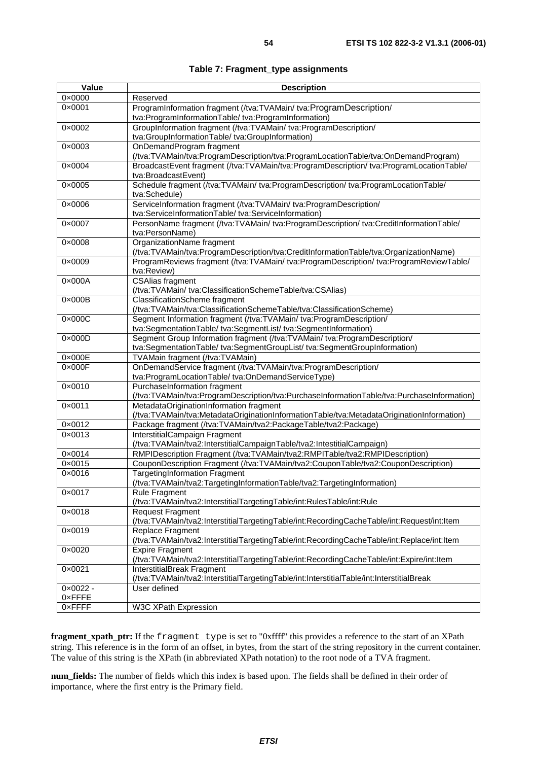**Table 7: Fragment_type assignments**

| Value | Description |
|---|---|
| 0×0000 | Reserved |
| 0×0001 | ProgramInformation fragment (/tva:TVAMain/ tva:ProgramDescription/ tva:ProgramInformationTable/ tva:ProgramInformation) |
| 0×0002 | GroupInformation fragment (/tva:TVAMain/ tva:ProgramDescription/ tva:GroupInformationTable/ tva:GroupInformation) |
| 0×0003 | OnDemandProgram fragment (/tva:TVAMain/tva:ProgramDescription/tva:ProgramLocationTable/tva:OnDemandProgram) |
| 0×0004 | BroadcastEvent fragment (/tva:TVAMain/tva:ProgramDescription/ tva:ProgramLocationTable/ tva:BroadcastEvent) |
| 0×0005 | Schedule fragment (/tva:TVAMain/ tva:ProgramDescription/ tva:ProgramLocationTable/ tva:Schedule) |
| 0×0006 | ServiceInformation fragment (/tva:TVAMain/ tva:ProgramDescription/ tva:ServiceInformationTable/ tva:ServiceInformation) |
| 0×0007 | PersonName fragment (/tva:TVAMain/ tva:ProgramDescription/ tva:CreditInformationTable/ tva:PersonName) |
| 0×0008 | OrganizationName fragment (/tva:TVAMain/tva:ProgramDescription/tva:CreditInformationTable/tva:OrganizationName) |
| 0×0009 | ProgramReviews fragment (/tva:TVAMain/ tva:ProgramDescription/ tva:ProgramReviewTable/ tva:Review) |
| 0×000A | CSAlias fragment (/tva:TVAMain/ tva:ClassificationSchemeTable/tva:CSAlias) |
| 0×000B | ClassificationScheme fragment (/tva:TVAMain/tva:ClassificationSchemeTable/tva:ClassificationScheme) |
| 0×000C | Segment Information fragment (/tva:TVAMain/ tva:ProgramDescription/ tva:SegmentationTable/ tva:SegmentList/ tva:SegmentInformation) |
| 0×000D | Segment Group Information fragment (/tva:TVAMain/ tva:ProgramDescription/ tva:SegmentationTable/ tva:SegmentGroupList/ tva:SegmentGroupInformation) |
| 0×000E | TVAMain fragment (/tva:TVAMain) |
| 0×000F | OnDemandService fragment (/tva:TVAMain/tva:ProgramDescription/ tva:ProgramLocationTable/ tva:OnDemandServiceType) |
| 0×0010 | PurchaseInformation fragment (/tva:TVAMain/tva:ProgramDescription/tva:PurchaseInformationTable/tva:PurchaseInformation) |
| 0×0011 | MetadataOriginationInformation fragment (/tva:TVAMain/tva:MetadataOriginationInformationTable/tva:MetadataOriginationInformation) |
| 0×0012 | Package fragment (/tva:TVAMain/tva2:PackageTable/tva2:Package) |
| 0×0013 | InterstitialCampaign Fragment (/tva:TVAMain/tva2:InterstitialCampaignTable/tva2:IntestitialCampaign) |
| 0×0014 | RMPIDescription Fragment (/tva:TVAMain/tva2:RMPITable/tva2:RMPIDescription) |
| 0×0015 | CouponDescription Fragment (/tva:TVAMain/tva2:CouponTable/tva2:CouponDescription) |
| 0×0016 | TargetingInformation Fragment (/tva:TVAMain/tva2:TargetingInformationTable/tva2:TargetingInformation) |
| 0×0017 | Rule Fragment (/tva:TVAMain/tva2:InterstitialTargetingTable/int:RulesTable/int:Rule |
| 0×0018 | Request Fragment (/tva:TVAMain/tva2:InterstitialTargetingTable/int:RecordingCacheTable/int:Request/int:Item |
| 0×0019 | Replace Fragment (/tva:TVAMain/tva2:InterstitialTargetingTable/int:RecordingCacheTable/int:Replace/int:Item |
| 0×0020 | Expire Fragment (/tva:TVAMain/tva2:InterstitialTargetingTable/int:RecordingCacheTable/int:Expire/int:Item |
| 0×0021 | InterstitialBreak Fragment (/tva:TVAMain/tva2:InterstitialTargetingTable/int:InterstitialTable/int:InterstitialBreak |
| 0×0022 - 0×FFFE | User defined |
| 0×FFFF | W3C XPath Expression |

**fragment_xpath_ptr:** If the fragment_type is set to "0xffff" this provides a reference to the start of an XPath string. This reference is in the form of an offset, in bytes, from the start of the string repository in the current container. The value of this string is the XPath (in abbreviated XPath notation) to the root node of a TVA fragment.

**num_fields:** The number of fields which this index is based upon. The fields shall be defined in their order of importance, where the first entry is the Primary field.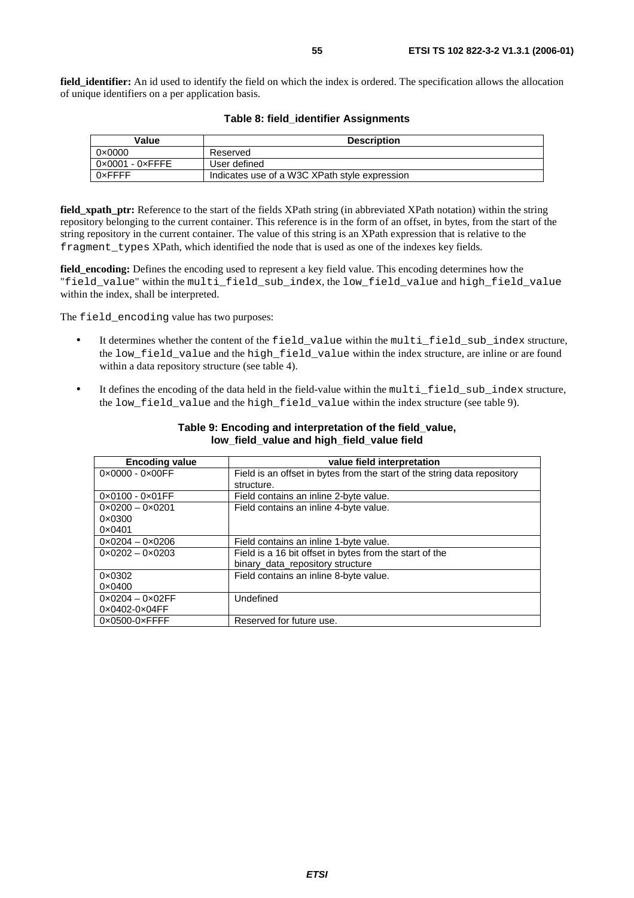**field_identifier:** An id used to identify the field on which the index is ordered. The specification allows the allocation of unique identifiers on a per application basis.

**Table 8: field_identifier Assignments**

| Value | Description |
|---|---|
| 0×0000 | Reserved |
| 0×0001 - 0×FFFE | User defined |
| 0×FFFF | Indicates use of a W3C XPath style expression |

**field_xpath_ptr:** Reference to the start of the fields XPath string (in abbreviated XPath notation) within the string repository belonging to the current container. This reference is in the form of an offset, in bytes, from the start of the string repository in the current container. The value of this string is an XPath expression that is relative to the `fragment_types` XPath, which identified the node that is used as one of the indexes key fields.

**field_encoding:** Defines the encoding used to represent a key field value. This encoding determines how the "`field_value`" within the `multi_field_sub_index`, the `low_field_value` and `high_field_value` within the index, shall be interpreted.

The `field_encoding` value has two purposes:

- It determines whether the content of the `field_value` within the `multi_field_sub_index` structure, the `low_field_value` and the `high_field_value` within the index structure, are inline or are found within a data repository structure (see table 4).
- It defines the encoding of the data held in the field-value within the `multi_field_sub_index` structure, the `low_field_value` and the `high_field_value` within the index structure (see table 9).

**Table 9: Encoding and interpretation of the field_value, low_field_value and high_field_value field**

| Encoding value | value field interpretation |
|---|---|
| 0×0000 - 0×00FF | Field is an offset in bytes from the start of the string data repository structure. |
| 0×0100 - 0×01FF | Field contains an inline 2-byte value. |
| 0×0200 – 0×0201<br>0×0300<br>0×0401 | Field contains an inline 4-byte value. |
| 0×0204 – 0×0206 | Field contains an inline 1-byte value. |
| 0×0202 – 0×0203 | Field is a 16 bit offset in bytes from the start of the binary_data_repository structure |
| 0×0302<br>0×0400 | Field contains an inline 8-byte value. |
| 0×0204 – 0×02FF<br>0×0402-0×04FF | Undefined |
| 0×0500-0×FFFF | Reserved for future use. |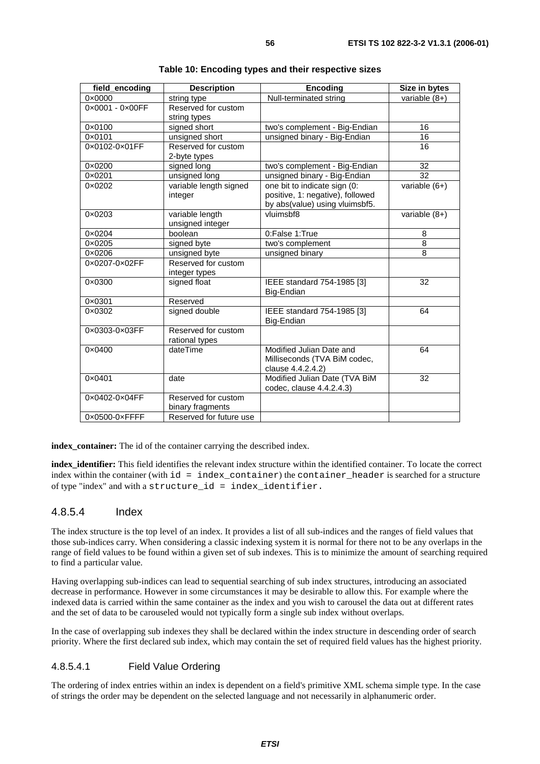**Table 10: Encoding types and their respective sizes**

| field_encoding | Description | Encoding | Size in bytes |
|---|---|---|---|
| 0×0000 | string type | Null-terminated string | variable (8+) |
| 0×0001 - 0×00FF | Reserved for custom string types | | |
| 0×0100 | signed short | two's complement - Big-Endian | 16 |
| 0×0101 | unsigned short | unsigned binary - Big-Endian | 16 |
| 0×0102-0×01FF | Reserved for custom 2-byte types | | 16 |
| 0×0200 | signed long | two's complement - Big-Endian | 32 |
| 0×0201 | unsigned long | unsigned binary - Big-Endian | 32 |
| 0×0202 | variable length signed integer | one bit to indicate sign (0: positive, 1: negative), followed by abs(value) using vluimsbf5. | variable (6+) |
| 0×0203 | variable length unsigned integer | vluimsbf8 | variable (8+) |
| 0×0204 | boolean | 0:False 1:True | 8 |
| 0×0205 | signed byte | two's complement | 8 |
| 0×0206 | unsigned byte | unsigned binary | 8 |
| 0×0207-0×02FF | Reserved for custom integer types | | |
| 0×0300 | signed float | IEEE standard 754-1985 [3] Big-Endian | 32 |
| 0×0301 | Reserved | | |
| 0×0302 | signed double | IEEE standard 754-1985 [3] Big-Endian | 64 |
| 0×0303-0×03FF | Reserved for custom rational types | | |
| 0×0400 | dateTime | Modified Julian Date and Milliseconds (TVA BiM codec, clause 4.4.2.4.2) | 64 |
| 0×0401 | date | Modified Julian Date (TVA BiM codec, clause 4.4.2.4.3) | 32 |
| 0×0402-0×04FF | Reserved for custom binary fragments | | |
| 0×0500-0×FFFF | Reserved for future use | | |

**index_container:** The id of the container carrying the described index.

**index_identifier:** This field identifies the relevant index structure within the identified container. To locate the correct index within the container (with `id = index_container`) the `container_header` is searched for a structure of type "index" and with a `structure_id = index_identifier.`

### 4.8.5.4 Index

The index structure is the top level of an index. It provides a list of all sub-indices and the ranges of field values that those sub-indices carry. When considering a classic indexing system it is normal for there not to be any overlaps in the range of field values to be found within a given set of sub indexes. This is to minimize the amount of searching required to find a particular value.

Having overlapping sub-indices can lead to sequential searching of sub index structures, introducing an associated decrease in performance. However in some circumstances it may be desirable to allow this. For example where the indexed data is carried within the same container as the index and you wish to carousel the data out at different rates and the set of data to be carouseled would not typically form a single sub index without overlaps.

In the case of overlapping sub indexes they shall be declared within the index structure in descending order of search priority. Where the first declared sub index, which may contain the set of required field values has the highest priority.

#### 4.8.5.4.1 Field Value Ordering

The ordering of index entries within an index is dependent on a field's primitive XML schema simple type. In the case of strings the order may be dependent on the selected language and not necessarily in alphanumeric order.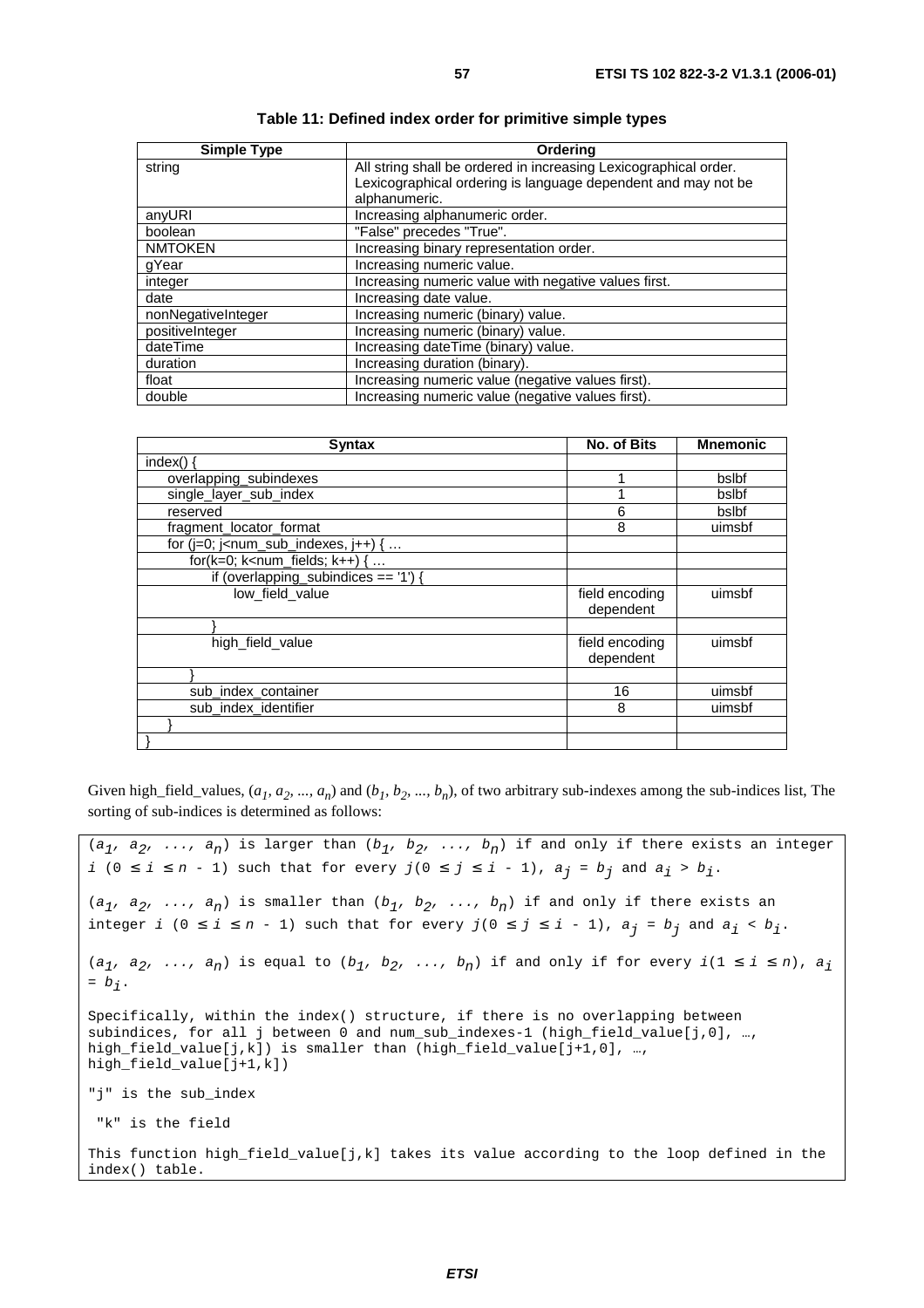**Table 11: Defined index order for primitive simple types**

| Simple Type | Ordering |
|---|---|
| string | All string shall be ordered in increasing Lexicographical order. Lexicographical ordering is language dependent and may not be alphanumeric. |
| anyURI | Increasing alphanumeric order. |
| boolean | "False" precedes "True". |
| NMTOKEN | Increasing binary representation order. |
| gYear | Increasing numeric value. |
| integer | Increasing numeric value with negative values first. |
| date | Increasing date value. |
| nonNegativeInteger | Increasing numeric (binary) value. |
| positiveInteger | Increasing numeric (binary) value. |
| dateTime | Increasing dateTime (binary) value. |
| duration | Increasing duration (binary). |
| float | Increasing numeric value (negative values first). |
| double | Increasing numeric value (negative values first). |

| Syntax | No. of Bits | Mnemonic |
|---|---|---|
| index() { | | |
| overlapping_subindexes | 1 | bslbf |
| single_layer_sub_index | 1 | bslbf |
| reserved | 6 | bslbf |
| fragment_locator_format | 8 | uimsbf |
| for (j=0; j<num_sub_indexes, j++) { … | | |
| for(k=0; k<num_fields; k++) { … | | |
| if (overlapping_subindices == '1') { | | |
| low_field_value | field encoding dependent | uimsbf |
| } | | |
| high_field_value | field encoding dependent | uimsbf |
| } | | |
| sub_index_container | 16 | uimsbf |
| sub_index_identifier | 8 | uimsbf |
| } | | |
| } | | |

Given high_field_values, $(a_1, a_2, ..., a_n)$ and $(b_1, b_2, ..., b_n)$, of two arbitrary sub-indexes among the sub-indices list, The sorting of sub-indices is determined as follows:

$(a_1, a_2, ..., a_n)$ is larger than $(b_1, b_2, ..., b_n)$ if and only if there exists an integer $i$ $(0 \le i \le n - 1)$ such that for every $j(0 \le j \le i - 1)$, $a_j = b_j$ and $a_i > b_i$.

$(a_1, a_2, ..., a_n)$ is smaller than $(b_1, b_2, ..., b_n)$ if and only if there exists an integer $i$ $(0 \le i \le n - 1)$ such that for every $j(0 \le j \le i - 1)$, $a_j = b_j$ and $a_i < b_i$.

$(a_1, a_2, ..., a_n)$ is equal to $(b_1, b_2, ..., b_n)$ if and only if for every $i(1 \le i \le n)$, $a_i = b_i$.

Specifically, within the index() structure, if there is no overlapping between subindices, for all j between 0 and num_sub_indexes-1 (high_field_value[j,0], …, high_field_value[j,k]) is smaller than (high_field_value[j+1,0], …, high_field_value[j+1,k])

"j" is the sub_index

"k" is the field

This function high_field_value[j,k] takes its value according to the loop defined in the index() table.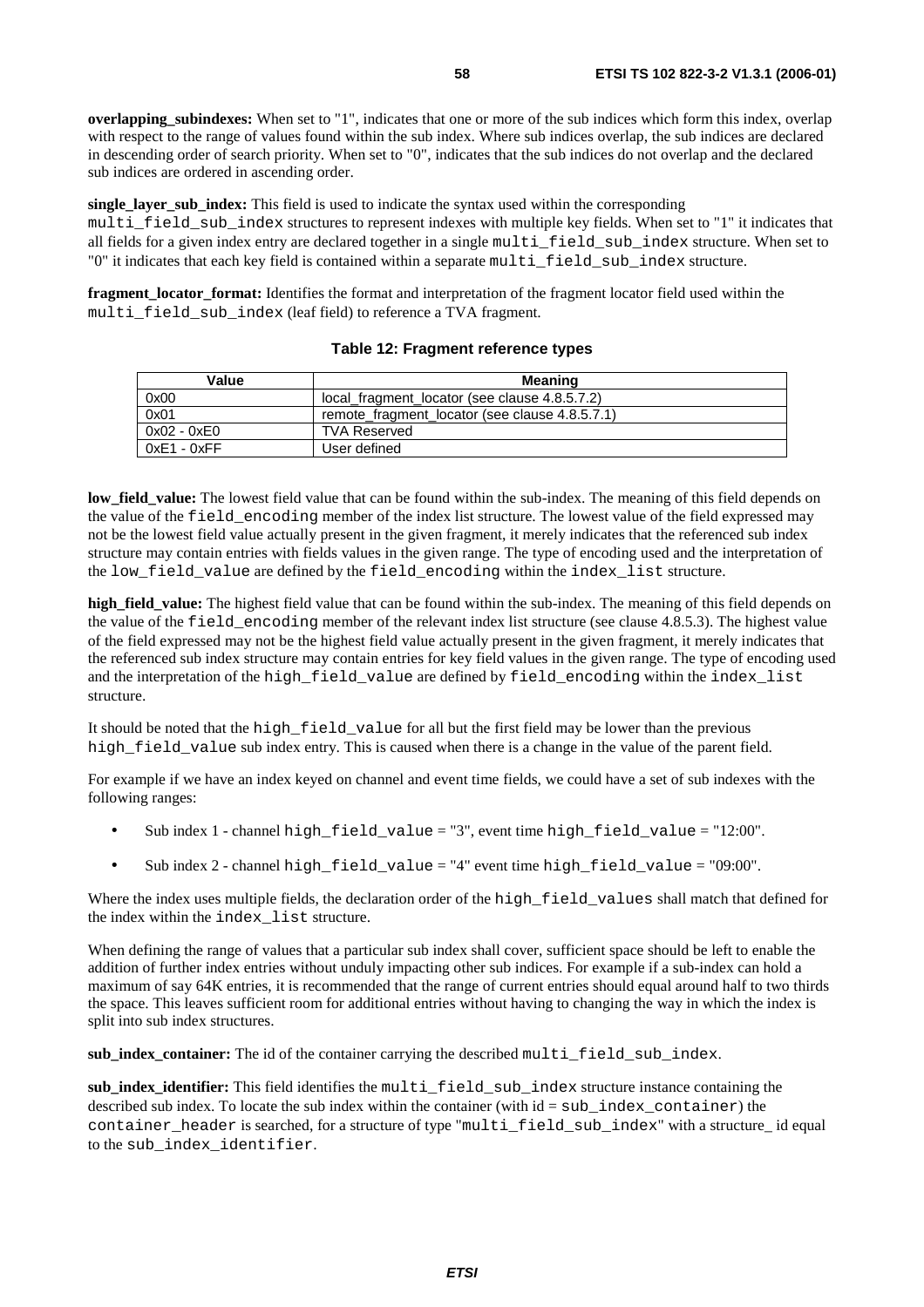**overlapping_subindexes:** When set to "1", indicates that one or more of the sub indices which form this index, overlap with respect to the range of values found within the sub index. Where sub indices overlap, the sub indices are declared in descending order of search priority. When set to "0", indicates that the sub indices do not overlap and the declared sub indices are ordered in ascending order.

**single_layer_sub_index:** This field is used to indicate the syntax used within the corresponding `multi_field_sub_index` structures to represent indexes with multiple key fields. When set to "1" it indicates that all fields for a given index entry are declared together in a single `multi_field_sub_index` structure. When set to "0" it indicates that each key field is contained within a separate `multi_field_sub_index` structure.

**fragment_locator_format:** Identifies the format and interpretation of the fragment locator field used within the `multi_field_sub_index` (leaf field) to reference a TVA fragment.

**Table 12: Fragment reference types**

| Value | Meaning |
|---|---|
| 0x00 | local_fragment_locator (see clause 4.8.5.7.2) |
| 0x01 | remote_fragment_locator (see clause 4.8.5.7.1) |
| 0x02 - 0xE0 | TVA Reserved |
| 0xE1 - 0xFF | User defined |

**low_field_value:** The lowest field value that can be found within the sub-index. The meaning of this field depends on the value of the `field_encoding` member of the index list structure. The lowest value of the field expressed may not be the lowest field value actually present in the given fragment, it merely indicates that the referenced sub index structure may contain entries with fields values in the given range. The type of encoding used and the interpretation of the `low_field_value` are defined by the `field_encoding` within the `index_list` structure.

**high_field_value:** The highest field value that can be found within the sub-index. The meaning of this field depends on the value of the `field_encoding` member of the relevant index list structure (see clause 4.8.5.3). The highest value of the field expressed may not be the highest field value actually present in the given fragment, it merely indicates that the referenced sub index structure may contain entries for key field values in the given range. The type of encoding used and the interpretation of the `high_field_value` are defined by `field_encoding` within the `index_list` structure.

It should be noted that the `high_field_value` for all but the first field may be lower than the previous `high_field_value` sub index entry. This is caused when there is a change in the value of the parent field.

For example if we have an index keyed on channel and event time fields, we could have a set of sub indexes with the following ranges:

- Sub index 1 - channel `high_field_value` = "3", event time `high_field_value` = "12:00".
- Sub index 2 - channel `high_field_value` = "4" event time `high_field_value` = "09:00".

Where the index uses multiple fields, the declaration order of the `high_field_values` shall match that defined for the index within the `index_list` structure.

When defining the range of values that a particular sub index shall cover, sufficient space should be left to enable the addition of further index entries without unduly impacting other sub indices. For example if a sub-index can hold a maximum of say 64K entries, it is recommended that the range of current entries should equal around half to two thirds the space. This leaves sufficient room for additional entries without having to changing the way in which the index is split into sub index structures.

**sub_index_container:** The id of the container carrying the described `multi_field_sub_index`.

**sub_index_identifier:** This field identifies the `multi_field_sub_index` structure instance containing the described sub index. To locate the sub index within the container (with id = `sub_index_container`) the `container_header` is searched, for a structure of type "`multi_field_sub_index`" with a structure_ id equal to the `sub_index_identifier`.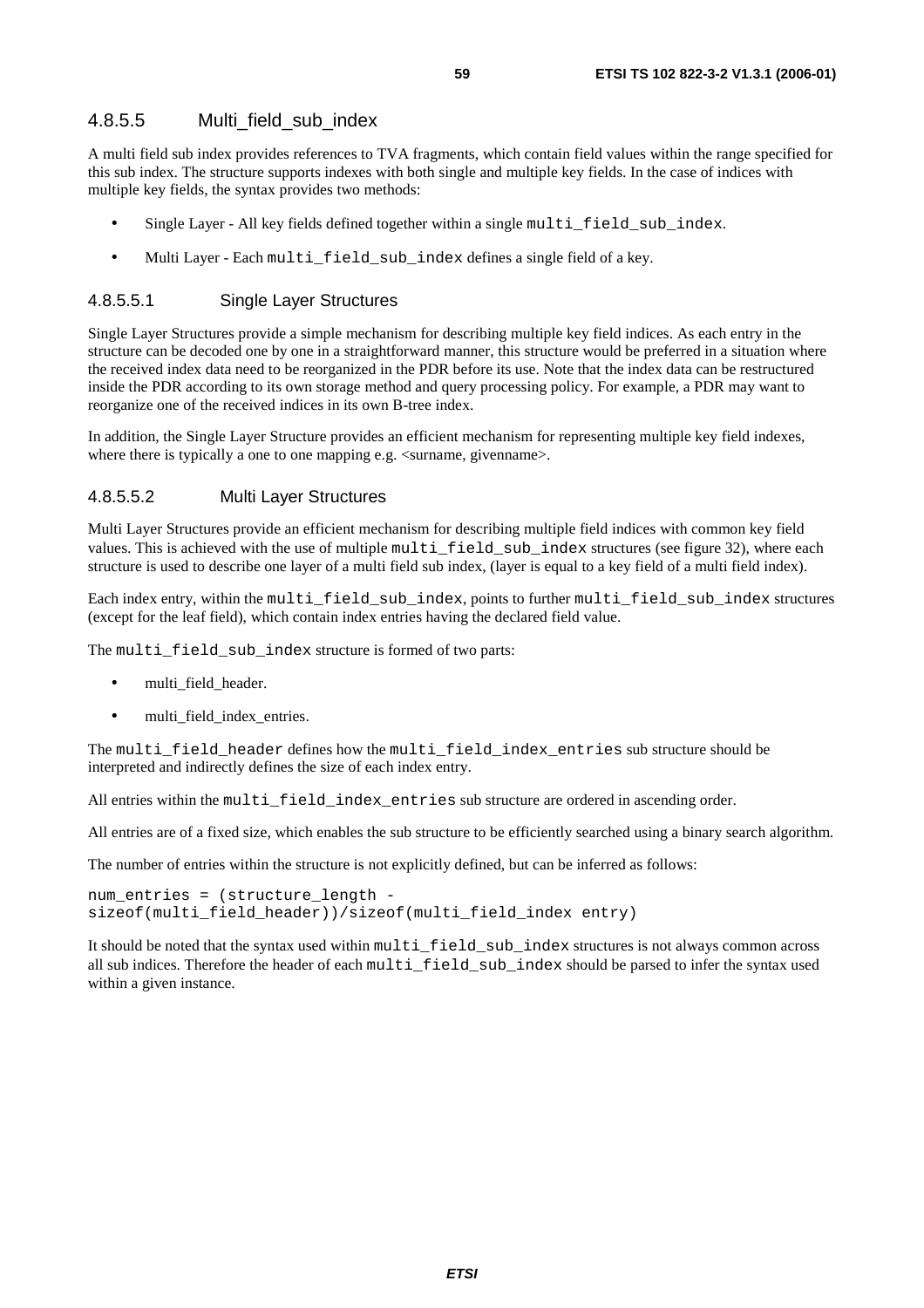### 4.8.5.5 Multi_field_sub_index

A multi field sub index provides references to TVA fragments, which contain field values within the range specified for this sub index. The structure supports indexes with both single and multiple key fields. In the case of indices with multiple key fields, the syntax provides two methods:

- Single Layer - All key fields defined together within a single `multi_field_sub_index`.
- Multi Layer - Each `multi_field_sub_index` defines a single field of a key.

#### 4.8.5.5.1 Single Layer Structures

Single Layer Structures provide a simple mechanism for describing multiple key field indices. As each entry in the structure can be decoded one by one in a straightforward manner, this structure would be preferred in a situation where the received index data need to be reorganized in the PDR before its use. Note that the index data can be restructured inside the PDR according to its own storage method and query processing policy. For example, a PDR may want to reorganize one of the received indices in its own B-tree index.

In addition, the Single Layer Structure provides an efficient mechanism for representing multiple key field indexes, where there is typically a one to one mapping e.g. <surname, givenname>.

#### 4.8.5.5.2 Multi Layer Structures

Multi Layer Structures provide an efficient mechanism for describing multiple field indices with common key field values. This is achieved with the use of multiple `multi_field_sub_index` structures (see figure 32), where each structure is used to describe one layer of a multi field sub index, (layer is equal to a key field of a multi field index).

Each index entry, within the `multi_field_sub_index`, points to further `multi_field_sub_index` structures (except for the leaf field), which contain index entries having the declared field value.

The `multi_field_sub_index` structure is formed of two parts:

- multi_field_header.
- multi_field_index_entries.

The `multi_field_header` defines how the `multi_field_index_entries` sub structure should be interpreted and indirectly defines the size of each index entry.

All entries within the `multi_field_index_entries` sub structure are ordered in ascending order.

All entries are of a fixed size, which enables the sub structure to be efficiently searched using a binary search algorithm.

The number of entries within the structure is not explicitly defined, but can be inferred as follows:

```
num_entries = (structure_length -
sizeof(multi_field_header))/sizeof(multi_field_index entry)
```

It should be noted that the syntax used within `multi_field_sub_index` structures is not always common across all sub indices. Therefore the header of each `multi_field_sub_index` should be parsed to infer the syntax used within a given instance.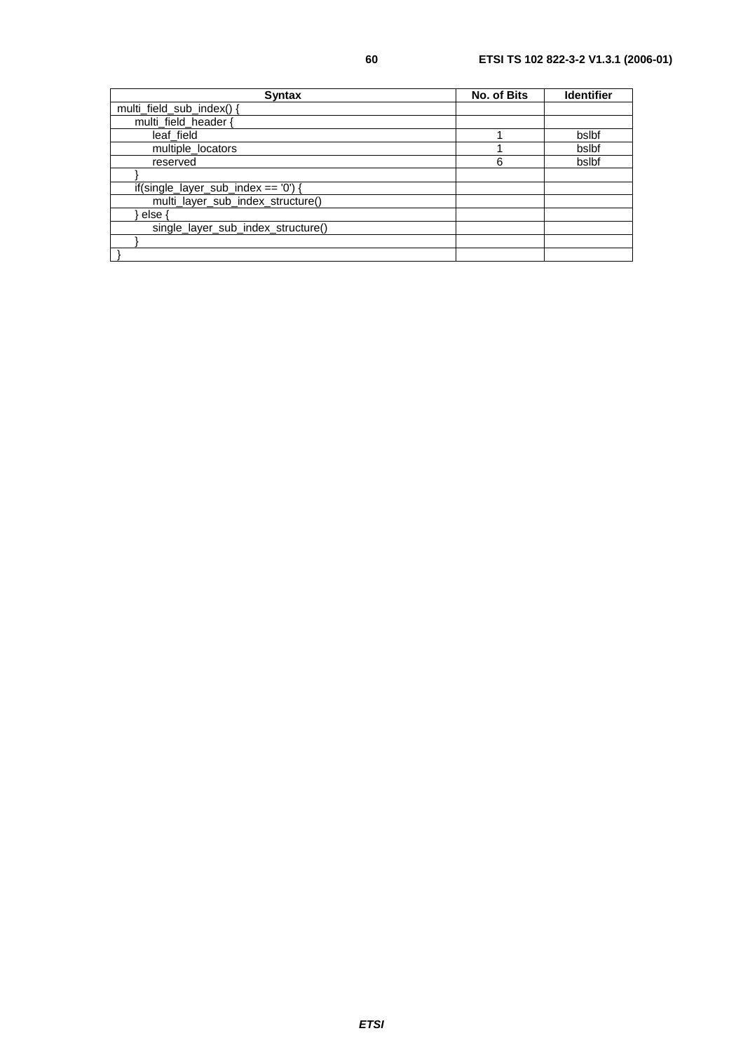| Syntax | No. of Bits | Identifier |
|---|---|---|
| multi_field_sub_index() { | | |
| multi_field_header { | | |
| leaf_field | 1 | bslbf |
| multiple_locators | 1 | bslbf |
| reserved | 6 | bslbf |
| } | | |
| if(single_layer_sub_index == '0') { | | |
| multi_layer_sub_index_structure() | | |
| } else { | | |
| single_layer_sub_index_structure() | | |
| } | | |
| } | | |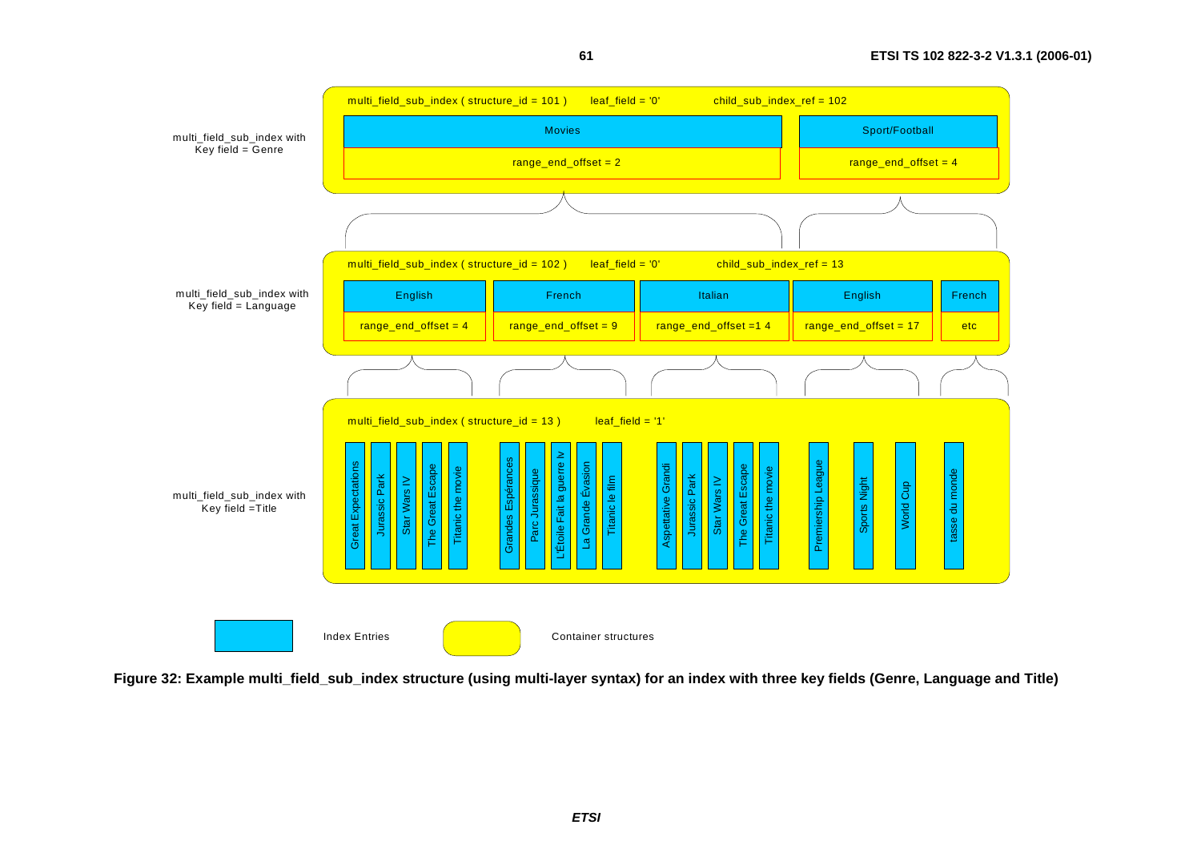multi_field_sub_index with Key field = Genre

multi_field_sub_index ( structure_id = 101 ) leaf_field = '0' child_sub_index_ref = 102

| Movies | Sport/Football |
|---|---|
| range_end_offset = 2 | range_end_offset = 4 |

multi_field_sub_index with Key field = Language

multi_field_sub_index ( structure_id = 102 ) leaf_field = '0' child_sub_index_ref = 13

| English | French | Italian | English | French |
|---|---|---|---|---|
| range_end_offset = 4 | range_end_offset = 9 | range_end_offset =1 4 | range_end_offset = 17 | etc |

multi_field_sub_index with Key field =Title

multi_field_sub_index ( structure_id = 13 ) leaf_field = '1'

- Great Expectations
- Jurassic Park
- Star Wars IV
- The Great Escape
- Titanic the movie
- Grandes Espérances
- Parc Jurassique
- L'Étoile Fait la guerre Iv
- La Grande Évasion
- Titanic le film
- Aspettative Grandi
- Jurassic Park
- Star Wars IV
- The Great Escape
- Titanic the movie
- Premiership League
- Sports Night
- World Cup
- tasse du monde

Index Entries | Container structures

**Figure 32: Example multi_field_sub_index structure (using multi-layer syntax) for an index with three key fields (Genre, Language and Title)**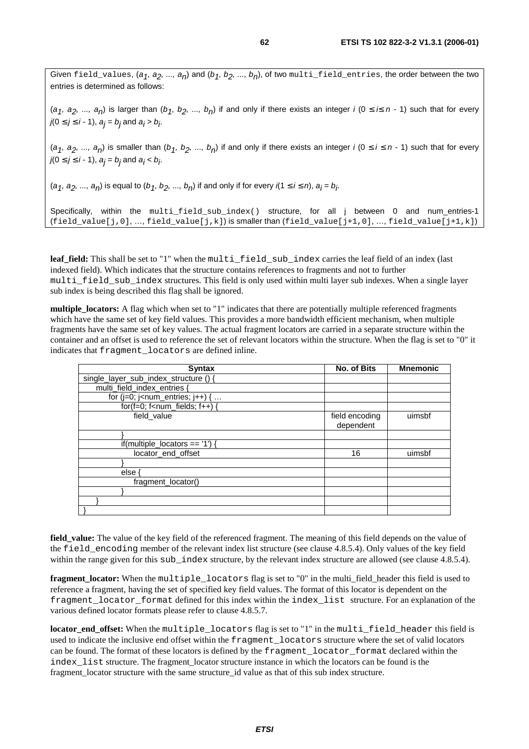Given field_values, $(a_1, a_2, ..., a_n)$ and $(b_1, b_2, ..., b_n)$, of two multi_field_entries, the order between the two entries is determined as follows:

$(a_1, a_2, ..., a_n)$ is larger than $(b_1, b_2, ..., b_n)$ if and only if there exists an integer $i$ $(0 \leq i \leq n - 1)$ such that for every $j(0 \leq j \leq i - 1)$, $a_j = b_j$ and $a_i > b_i$.

$(a_1, a_2, ..., a_n)$ is smaller than $(b_1, b_2, ..., b_n)$ if and only if there exists an integer $i$ $(0 \leq i \leq n - 1)$ such that for every $j(0 \leq j \leq i - 1)$, $a_j = b_j$ and $a_i < b_i$.

$(a_1, a_2, ..., a_n)$ is equal to $(b_1, b_2, ..., b_n)$ if and only if for every $i(1 \leq i \leq n)$, $a_i = b_i$.

Specifically, within the multi_field_sub_index() structure, for all j between 0 and num_entries-1 (field_value[j,0], ..., field_value[j,k]) is smaller than (field_value[j+1,0], ..., field_value[j+1,k])

**leaf_field:** This shall be set to "1" when the multi_field_sub_index carries the leaf field of an index (last indexed field). Which indicates that the structure contains references to fragments and not to further multi_field_sub_index structures. This field is only used within multi layer sub indexes. When a single layer sub index is being described this flag shall be ignored.

**multiple_locators:** A flag which when set to "1" indicates that there are potentially multiple referenced fragments which have the same set of key field values. This provides a more bandwidth efficient mechanism, when multiple fragments have the same set of key values. The actual fragment locators are carried in a separate structure within the container and an offset is used to reference the set of relevant locators within the structure. When the flag is set to "0" it indicates that fragment_locators are defined inline.

| Syntax | No. of Bits | Mnemonic |
|---|---|---|
| single_layer_sub_index_structure () { | | |
| multi_field_index_entries { | | |
| for (j=0; j<num_entries; j++) { … | | |
| for(f=0; f<num_fields; f++) { | | |
| field_value | field encoding dependent | uimsbf |
| } | | |
| if(multiple_locators == '1') { | | |
| locator_end_offset | 16 | uimsbf |
| } | | |
| else { | | |
| fragment_locator() | | |
| } | | |
| } | | |
| } | | |

**field_value:** The value of the key field of the referenced fragment. The meaning of this field depends on the value of the field_encoding member of the relevant index list structure (see clause 4.8.5.4). Only values of the key field within the range given for this sub_index structure, by the relevant index structure are allowed (see clause 4.8.5.4).

**fragment_locator:** When the multiple_locators flag is set to "0" in the multi_field_header this field is used to reference a fragment, having the set of specified key field values. The format of this locator is dependent on the fragment_locator_format defined for this index within the index_list structure. For an explanation of the various defined locator formats please refer to clause 4.8.5.7.

**locator_end_offset:** When the multiple_locators flag is set to "1" in the multi_field_header this field is used to indicate the inclusive end offset within the fragment_locators structure where the set of valid locators can be found. The format of these locators is defined by the fragment_locator_format declared within the index_list structure. The fragment_locator structure instance in which the locators can be found is the fragment_locator structure with the same structure_id value as that of this sub index structure.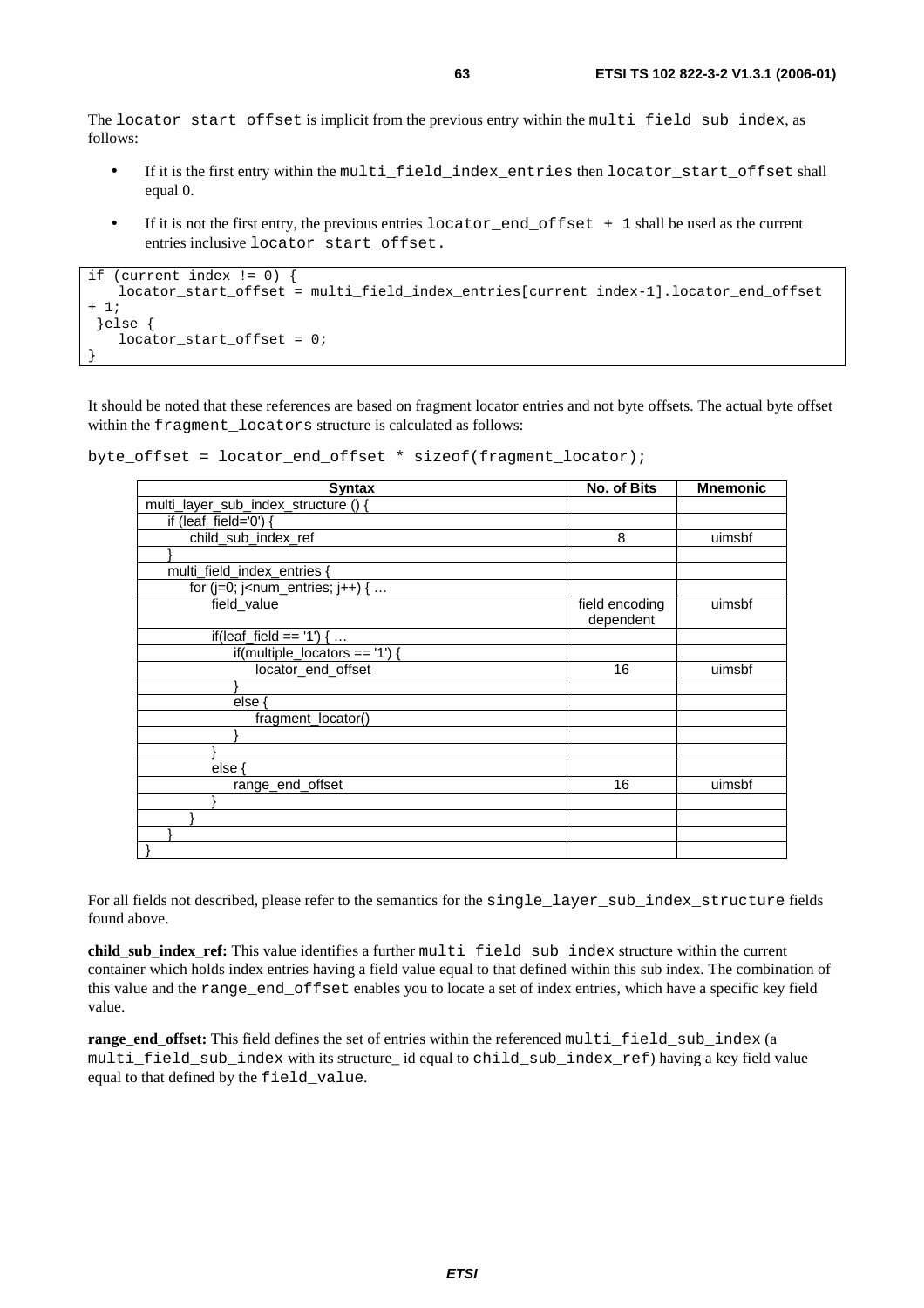The `locator_start_offset` is implicit from the previous entry within the `multi_field_sub_index`, as follows:

- If it is the first entry within the `multi_field_index_entries` then `locator_start_offset` shall equal 0.
- If it is not the first entry, the previous entries `locator_end_offset + 1` shall be used as the current entries inclusive `locator_start_offset.`

```
if (current index != 0) {
    locator_start_offset = multi_field_index_entries[current index-1].locator_end_offset
+ 1;
 }else {
    locator_start_offset = 0;
}
```

It should be noted that these references are based on fragment locator entries and not byte offsets. The actual byte offset within the `fragment_locators` structure is calculated as follows:

`byte_offset = locator_end_offset * sizeof(fragment_locator);`

| Syntax | No. of Bits | Mnemonic |
|---|---|---|
| multi_layer_sub_index_structure () { | | |
| &nbsp;&nbsp;&nbsp;&nbsp;if (leaf_field='0') { | | |
| &nbsp;&nbsp;&nbsp;&nbsp;&nbsp;&nbsp;&nbsp;&nbsp;child_sub_index_ref | 8 | uimsbf |
| &nbsp;&nbsp;&nbsp;&nbsp;} | | |
| &nbsp;&nbsp;&nbsp;&nbsp;multi_field_index_entries { | | |
| &nbsp;&nbsp;&nbsp;&nbsp;&nbsp;&nbsp;&nbsp;&nbsp;for (j=0; j<num_entries; j++) { … | | |
| &nbsp;&nbsp;&nbsp;&nbsp;&nbsp;&nbsp;&nbsp;&nbsp;&nbsp;&nbsp;&nbsp;&nbsp;field_value | field encoding dependent | uimsbf |
| &nbsp;&nbsp;&nbsp;&nbsp;&nbsp;&nbsp;&nbsp;&nbsp;&nbsp;&nbsp;&nbsp;&nbsp;if(leaf_field == '1') { … | | |
| &nbsp;&nbsp;&nbsp;&nbsp;&nbsp;&nbsp;&nbsp;&nbsp;&nbsp;&nbsp;&nbsp;&nbsp;&nbsp;&nbsp;&nbsp;&nbsp;if(multiple_locators == '1') { | | |
| &nbsp;&nbsp;&nbsp;&nbsp;&nbsp;&nbsp;&nbsp;&nbsp;&nbsp;&nbsp;&nbsp;&nbsp;&nbsp;&nbsp;&nbsp;&nbsp;&nbsp;&nbsp;&nbsp;&nbsp;locator_end_offset | 16 | uimsbf |
| &nbsp;&nbsp;&nbsp;&nbsp;&nbsp;&nbsp;&nbsp;&nbsp;&nbsp;&nbsp;&nbsp;&nbsp;&nbsp;&nbsp;&nbsp;&nbsp;} | | |
| &nbsp;&nbsp;&nbsp;&nbsp;&nbsp;&nbsp;&nbsp;&nbsp;&nbsp;&nbsp;&nbsp;&nbsp;&nbsp;&nbsp;&nbsp;&nbsp;else { | | |
| &nbsp;&nbsp;&nbsp;&nbsp;&nbsp;&nbsp;&nbsp;&nbsp;&nbsp;&nbsp;&nbsp;&nbsp;&nbsp;&nbsp;&nbsp;&nbsp;&nbsp;&nbsp;&nbsp;&nbsp;fragment_locator() | | |
| &nbsp;&nbsp;&nbsp;&nbsp;&nbsp;&nbsp;&nbsp;&nbsp;&nbsp;&nbsp;&nbsp;&nbsp;&nbsp;&nbsp;&nbsp;&nbsp;} | | |
| &nbsp;&nbsp;&nbsp;&nbsp;&nbsp;&nbsp;&nbsp;&nbsp;&nbsp;&nbsp;&nbsp;&nbsp;} | | |
| &nbsp;&nbsp;&nbsp;&nbsp;&nbsp;&nbsp;&nbsp;&nbsp;&nbsp;&nbsp;&nbsp;&nbsp;else { | | |
| &nbsp;&nbsp;&nbsp;&nbsp;&nbsp;&nbsp;&nbsp;&nbsp;&nbsp;&nbsp;&nbsp;&nbsp;&nbsp;&nbsp;&nbsp;&nbsp;range_end_offset | 16 | uimsbf |
| &nbsp;&nbsp;&nbsp;&nbsp;&nbsp;&nbsp;&nbsp;&nbsp;&nbsp;&nbsp;&nbsp;&nbsp;} | | |
| &nbsp;&nbsp;&nbsp;&nbsp;&nbsp;&nbsp;&nbsp;&nbsp;} | | |
| &nbsp;&nbsp;&nbsp;&nbsp;} | | |
| } | | |

For all fields not described, please refer to the semantics for the `single_layer_sub_index_structure` fields found above.

**child_sub_index_ref:** This value identifies a further `multi_field_sub_index` structure within the current container which holds index entries having a field value equal to that defined within this sub index. The combination of this value and the `range_end_offset` enables you to locate a set of index entries, which have a specific key field value.

**range_end_offset:** This field defines the set of entries within the referenced `multi_field_sub_index` (a `multi_field_sub_index` with its structure_ id equal to `child_sub_index_ref`) having a key field value equal to that defined by the `field_value`.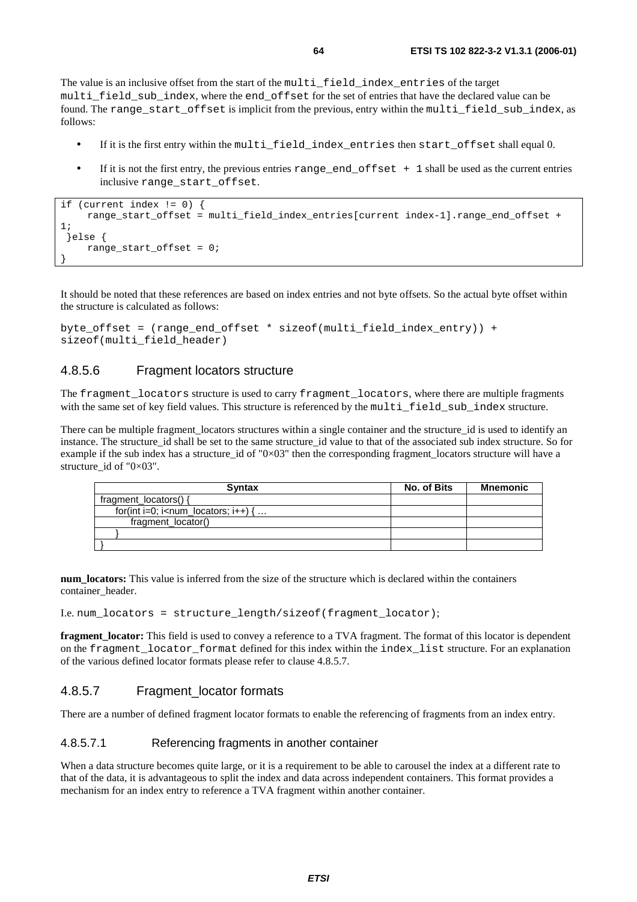The value is an inclusive offset from the start of the multi_field_index_entries of the target multi_field_sub_index, where the end_offset for the set of entries that have the declared value can be found. The range_start_offset is implicit from the previous, entry within the multi_field_sub_index, as follows:

- If it is the first entry within the multi_field_index_entries then start_offset shall equal 0.
- If it is not the first entry, the previous entries range_end_offset + 1 shall be used as the current entries inclusive range_start_offset.

```
if (current index != 0) {
     range_start_offset = multi_field_index_entries[current index-1].range_end_offset +
1;
 }else {
     range_start_offset = 0;
}
```

It should be noted that these references are based on index entries and not byte offsets. So the actual byte offset within the structure is calculated as follows:

```
byte_offset = (range_end_offset * sizeof(multi_field_index_entry)) +
sizeof(multi_field_header)
```

### 4.8.5.6 Fragment locators structure

The fragment_locators structure is used to carry fragment_locators, where there are multiple fragments with the same set of key field values. This structure is referenced by the multi_field_sub_index structure.

There can be multiple fragment_locators structures within a single container and the structure_id is used to identify an instance. The structure_id shall be set to the same structure_id value to that of the associated sub index structure. So for example if the sub index has a structure_id of "0×03" then the corresponding fragment_locators structure will have a structure_id of "0×03".

| Syntax | No. of Bits | Mnemonic |
|---|---|---|
| fragment_locators() { | | |
| for(int i=0; i<num_locators; i++) { … | | |
| fragment_locator() | | |
| } | | |
| } | | |

**num_locators:** This value is inferred from the size of the structure which is declared within the containers container_header.

I.e. num_locators = structure_length/sizeof(fragment_locator);

**fragment_locator:** This field is used to convey a reference to a TVA fragment. The format of this locator is dependent on the fragment_locator_format defined for this index within the index_list structure. For an explanation of the various defined locator formats please refer to clause 4.8.5.7.

### 4.8.5.7 Fragment_locator formats

There are a number of defined fragment locator formats to enable the referencing of fragments from an index entry.

#### 4.8.5.7.1 Referencing fragments in another container

When a data structure becomes quite large, or it is a requirement to be able to carousel the index at a different rate to that of the data, it is advantageous to split the index and data across independent containers. This format provides a mechanism for an index entry to reference a TVA fragment within another container.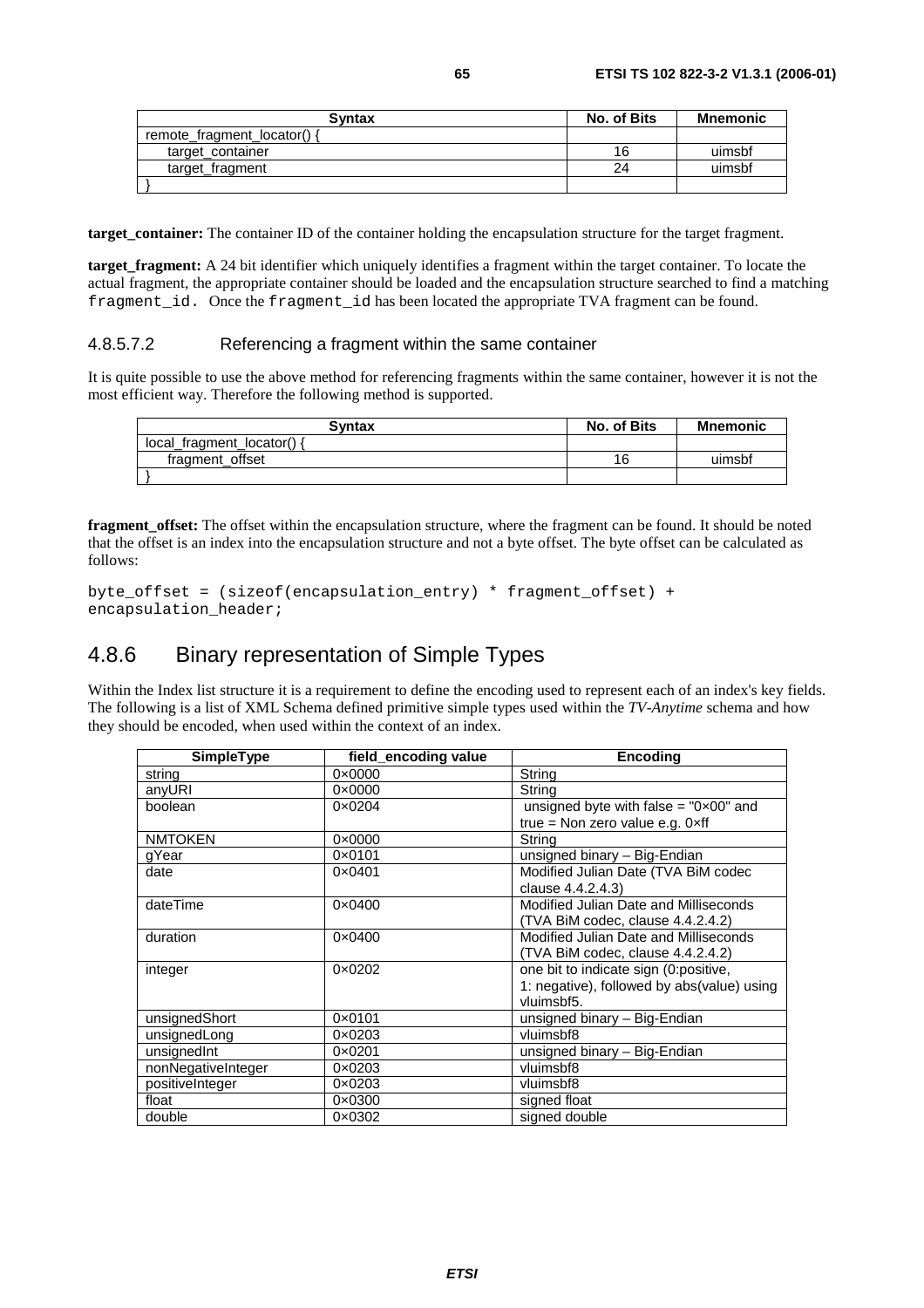| Syntax | No. of Bits | Mnemonic |
|---|---|---|
| remote_fragment_locator() { | | |
| target_container | 16 | uimsbf |
| target_fragment | 24 | uimsbf |
| } | | |

**target_container:** The container ID of the container holding the encapsulation structure for the target fragment.

**target_fragment:** A 24 bit identifier which uniquely identifies a fragment within the target container. To locate the actual fragment, the appropriate container should be loaded and the encapsulation structure searched to find a matching `fragment_id`. Once the `fragment_id` has been located the appropriate TVA fragment can be found.

#### 4.8.5.7.2 Referencing a fragment within the same container

It is quite possible to use the above method for referencing fragments within the same container, however it is not the most efficient way. Therefore the following method is supported.

| Syntax | No. of Bits | Mnemonic |
|---|---|---|
| local_fragment_locator() { | | |
| fragment_offset | 16 | uimsbf |
| } | | |

**fragment_offset:** The offset within the encapsulation structure, where the fragment can be found. It should be noted that the offset is an index into the encapsulation structure and not a byte offset. The byte offset can be calculated as follows:

```
byte_offset = (sizeof(encapsulation_entry) * fragment_offset) +
encapsulation_header;
```

## 4.8.6 Binary representation of Simple Types

Within the Index list structure it is a requirement to define the encoding used to represent each of an index's key fields. The following is a list of XML Schema defined primitive simple types used within the *TV-Anytime* schema and how they should be encoded, when used within the context of an index.

| SimpleType | field_encoding value | Encoding |
|---|---|---|
| string | 0×0000 | String |
| anyURI | 0×0000 | String |
| boolean | 0×0204 | unsigned byte with false = "0×00" and true = Non zero value e.g. 0×ff |
| NMTOKEN | 0×0000 | String |
| gYear | 0×0101 | unsigned binary – Big-Endian |
| date | 0×0401 | Modified Julian Date (TVA BiM codec clause 4.4.2.4.3) |
| dateTime | 0×0400 | Modified Julian Date and Milliseconds (TVA BiM codec, clause 4.4.2.4.2) |
| duration | 0×0400 | Modified Julian Date and Milliseconds (TVA BiM codec, clause 4.4.2.4.2) |
| integer | 0×0202 | one bit to indicate sign (0:positive, 1: negative), followed by abs(value) using vluimsbf5. |
| unsignedShort | 0×0101 | unsigned binary – Big-Endian |
| unsignedLong | 0×0203 | vluimsbf8 |
| unsignedInt | 0×0201 | unsigned binary – Big-Endian |
| nonNegativeInteger | 0×0203 | vluimsbf8 |
| positiveInteger | 0×0203 | vluimsbf8 |
| float | 0×0300 | signed float |
| double | 0×0302 | signed double |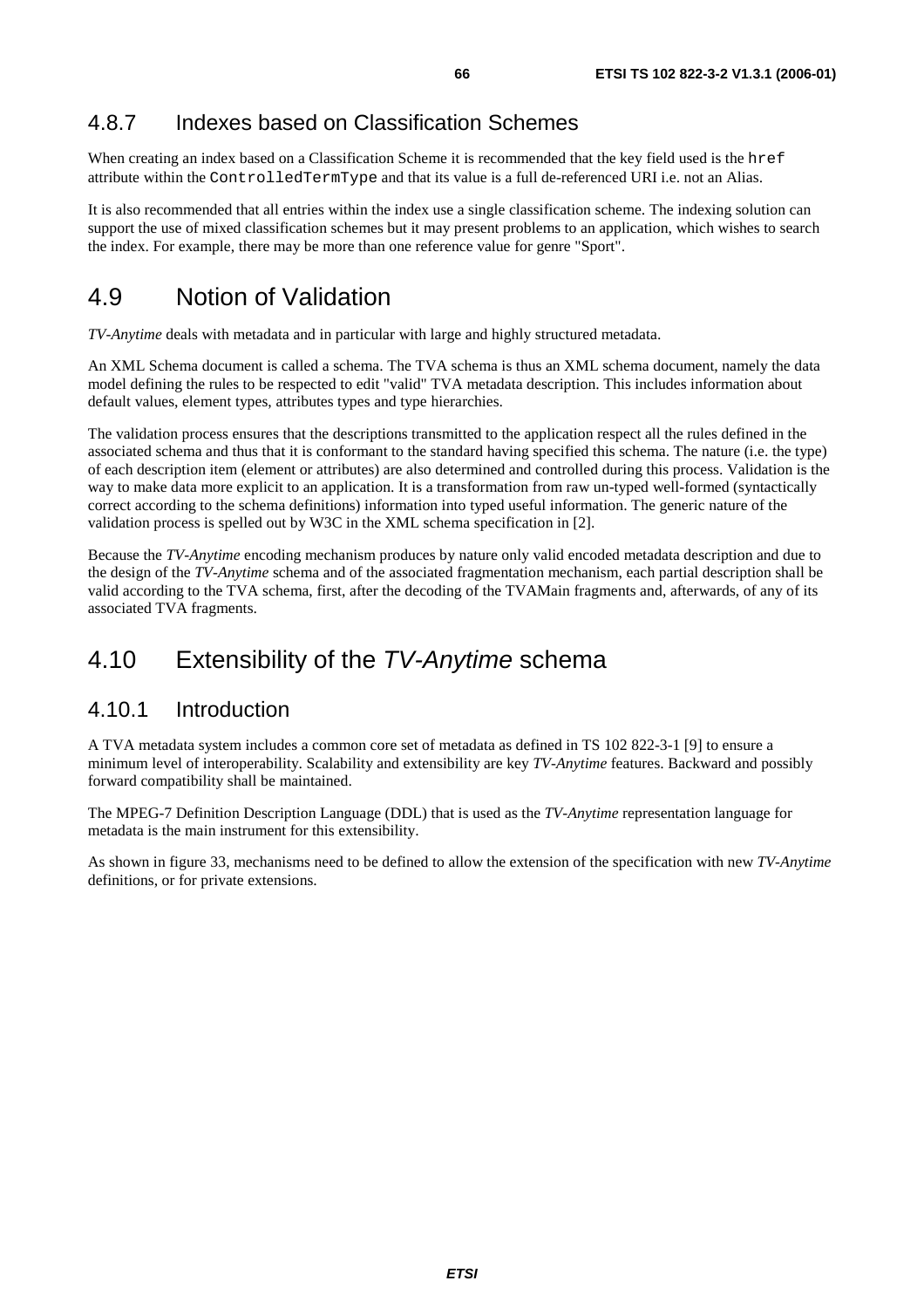### 4.8.7 Indexes based on Classification Schemes

When creating an index based on a Classification Scheme it is recommended that the key field used is the `href` attribute within the `ControlledTermType` and that its value is a full de-referenced URI i.e. not an Alias.

It is also recommended that all entries within the index use a single classification scheme. The indexing solution can support the use of mixed classification schemes but it may present problems to an application, which wishes to search the index. For example, there may be more than one reference value for genre "Sport".

## 4.9 Notion of Validation

*TV-Anytime* deals with metadata and in particular with large and highly structured metadata.

An XML Schema document is called a schema. The TVA schema is thus an XML schema document, namely the data model defining the rules to be respected to edit "valid" TVA metadata description. This includes information about default values, element types, attributes types and type hierarchies.

The validation process ensures that the descriptions transmitted to the application respect all the rules defined in the associated schema and thus that it is conformant to the standard having specified this schema. The nature (i.e. the type) of each description item (element or attributes) are also determined and controlled during this process. Validation is the way to make data more explicit to an application. It is a transformation from raw un-typed well-formed (syntactically correct according to the schema definitions) information into typed useful information. The generic nature of the validation process is spelled out by W3C in the XML schema specification in [2].

Because the *TV-Anytime* encoding mechanism produces by nature only valid encoded metadata description and due to the design of the *TV-Anytime* schema and of the associated fragmentation mechanism, each partial description shall be valid according to the TVA schema, first, after the decoding of the TVAMain fragments and, afterwards, of any of its associated TVA fragments.

## 4.10 Extensibility of the *TV-Anytime* schema

### 4.10.1 Introduction

A TVA metadata system includes a common core set of metadata as defined in TS 102 822-3-1 [9] to ensure a minimum level of interoperability. Scalability and extensibility are key *TV-Anytime* features. Backward and possibly forward compatibility shall be maintained.

The MPEG-7 Definition Description Language (DDL) that is used as the *TV-Anytime* representation language for metadata is the main instrument for this extensibility.

As shown in figure 33, mechanisms need to be defined to allow the extension of the specification with new *TV-Anytime* definitions, or for private extensions.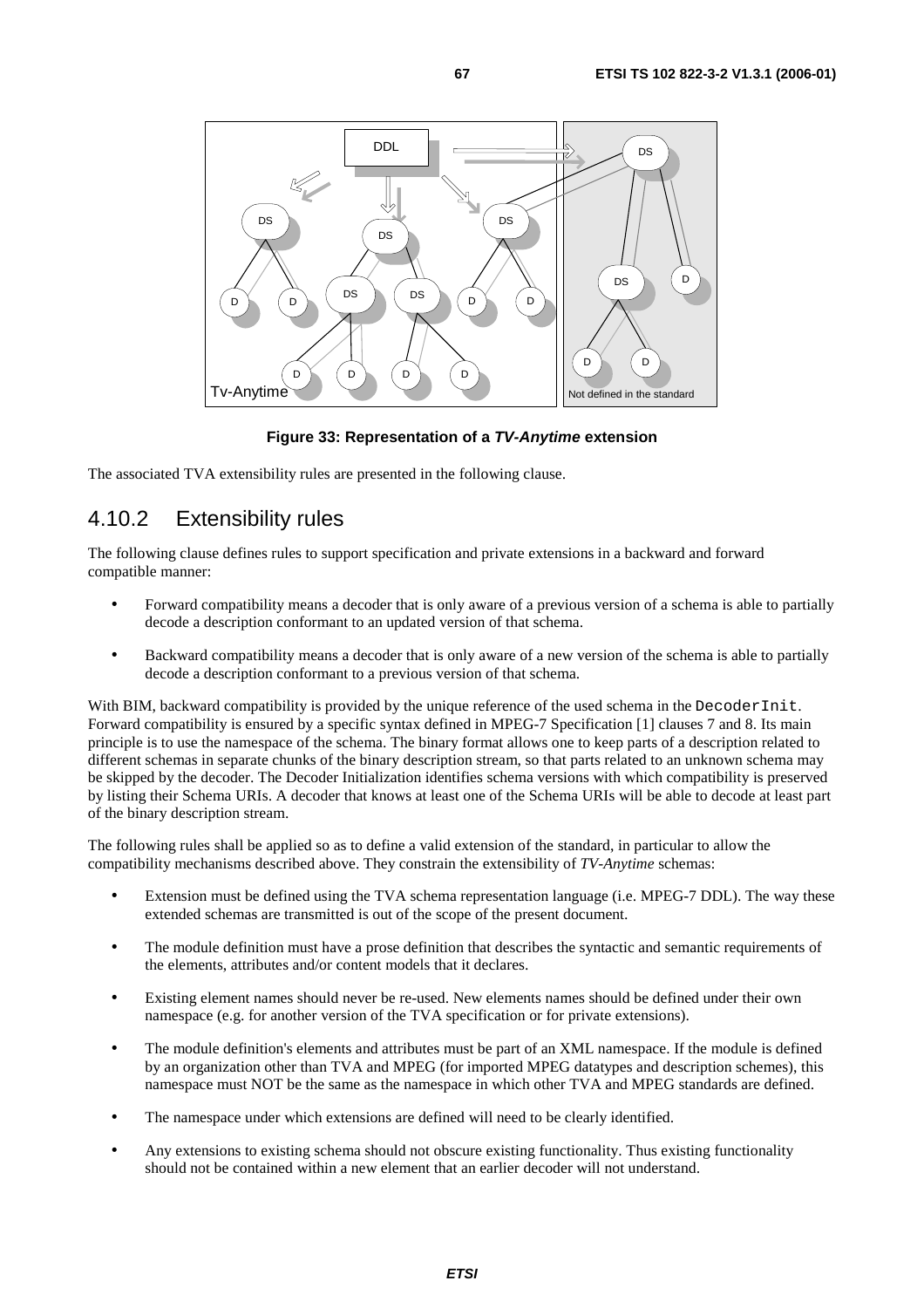**Figure 33: Representation of a *TV-Anytime* extension**

The associated TVA extensibility rules are presented in the following clause.

## 4.10.2 Extensibility rules

The following clause defines rules to support specification and private extensions in a backward and forward compatible manner:

- Forward compatibility means a decoder that is only aware of a previous version of a schema is able to partially decode a description conformant to an updated version of that schema.
- Backward compatibility means a decoder that is only aware of a new version of the schema is able to partially decode a description conformant to a previous version of that schema.

With BIM, backward compatibility is provided by the unique reference of the used schema in the `DecoderInit`. Forward compatibility is ensured by a specific syntax defined in MPEG-7 Specification [1] clauses 7 and 8. Its main principle is to use the namespace of the schema. The binary format allows one to keep parts of a description related to different schemas in separate chunks of the binary description stream, so that parts related to an unknown schema may be skipped by the decoder. The Decoder Initialization identifies schema versions with which compatibility is preserved by listing their Schema URIs. A decoder that knows at least one of the Schema URIs will be able to decode at least part of the binary description stream.

The following rules shall be applied so as to define a valid extension of the standard, in particular to allow the compatibility mechanisms described above. They constrain the extensibility of *TV-Anytime* schemas:

- Extension must be defined using the TVA schema representation language (i.e. MPEG-7 DDL). The way these extended schemas are transmitted is out of the scope of the present document.
- The module definition must have a prose definition that describes the syntactic and semantic requirements of the elements, attributes and/or content models that it declares.
- Existing element names should never be re-used. New elements names should be defined under their own namespace (e.g. for another version of the TVA specification or for private extensions).
- The module definition's elements and attributes must be part of an XML namespace. If the module is defined by an organization other than TVA and MPEG (for imported MPEG datatypes and description schemes), this namespace must NOT be the same as the namespace in which other TVA and MPEG standards are defined.
- The namespace under which extensions are defined will need to be clearly identified.
- Any extensions to existing schema should not obscure existing functionality. Thus existing functionality should not be contained within a new element that an earlier decoder will not understand.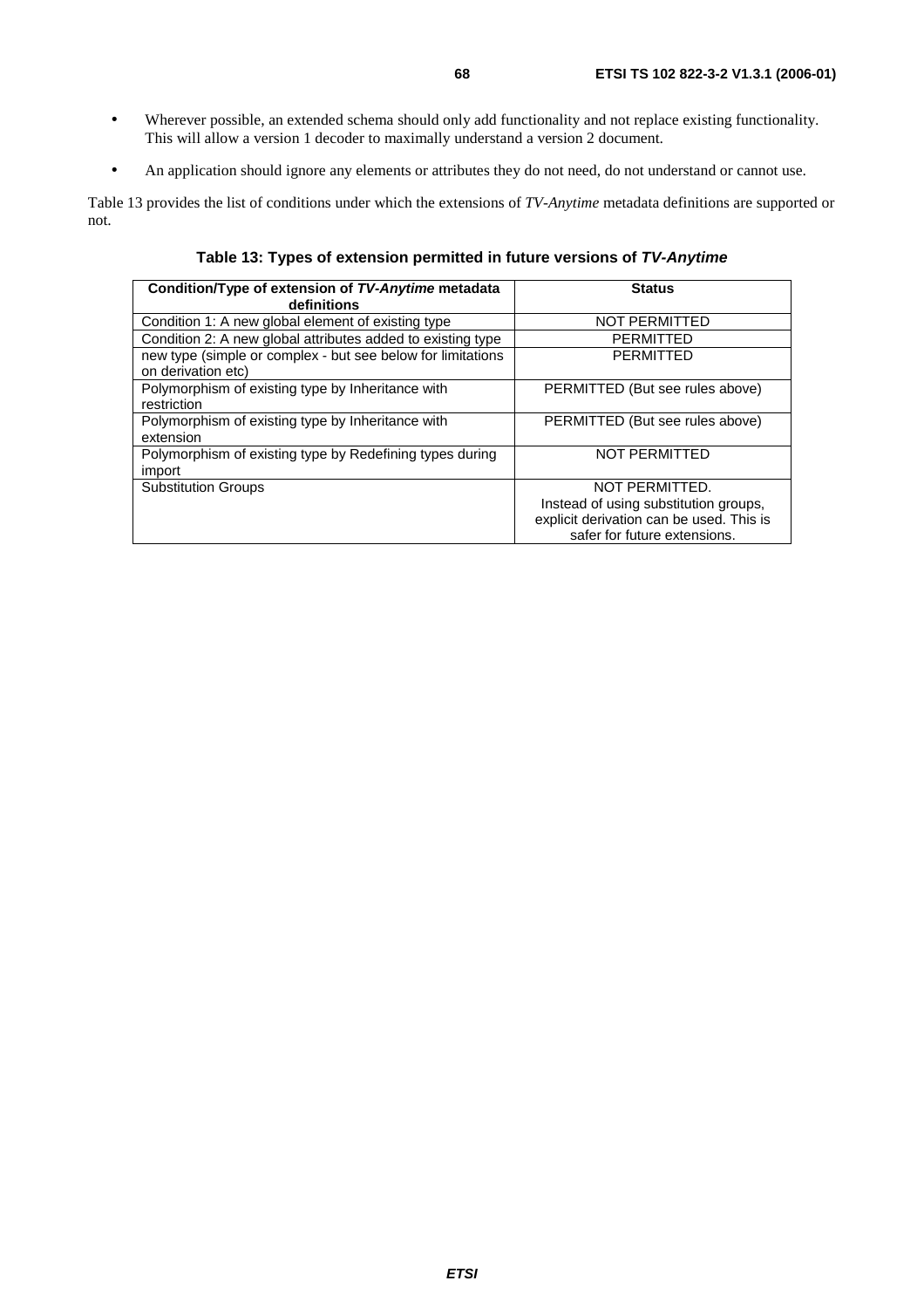- Wherever possible, an extended schema should only add functionality and not replace existing functionality. This will allow a version 1 decoder to maximally understand a version 2 document.
- An application should ignore any elements or attributes they do not need, do not understand or cannot use.

Table 13 provides the list of conditions under which the extensions of *TV-Anytime* metadata definitions are supported or not.

**Table 13: Types of extension permitted in future versions of *TV-Anytime***

| Condition/Type of extension of *TV-Anytime* metadata definitions | Status |
| --- | --- |
| Condition 1: A new global element of existing type | NOT PERMITTED |
| Condition 2: A new global attributes added to existing type | PERMITTED |
| new type (simple or complex - but see below for limitations on derivation etc) | PERMITTED |
| Polymorphism of existing type by Inheritance with restriction | PERMITTED (But see rules above) |
| Polymorphism of existing type by Inheritance with extension | PERMITTED (But see rules above) |
| Polymorphism of existing type by Redefining types during import | NOT PERMITTED |
| Substitution Groups | NOT PERMITTED. Instead of using substitution groups, explicit derivation can be used. This is safer for future extensions. |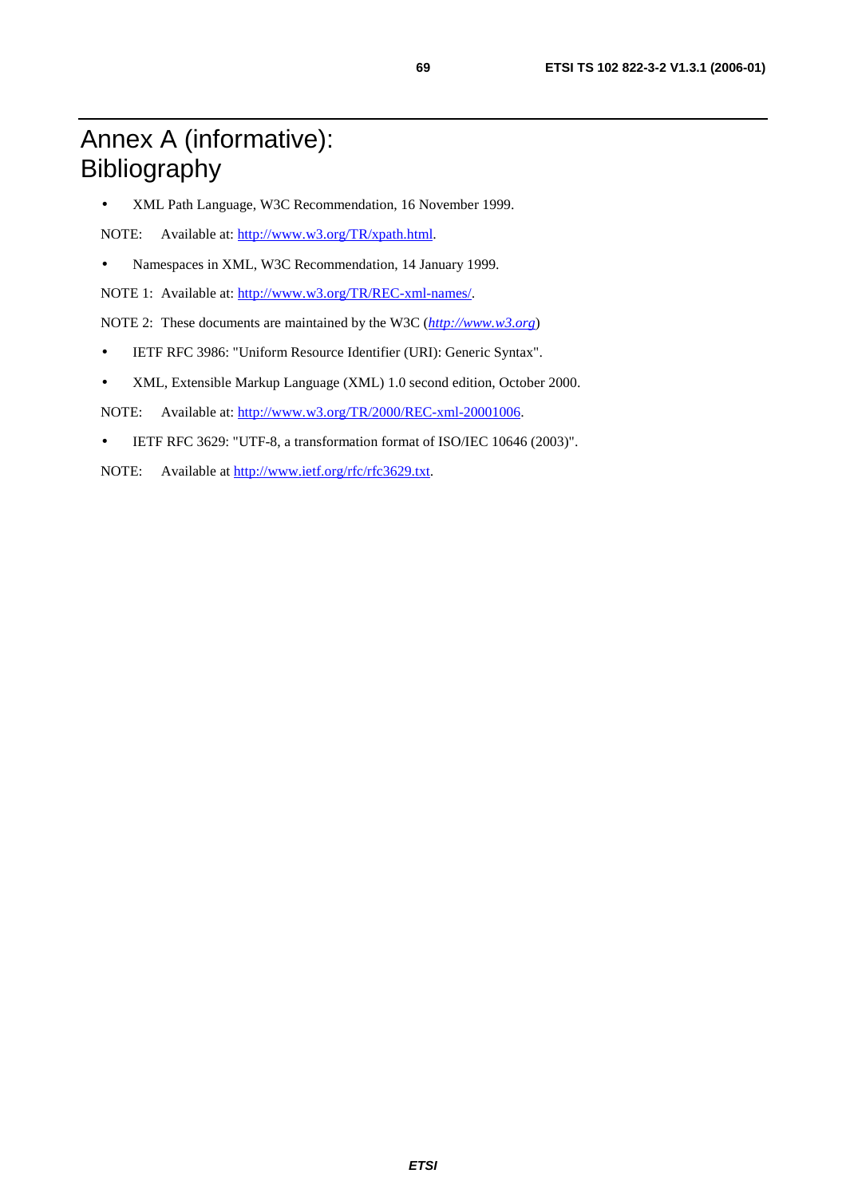# Annex A (informative): Bibliography

- XML Path Language, W3C Recommendation, 16 November 1999.

NOTE: Available at: http://www.w3.org/TR/xpath.html.

- Namespaces in XML, W3C Recommendation, 14 January 1999.

NOTE 1: Available at: http://www.w3.org/TR/REC-xml-names/.

NOTE 2: These documents are maintained by the W3C (*http://www.w3.org*)

- IETF RFC 3986: "Uniform Resource Identifier (URI): Generic Syntax".

- XML, Extensible Markup Language (XML) 1.0 second edition, October 2000.

NOTE: Available at: http://www.w3.org/TR/2000/REC-xml-20001006.

- IETF RFC 3629: "UTF-8, a transformation format of ISO/IEC 10646 (2003)".

NOTE: Available at http://www.ietf.org/rfc/rfc3629.txt.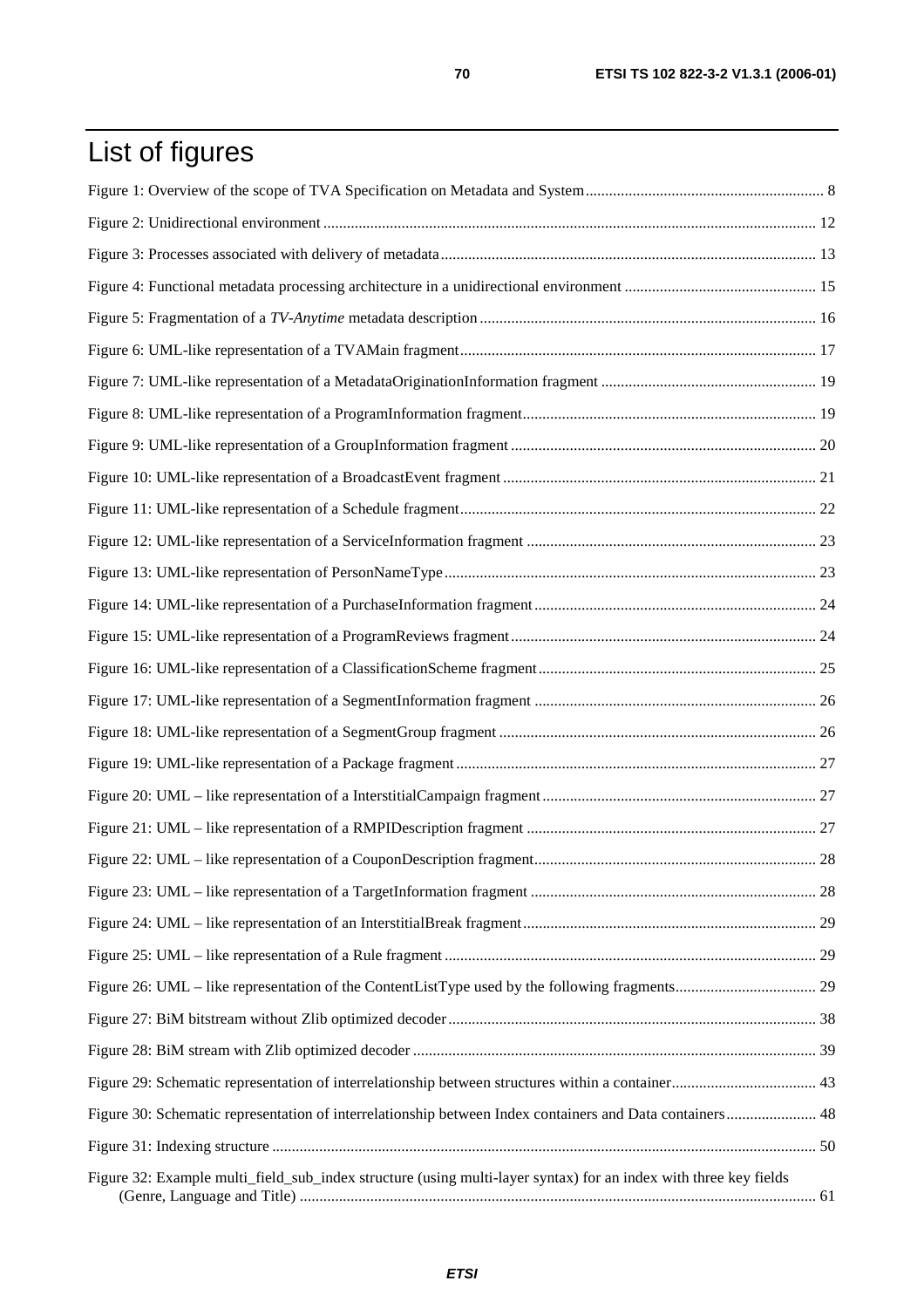# List of figures

Figure 1: Overview of the scope of TVA Specification on Metadata and System ... 8

Figure 2: Unidirectional environment ... 12

Figure 3: Processes associated with delivery of metadata ... 13

Figure 4: Functional metadata processing architecture in a unidirectional environment ... 15

Figure 5: Fragmentation of a *TV-Anytime* metadata description ... 16

Figure 6: UML-like representation of a TVAMain fragment ... 17

Figure 7: UML-like representation of a MetadataOriginationInformation fragment ... 19

Figure 8: UML-like representation of a ProgramInformation fragment ... 19

Figure 9: UML-like representation of a GroupInformation fragment ... 20

Figure 10: UML-like representation of a BroadcastEvent fragment ... 21

Figure 11: UML-like representation of a Schedule fragment ... 22

Figure 12: UML-like representation of a ServiceInformation fragment ... 23

Figure 13: UML-like representation of PersonNameType ... 23

Figure 14: UML-like representation of a PurchaseInformation fragment ... 24

Figure 15: UML-like representation of a ProgramReviews fragment ... 24

Figure 16: UML-like representation of a ClassificationScheme fragment ... 25

Figure 17: UML-like representation of a SegmentInformation fragment ... 26

Figure 18: UML-like representation of a SegmentGroup fragment ... 26

Figure 19: UML-like representation of a Package fragment ... 27

Figure 20: UML – like representation of a InterstitialCampaign fragment ... 27

Figure 21: UML – like representation of a RMPIDescription fragment ... 27

Figure 22: UML – like representation of a CouponDescription fragment ... 28

Figure 23: UML – like representation of a TargetInformation fragment ... 28

Figure 24: UML – like representation of an InterstitialBreak fragment ... 29

Figure 25: UML – like representation of a Rule fragment ... 29

Figure 26: UML – like representation of the ContentListType used by the following fragments ... 29

Figure 27: BiM bitstream without Zlib optimized decoder ... 38

Figure 28: BiM stream with Zlib optimized decoder ... 39

Figure 29: Schematic representation of interrelationship between structures within a container ... 43

Figure 30: Schematic representation of interrelationship between Index containers and Data containers ... 48

Figure 31: Indexing structure ... 50

Figure 32: Example multi_field_sub_index structure (using multi-layer syntax) for an index with three key fields (Genre, Language and Title) ... 61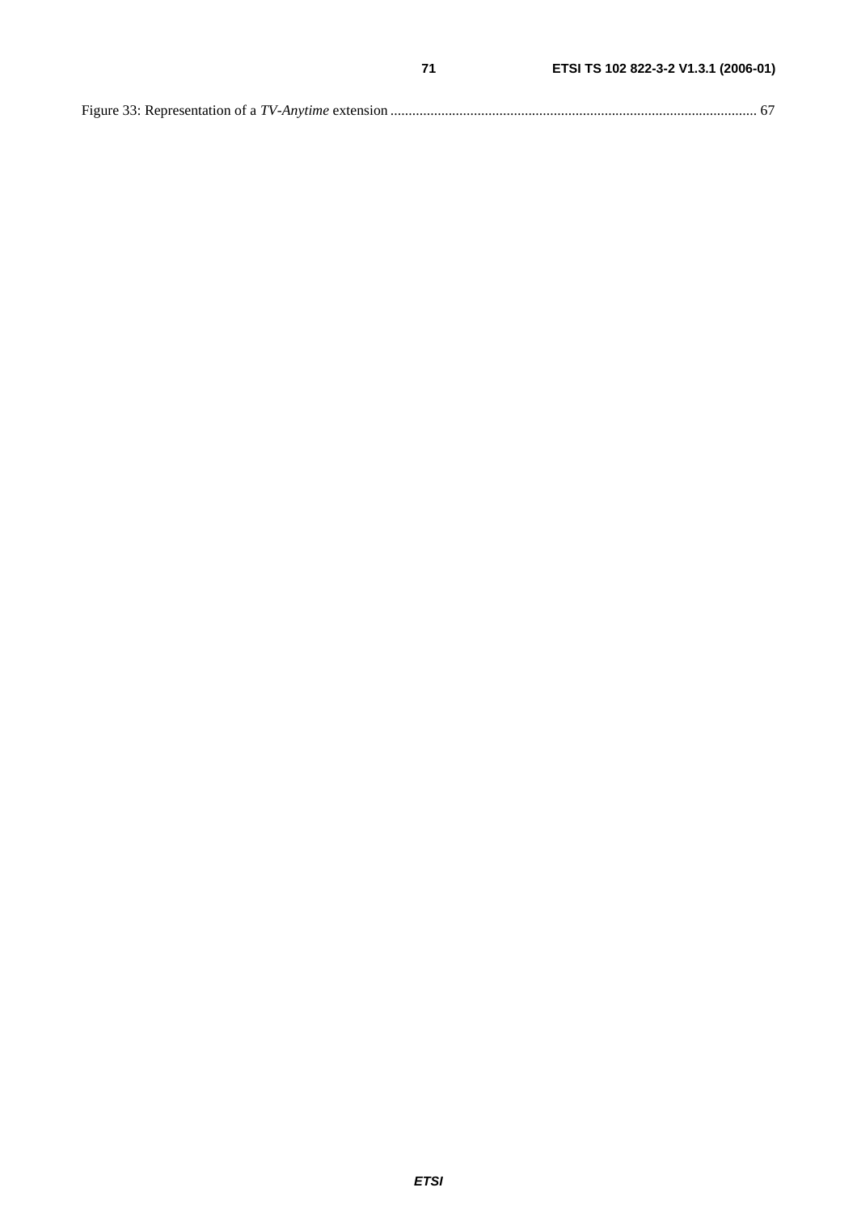Figure 33: Representation of a *TV-Anytime* extension ..................................................................................................... 67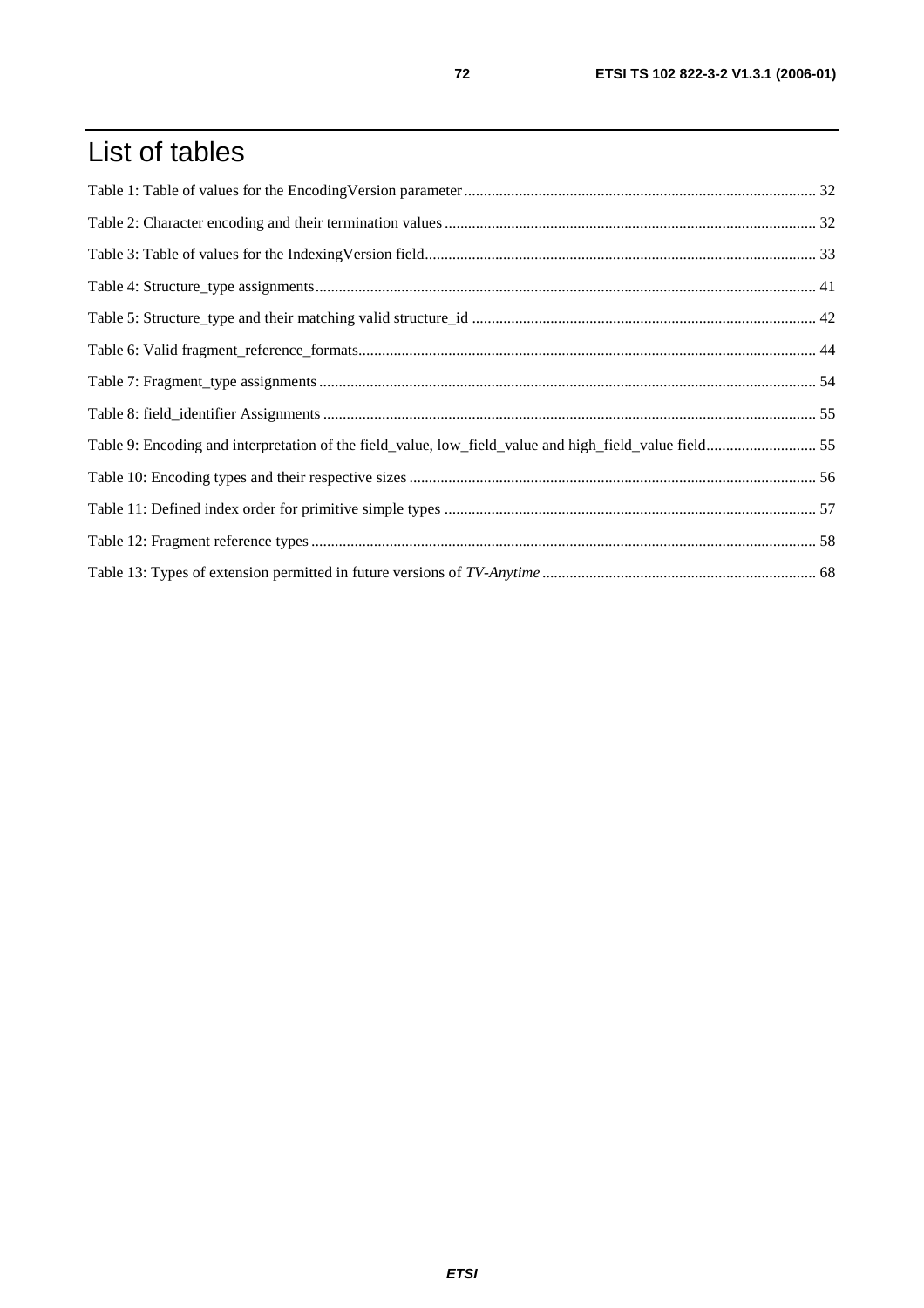# List of tables

Table 1: Table of values for the EncodingVersion parameter .......... 32

Table 2: Character encoding and their termination values .......... 32

Table 3: Table of values for the IndexingVersion field .......... 33

Table 4: Structure_type assignments .......... 41

Table 5: Structure_type and their matching valid structure_id .......... 42

Table 6: Valid fragment_reference_formats .......... 44

Table 7: Fragment_type assignments .......... 54

Table 8: field_identifier Assignments .......... 55

Table 9: Encoding and interpretation of the field_value, low_field_value and high_field_value field .......... 55

Table 10: Encoding types and their respective sizes .......... 56

Table 11: Defined index order for primitive simple types .......... 57

Table 12: Fragment reference types .......... 58

Table 13: Types of extension permitted in future versions of *TV-Anytime* .......... 68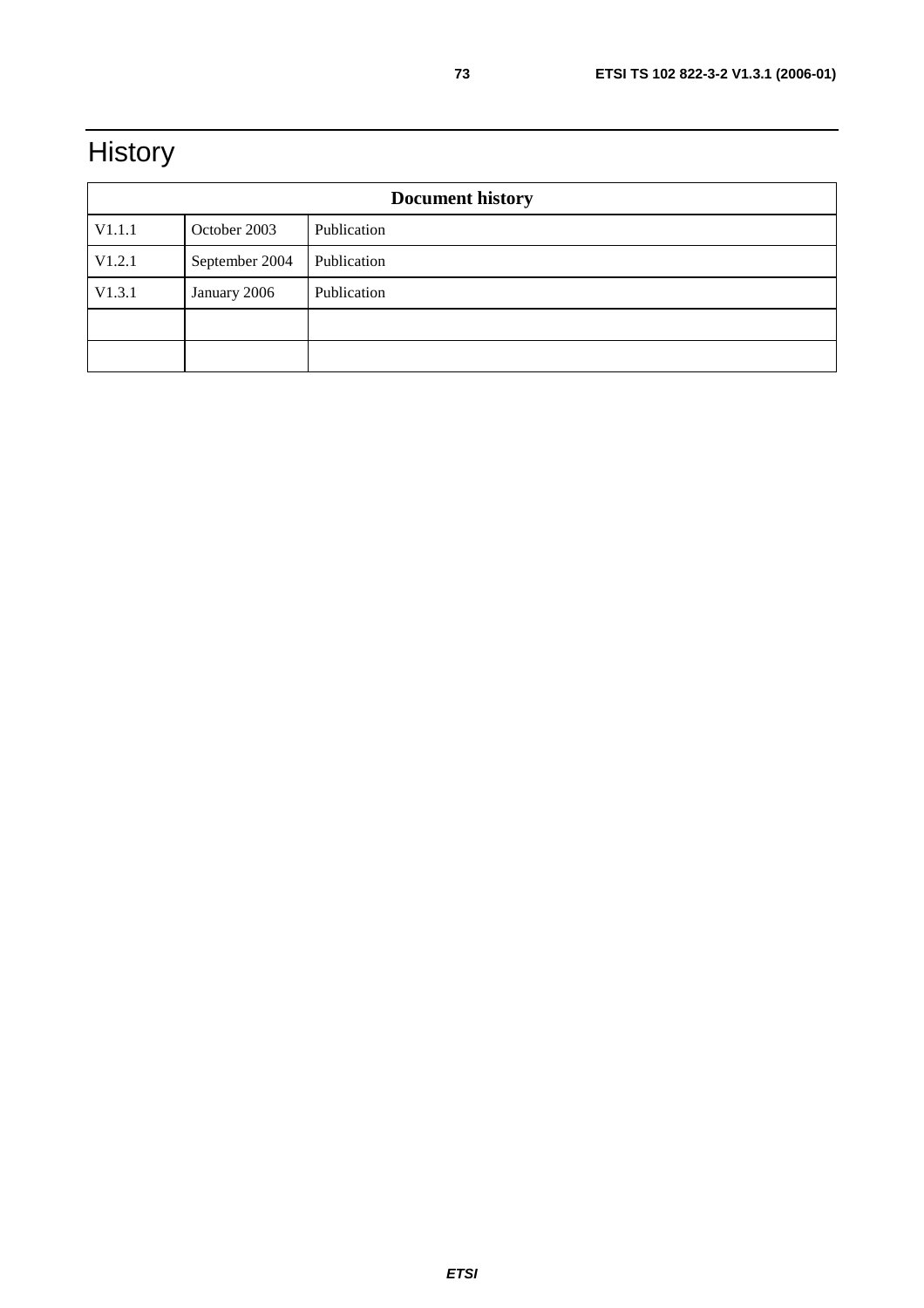# History

| Document history | | |
| --- | --- | --- |
| V1.1.1 | October 2003 | Publication |
| V1.2.1 | September 2004 | Publication |
| V1.3.1 | January 2006 | Publication |
| | | |
| | | |